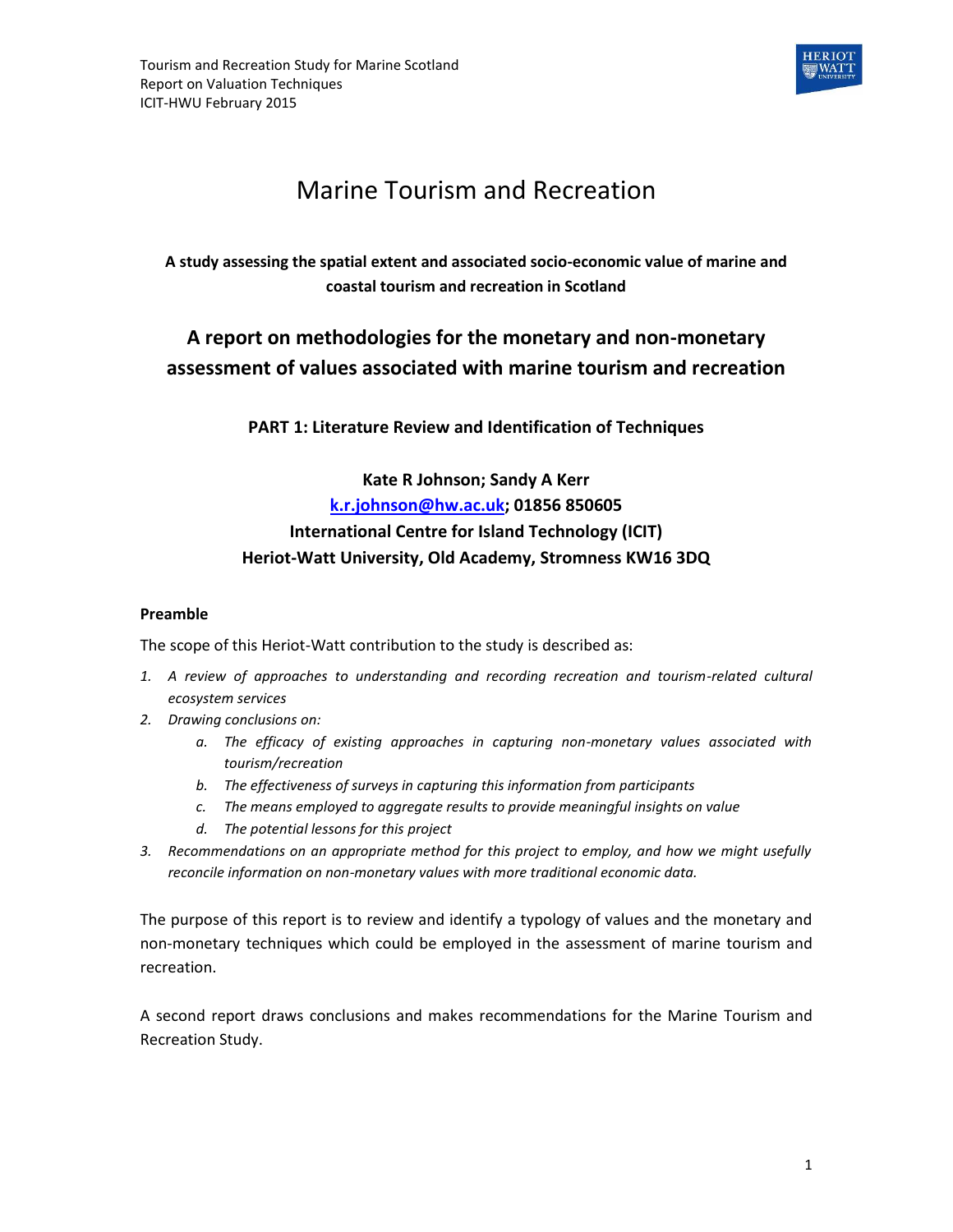# Marine Tourism and Recreation

**A study assessing the spatial extent and associated socio-economic value of marine and coastal tourism and recreation in Scotland**

## A report on methodologies for the monetary and non-monetary assessment of values associated with marine tourism and recreation

**PART 1: Literature Review and Identification of Techniques**

**Kate R Johnson; Sandy A Kerr**
**k.r.johnson@hw.ac.uk; 01856 850605**
**International Centre for Island Technology (ICIT)**
**Heriot-Watt University, Old Academy, Stromness KW16 3DQ**

### Preamble

The scope of this Heriot-Watt contribution to the study is described as:

1. *A review of approaches to understanding and recording recreation and tourism-related cultural ecosystem services*
2. *Drawing conclusions on:*
   a. *The efficacy of existing approaches in capturing non-monetary values associated with tourism/recreation*
   b. *The effectiveness of surveys in capturing this information from participants*
   c. *The means employed to aggregate results to provide meaningful insights on value*
   d. *The potential lessons for this project*
3. *Recommendations on an appropriate method for this project to employ, and how we might usefully reconcile information on non-monetary values with more traditional economic data.*

The purpose of this report is to review and identify a typology of values and the monetary and non-monetary techniques which could be employed in the assessment of marine tourism and recreation.

A second report draws conclusions and makes recommendations for the Marine Tourism and Recreation Study.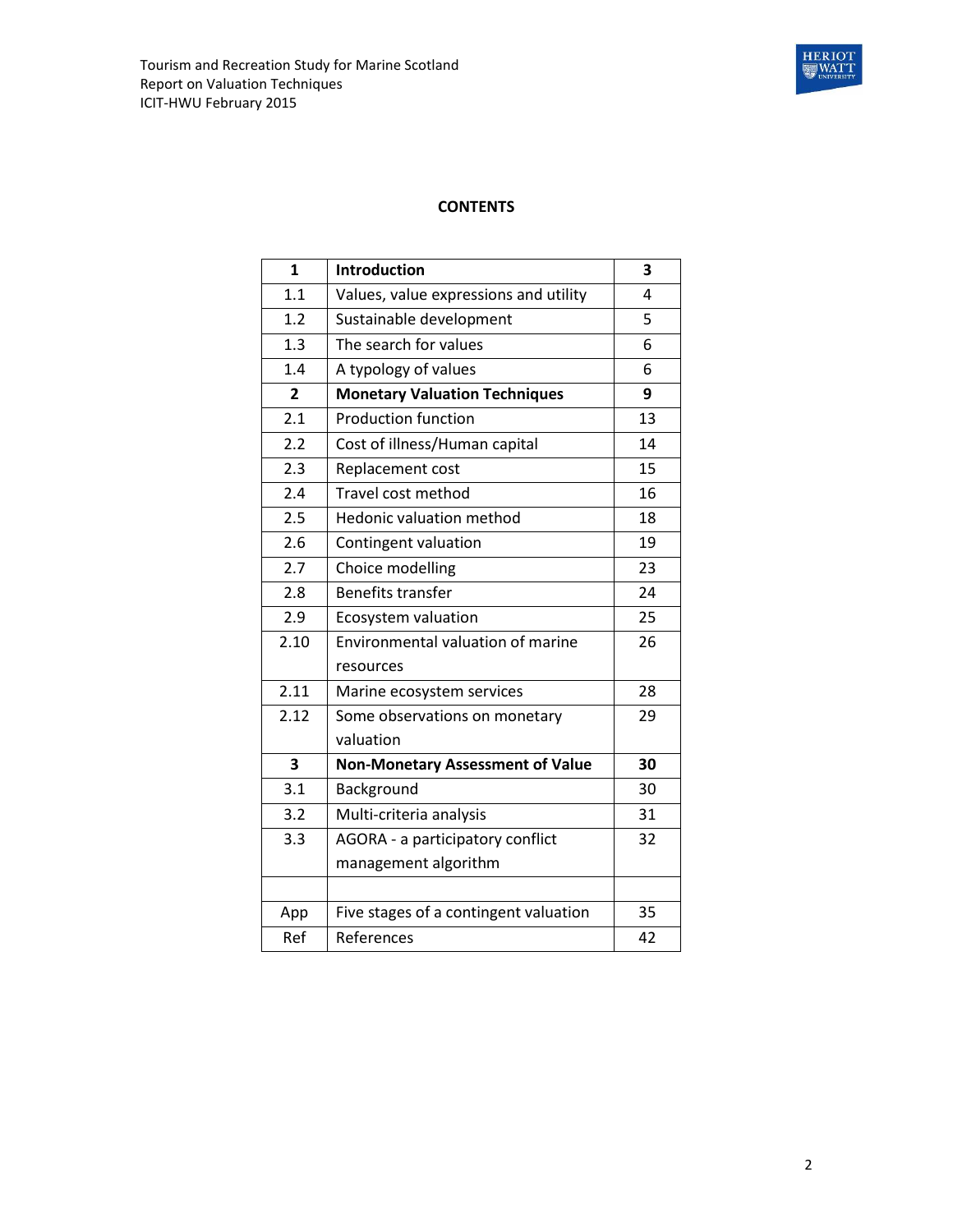**CONTENTS**

| | | |
|---|---|---|
| **1** | **Introduction** | **3** |
| 1.1 | Values, value expressions and utility | 4 |
| 1.2 | Sustainable development | 5 |
| 1.3 | The search for values | 6 |
| 1.4 | A typology of values | 6 |
| **2** | **Monetary Valuation Techniques** | **9** |
| 2.1 | Production function | 13 |
| 2.2 | Cost of illness/Human capital | 14 |
| 2.3 | Replacement cost | 15 |
| 2.4 | Travel cost method | 16 |
| 2.5 | Hedonic valuation method | 18 |
| 2.6 | Contingent valuation | 19 |
| 2.7 | Choice modelling | 23 |
| 2.8 | Benefits transfer | 24 |
| 2.9 | Ecosystem valuation | 25 |
| 2.10 | Environmental valuation of marine resources | 26 |
| 2.11 | Marine ecosystem services | 28 |
| 2.12 | Some observations on monetary valuation | 29 |
| **3** | **Non-Monetary Assessment of Value** | **30** |
| 3.1 | Background | 30 |
| 3.2 | Multi-criteria analysis | 31 |
| 3.3 | AGORA - a participatory conflict management algorithm | 32 |
| | | |
| App | Five stages of a contingent valuation | 35 |
| Ref | References | 42 |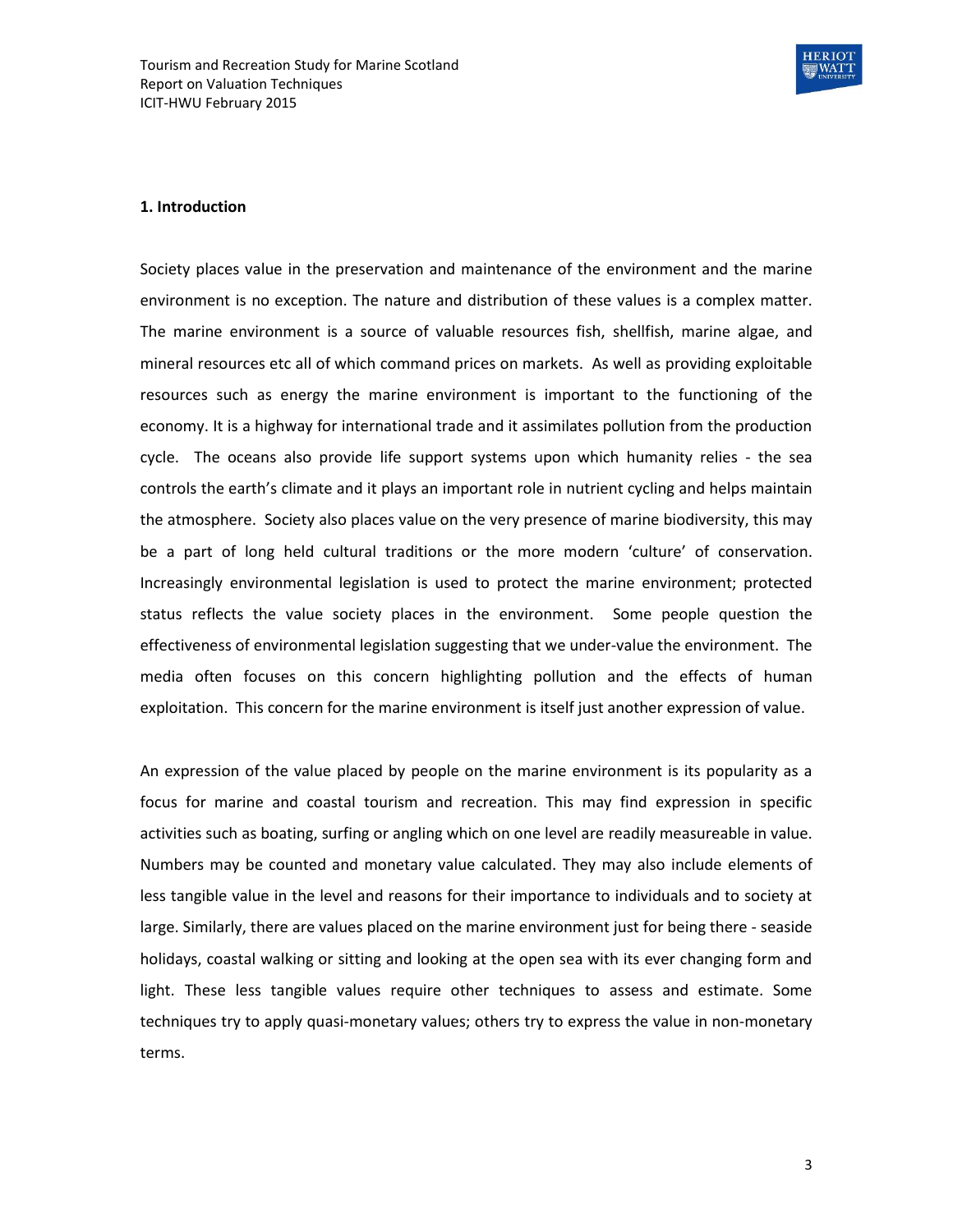## 1. Introduction

Society places value in the preservation and maintenance of the environment and the marine environment is no exception. The nature and distribution of these values is a complex matter. The marine environment is a source of valuable resources fish, shellfish, marine algae, and mineral resources etc all of which command prices on markets. As well as providing exploitable resources such as energy the marine environment is important to the functioning of the economy. It is a highway for international trade and it assimilates pollution from the production cycle. The oceans also provide life support systems upon which humanity relies - the sea controls the earth's climate and it plays an important role in nutrient cycling and helps maintain the atmosphere. Society also places value on the very presence of marine biodiversity, this may be a part of long held cultural traditions or the more modern 'culture' of conservation. Increasingly environmental legislation is used to protect the marine environment; protected status reflects the value society places in the environment. Some people question the effectiveness of environmental legislation suggesting that we under-value the environment. The media often focuses on this concern highlighting pollution and the effects of human exploitation. This concern for the marine environment is itself just another expression of value.

An expression of the value placed by people on the marine environment is its popularity as a focus for marine and coastal tourism and recreation. This may find expression in specific activities such as boating, surfing or angling which on one level are readily measureable in value. Numbers may be counted and monetary value calculated. They may also include elements of less tangible value in the level and reasons for their importance to individuals and to society at large. Similarly, there are values placed on the marine environment just for being there - seaside holidays, coastal walking or sitting and looking at the open sea with its ever changing form and light. These less tangible values require other techniques to assess and estimate. Some techniques try to apply quasi-monetary values; others try to express the value in non-monetary terms.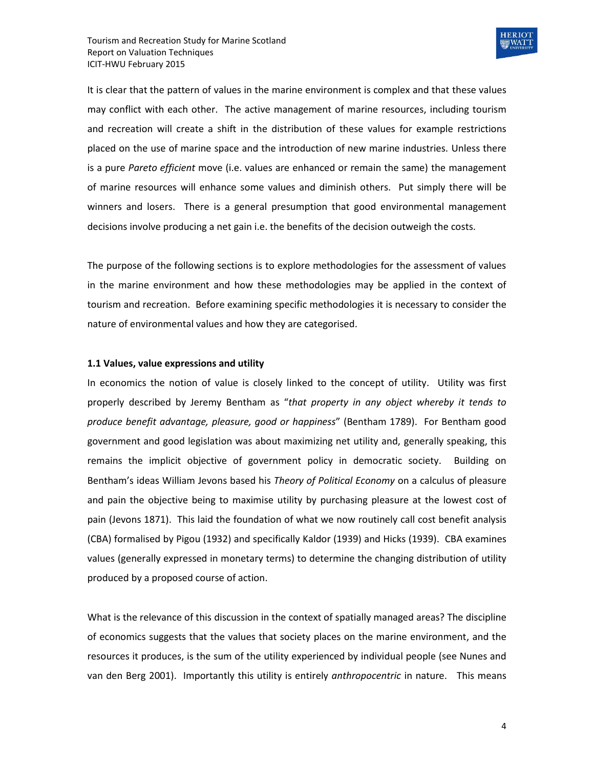It is clear that the pattern of values in the marine environment is complex and that these values may conflict with each other. The active management of marine resources, including tourism and recreation will create a shift in the distribution of these values for example restrictions placed on the use of marine space and the introduction of new marine industries. Unless there is a pure *Pareto efficient* move (i.e. values are enhanced or remain the same) the management of marine resources will enhance some values and diminish others. Put simply there will be winners and losers. There is a general presumption that good environmental management decisions involve producing a net gain i.e. the benefits of the decision outweigh the costs.

The purpose of the following sections is to explore methodologies for the assessment of values in the marine environment and how these methodologies may be applied in the context of tourism and recreation. Before examining specific methodologies it is necessary to consider the nature of environmental values and how they are categorised.

### 1.1 Values, value expressions and utility

In economics the notion of value is closely linked to the concept of utility. Utility was first properly described by Jeremy Bentham as "*that property in any object whereby it tends to produce benefit advantage, pleasure, good or happiness*" (Bentham 1789). For Bentham good government and good legislation was about maximizing net utility and, generally speaking, this remains the implicit objective of government policy in democratic society. Building on Bentham's ideas William Jevons based his *Theory of Political Economy* on a calculus of pleasure and pain the objective being to maximise utility by purchasing pleasure at the lowest cost of pain (Jevons 1871). This laid the foundation of what we now routinely call cost benefit analysis (CBA) formalised by Pigou (1932) and specifically Kaldor (1939) and Hicks (1939). CBA examines values (generally expressed in monetary terms) to determine the changing distribution of utility produced by a proposed course of action.

What is the relevance of this discussion in the context of spatially managed areas? The discipline of economics suggests that the values that society places on the marine environment, and the resources it produces, is the sum of the utility experienced by individual people (see Nunes and van den Berg 2001). Importantly this utility is entirely *anthropocentric* in nature. This means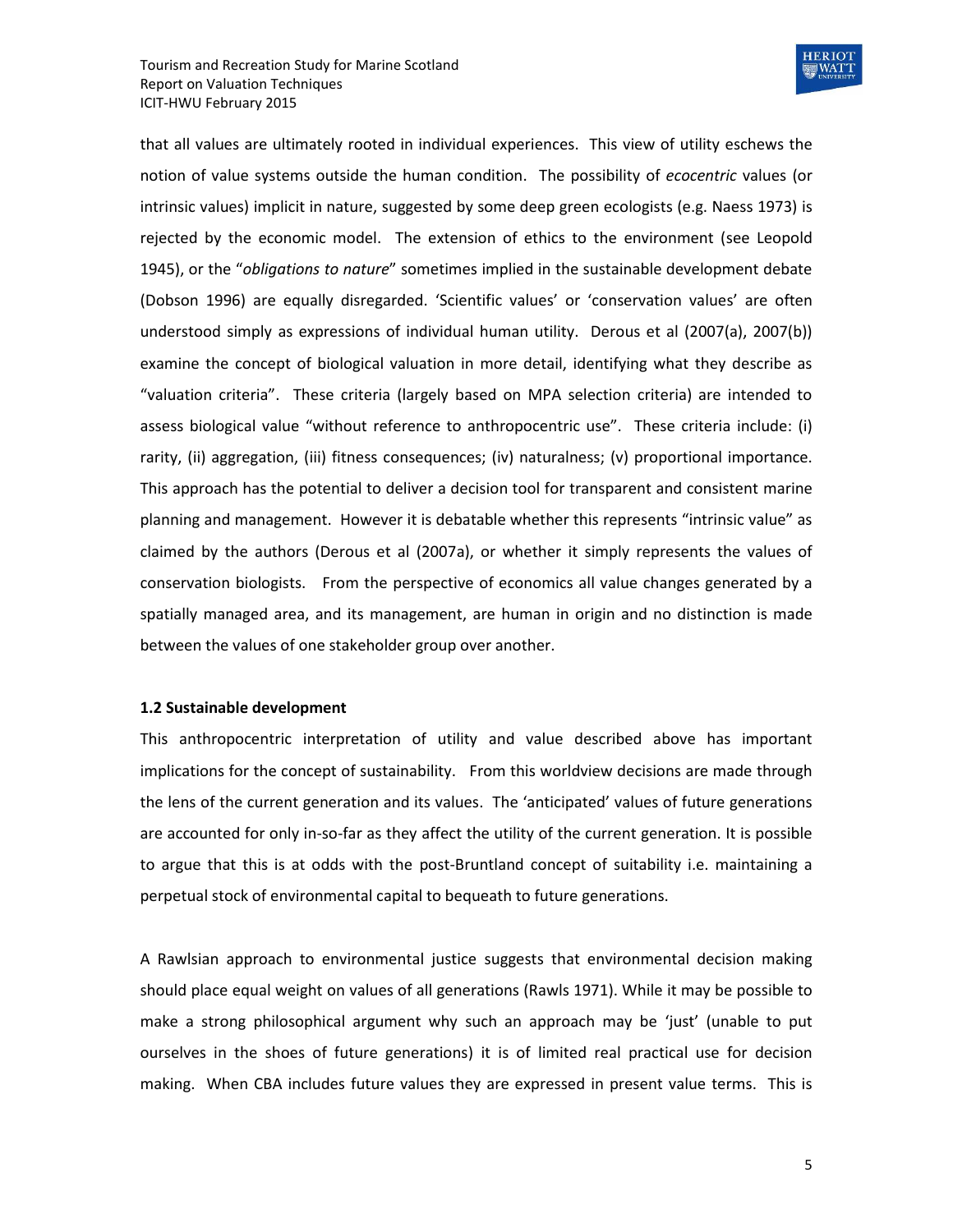that all values are ultimately rooted in individual experiences. This view of utility eschews the notion of value systems outside the human condition. The possibility of *ecocentric* values (or intrinsic values) implicit in nature, suggested by some deep green ecologists (e.g. Naess 1973) is rejected by the economic model. The extension of ethics to the environment (see Leopold 1945), or the "*obligations to nature*" sometimes implied in the sustainable development debate (Dobson 1996) are equally disregarded. 'Scientific values' or 'conservation values' are often understood simply as expressions of individual human utility. Derous et al (2007(a), 2007(b)) examine the concept of biological valuation in more detail, identifying what they describe as "valuation criteria". These criteria (largely based on MPA selection criteria) are intended to assess biological value "without reference to anthropocentric use". These criteria include: (i) rarity, (ii) aggregation, (iii) fitness consequences; (iv) naturalness; (v) proportional importance. This approach has the potential to deliver a decision tool for transparent and consistent marine planning and management. However it is debatable whether this represents "intrinsic value" as claimed by the authors (Derous et al (2007a), or whether it simply represents the values of conservation biologists. From the perspective of economics all value changes generated by a spatially managed area, and its management, are human in origin and no distinction is made between the values of one stakeholder group over another.

**1.2 Sustainable development**

This anthropocentric interpretation of utility and value described above has important implications for the concept of sustainability. From this worldview decisions are made through the lens of the current generation and its values. The 'anticipated' values of future generations are accounted for only in-so-far as they affect the utility of the current generation. It is possible to argue that this is at odds with the post-Bruntland concept of suitability i.e. maintaining a perpetual stock of environmental capital to bequeath to future generations.

A Rawlsian approach to environmental justice suggests that environmental decision making should place equal weight on values of all generations (Rawls 1971). While it may be possible to make a strong philosophical argument why such an approach may be 'just' (unable to put ourselves in the shoes of future generations) it is of limited real practical use for decision making. When CBA includes future values they are expressed in present value terms. This is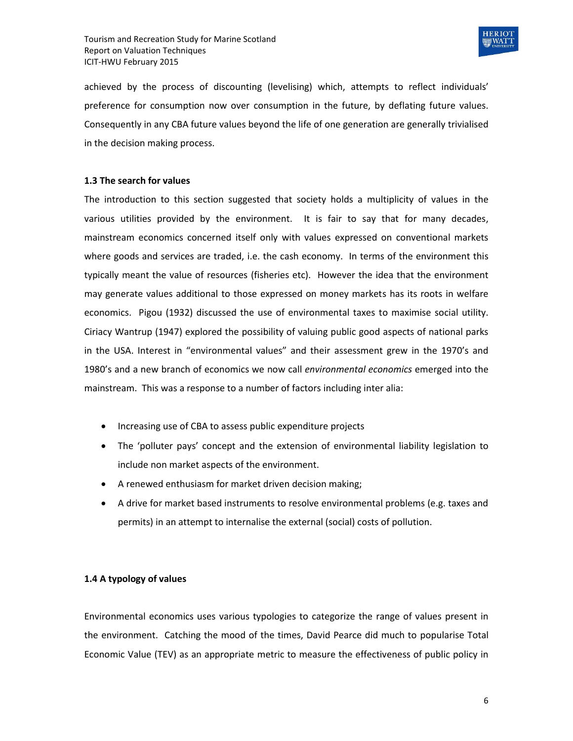achieved by the process of discounting (levelising) which, attempts to reflect individuals' preference for consumption now over consumption in the future, by deflating future values. Consequently in any CBA future values beyond the life of one generation are generally trivialised in the decision making process.

### 1.3 The search for values

The introduction to this section suggested that society holds a multiplicity of values in the various utilities provided by the environment. It is fair to say that for many decades, mainstream economics concerned itself only with values expressed on conventional markets where goods and services are traded, i.e. the cash economy. In terms of the environment this typically meant the value of resources (fisheries etc). However the idea that the environment may generate values additional to those expressed on money markets has its roots in welfare economics. Pigou (1932) discussed the use of environmental taxes to maximise social utility. Ciriacy Wantrup (1947) explored the possibility of valuing public good aspects of national parks in the USA. Interest in "environmental values" and their assessment grew in the 1970's and 1980's and a new branch of economics we now call *environmental economics* emerged into the mainstream. This was a response to a number of factors including inter alia:

- Increasing use of CBA to assess public expenditure projects
- The 'polluter pays' concept and the extension of environmental liability legislation to include non market aspects of the environment.
- A renewed enthusiasm for market driven decision making;
- A drive for market based instruments to resolve environmental problems (e.g. taxes and permits) in an attempt to internalise the external (social) costs of pollution.

### 1.4 A typology of values

Environmental economics uses various typologies to categorize the range of values present in the environment. Catching the mood of the times, David Pearce did much to popularise Total Economic Value (TEV) as an appropriate metric to measure the effectiveness of public policy in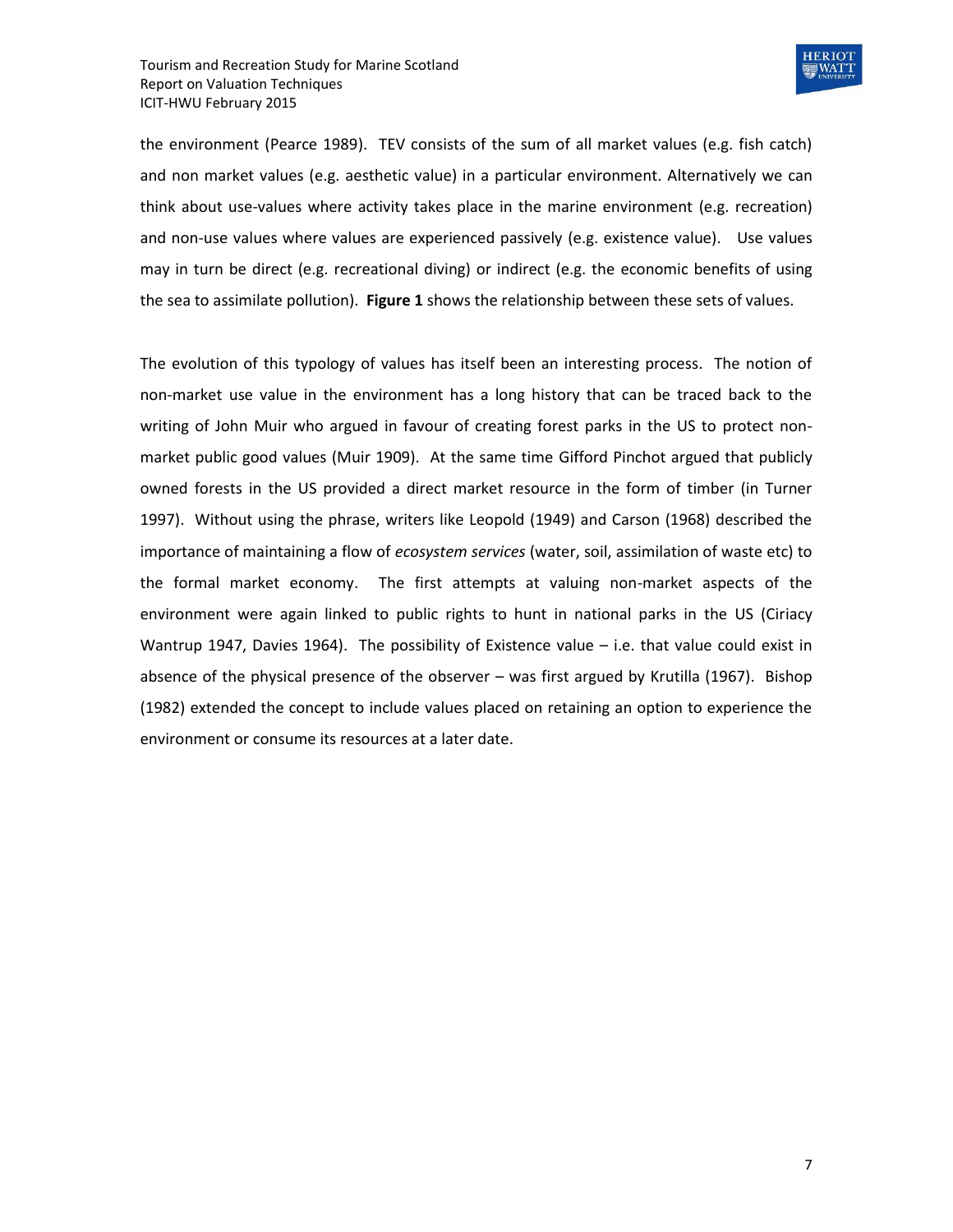the environment (Pearce 1989). TEV consists of the sum of all market values (e.g. fish catch) and non market values (e.g. aesthetic value) in a particular environment. Alternatively we can think about use-values where activity takes place in the marine environment (e.g. recreation) and non-use values where values are experienced passively (e.g. existence value). Use values may in turn be direct (e.g. recreational diving) or indirect (e.g. the economic benefits of using the sea to assimilate pollution). **Figure 1** shows the relationship between these sets of values.

The evolution of this typology of values has itself been an interesting process. The notion of non-market use value in the environment has a long history that can be traced back to the writing of John Muir who argued in favour of creating forest parks in the US to protect non-market public good values (Muir 1909). At the same time Gifford Pinchot argued that publicly owned forests in the US provided a direct market resource in the form of timber (in Turner 1997). Without using the phrase, writers like Leopold (1949) and Carson (1968) described the importance of maintaining a flow of *ecosystem services* (water, soil, assimilation of waste etc) to the formal market economy. The first attempts at valuing non-market aspects of the environment were again linked to public rights to hunt in national parks in the US (Ciriacy Wantrup 1947, Davies 1964). The possibility of Existence value – i.e. that value could exist in absence of the physical presence of the observer – was first argued by Krutilla (1967). Bishop (1982) extended the concept to include values placed on retaining an option to experience the environment or consume its resources at a later date.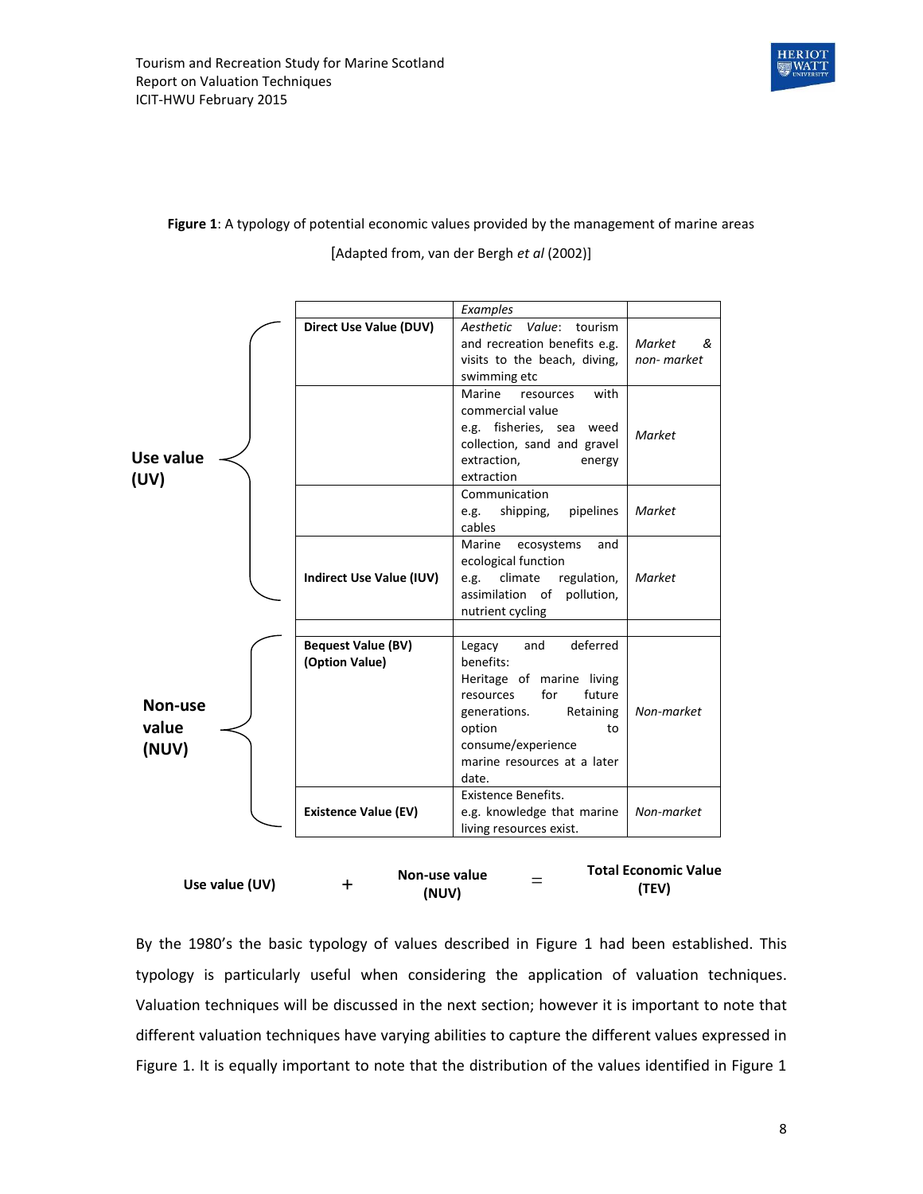**Figure 1**: A typology of potential economic values provided by the management of marine areas

[Adapted from, van der Bergh *et al* (2002)]

| | | *Examples* | |
|---|---|---|---|
| **Use value (UV)** | **Direct Use Value (DUV)** | *Aesthetic Value*: tourism and recreation benefits e.g. visits to the beach, diving, swimming etc | *Market & non- market* |
| | | Marine resources with commercial value e.g. fisheries, sea weed collection, sand and gravel extraction, energy extraction | *Market* |
| | | Communication e.g. shipping, pipelines cables | *Market* |
| | **Indirect Use Value (IUV)** | Marine ecosystems and ecological function e.g. climate regulation, assimilation of pollution, nutrient cycling | *Market* |
| | | | |
| **Non-use value (NUV)** | **Bequest Value (BV) (Option Value)** | Legacy and deferred benefits: Heritage of marine living resources for future generations. Retaining option to consume/experience marine resources at a later date. | *Non-market* |
| | **Existence Value (EV)** | Existence Benefits. e.g. knowledge that marine living resources exist. | *Non-market* |

**Use value (UV)** + **Non-use value (NUV)** = **Total Economic Value (TEV)**

By the 1980's the basic typology of values described in Figure 1 had been established. This typology is particularly useful when considering the application of valuation techniques. Valuation techniques will be discussed in the next section; however it is important to note that different valuation techniques have varying abilities to capture the different values expressed in Figure 1. It is equally important to note that the distribution of the values identified in Figure 1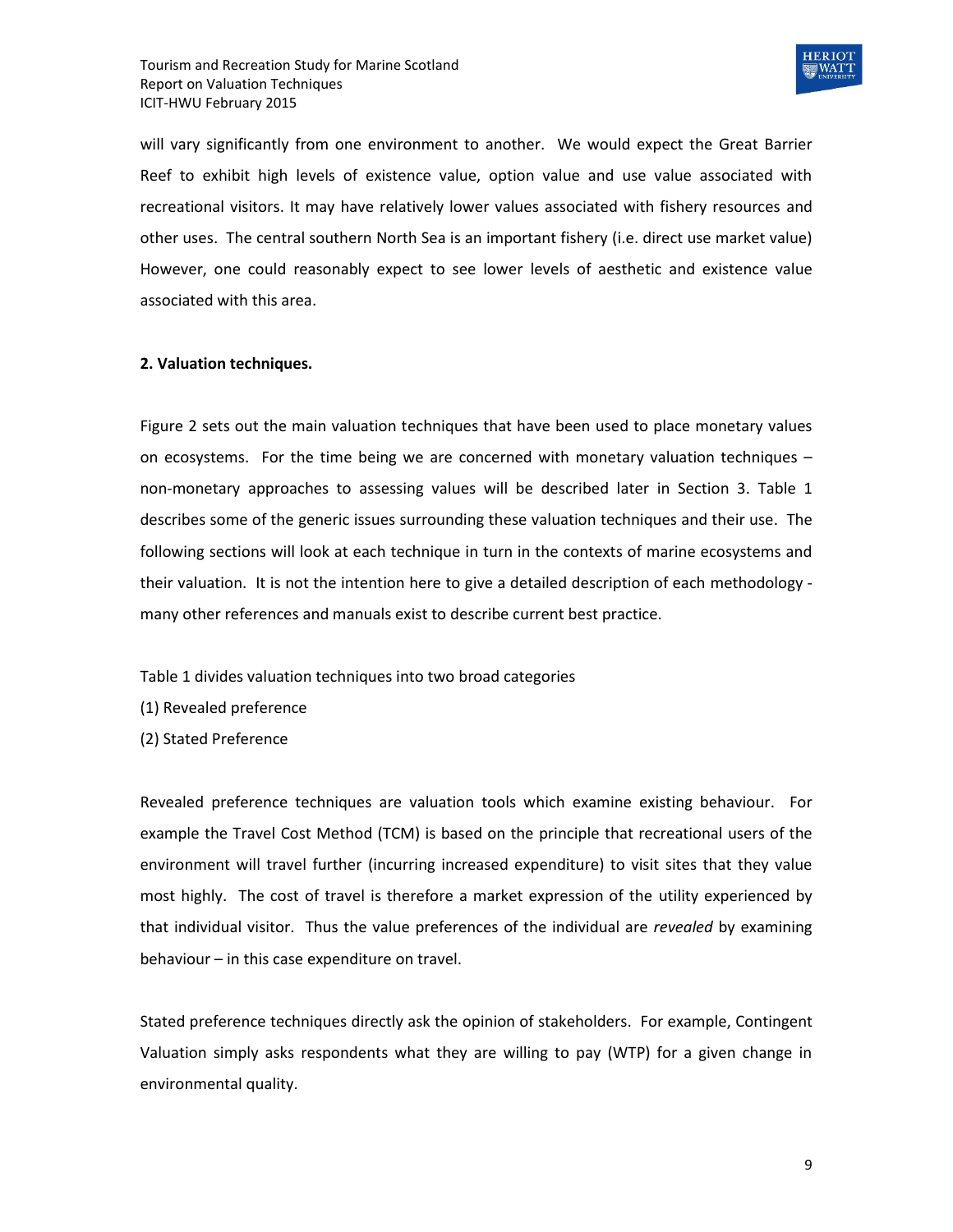will vary significantly from one environment to another. We would expect the Great Barrier Reef to exhibit high levels of existence value, option value and use value associated with recreational visitors. It may have relatively lower values associated with fishery resources and other uses. The central southern North Sea is an important fishery (i.e. direct use market value) However, one could reasonably expect to see lower levels of aesthetic and existence value associated with this area.

## 2. Valuation techniques.

Figure 2 sets out the main valuation techniques that have been used to place monetary values on ecosystems. For the time being we are concerned with monetary valuation techniques – non-monetary approaches to assessing values will be described later in Section 3. Table 1 describes some of the generic issues surrounding these valuation techniques and their use. The following sections will look at each technique in turn in the contexts of marine ecosystems and their valuation. It is not the intention here to give a detailed description of each methodology - many other references and manuals exist to describe current best practice.

Table 1 divides valuation techniques into two broad categories

(1) Revealed preference

(2) Stated Preference

Revealed preference techniques are valuation tools which examine existing behaviour. For example the Travel Cost Method (TCM) is based on the principle that recreational users of the environment will travel further (incurring increased expenditure) to visit sites that they value most highly. The cost of travel is therefore a market expression of the utility experienced by that individual visitor. Thus the value preferences of the individual are *revealed* by examining behaviour – in this case expenditure on travel.

Stated preference techniques directly ask the opinion of stakeholders. For example, Contingent Valuation simply asks respondents what they are willing to pay (WTP) for a given change in environmental quality.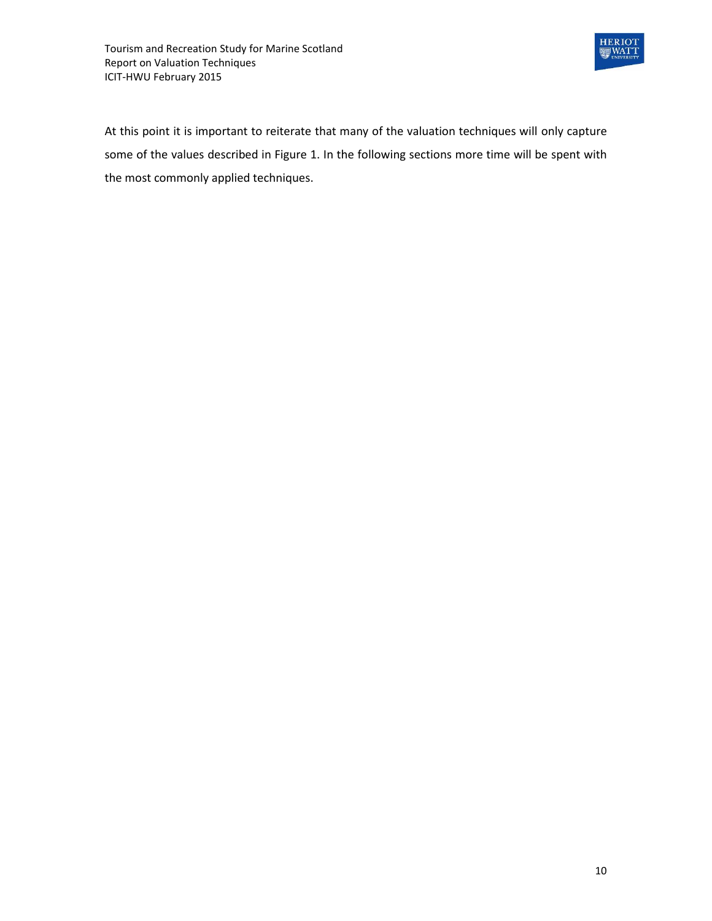At this point it is important to reiterate that many of the valuation techniques will only capture some of the values described in Figure 1. In the following sections more time will be spent with the most commonly applied techniques.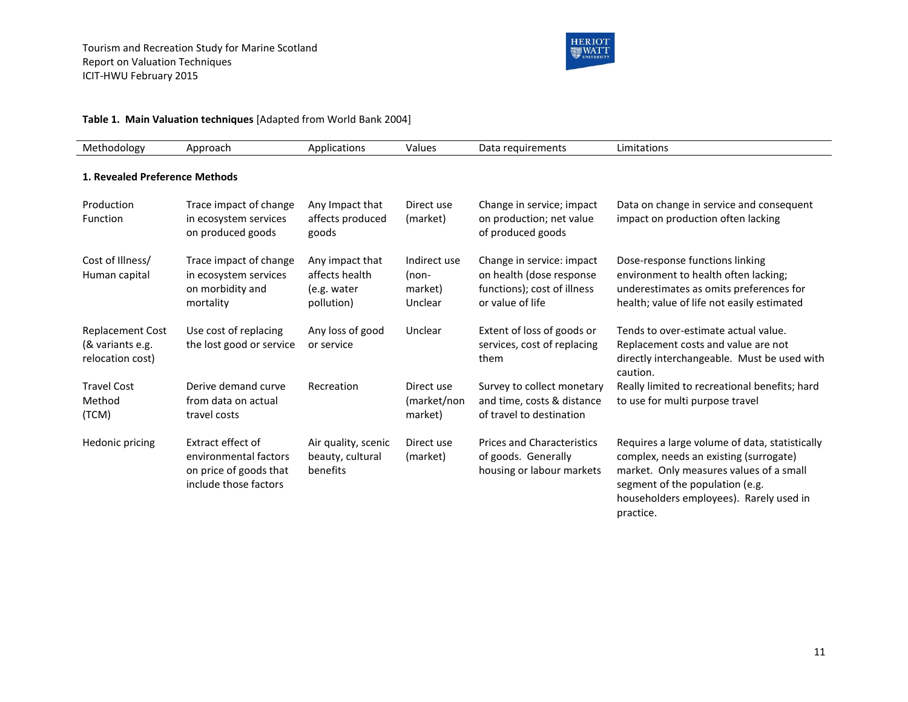**Table 1. Main Valuation techniques** [Adapted from World Bank 2004]

| Methodology | Approach | Applications | Values | Data requirements | Limitations |
|---|---|---|---|---|---|
| **1. Revealed Preference Methods** | | | | | |
| Production Function | Trace impact of change in ecosystem services on produced goods | Any Impact that affects produced goods | Direct use (market) | Change in service; impact on production; net value of produced goods | Data on change in service and consequent impact on production often lacking |
| Cost of Illness/ Human capital | Trace impact of change in ecosystem services on morbidity and mortality | Any impact that affects health (e.g. water pollution) | Indirect use (non-market) Unclear | Change in service: impact on health (dose response functions); cost of illness or value of life | Dose-response functions linking environment to health often lacking; underestimates as omits preferences for health; value of life not easily estimated |
| Replacement Cost (& variants e.g. relocation cost) | Use cost of replacing the lost good or service | Any loss of good or service | Unclear | Extent of loss of goods or services, cost of replacing them | Tends to over-estimate actual value. Replacement costs and value are not directly interchangeable. Must be used with caution. |
| Travel Cost Method (TCM) | Derive demand curve from data on actual travel costs | Recreation | Direct use (market/non market) | Survey to collect monetary and time, costs & distance of travel to destination | Really limited to recreational benefits; hard to use for multi purpose travel |
| Hedonic pricing | Extract effect of environmental factors on price of goods that include those factors | Air quality, scenic beauty, cultural benefits | Direct use (market) | Prices and Characteristics of goods. Generally housing or labour markets | Requires a large volume of data, statistically complex, needs an existing (surrogate) market. Only measures values of a small segment of the population (e.g. householders employees). Rarely used in practice. |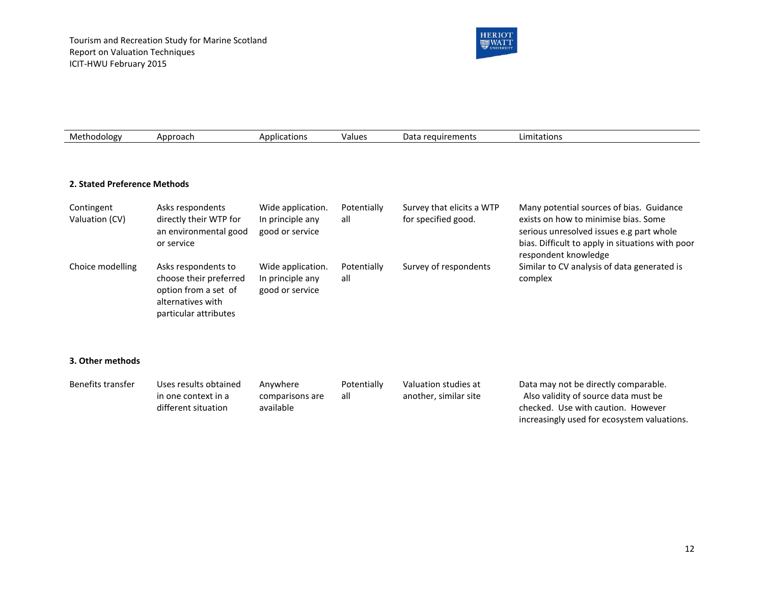| Methodology | Approach | Applications | Values | Data requirements | Limitations |
|---|---|---|---|---|---|
| **2. Stated Preference Methods** | | | | | |
| Contingent Valuation (CV) | Asks respondents directly their WTP for an environmental good or service | Wide application. In principle any good or service | Potentially all | Survey that elicits a WTP for specified good. | Many potential sources of bias. Guidance exists on how to minimise bias. Some serious unresolved issues e.g part whole bias. Difficult to apply in situations with poor respondent knowledge |
| Choice modelling | Asks respondents to choose their preferred option from a set of alternatives with particular attributes | Wide application. In principle any good or service | Potentially all | Survey of respondents | Similar to CV analysis of data generated is complex |
| **3. Other methods** | | | | | |
| Benefits transfer | Uses results obtained in one context in a different situation | Anywhere comparisons are available | Potentially all | Valuation studies at another, similar site | Data may not be directly comparable. Also validity of source data must be checked. Use with caution. However increasingly used for ecosystem valuations. |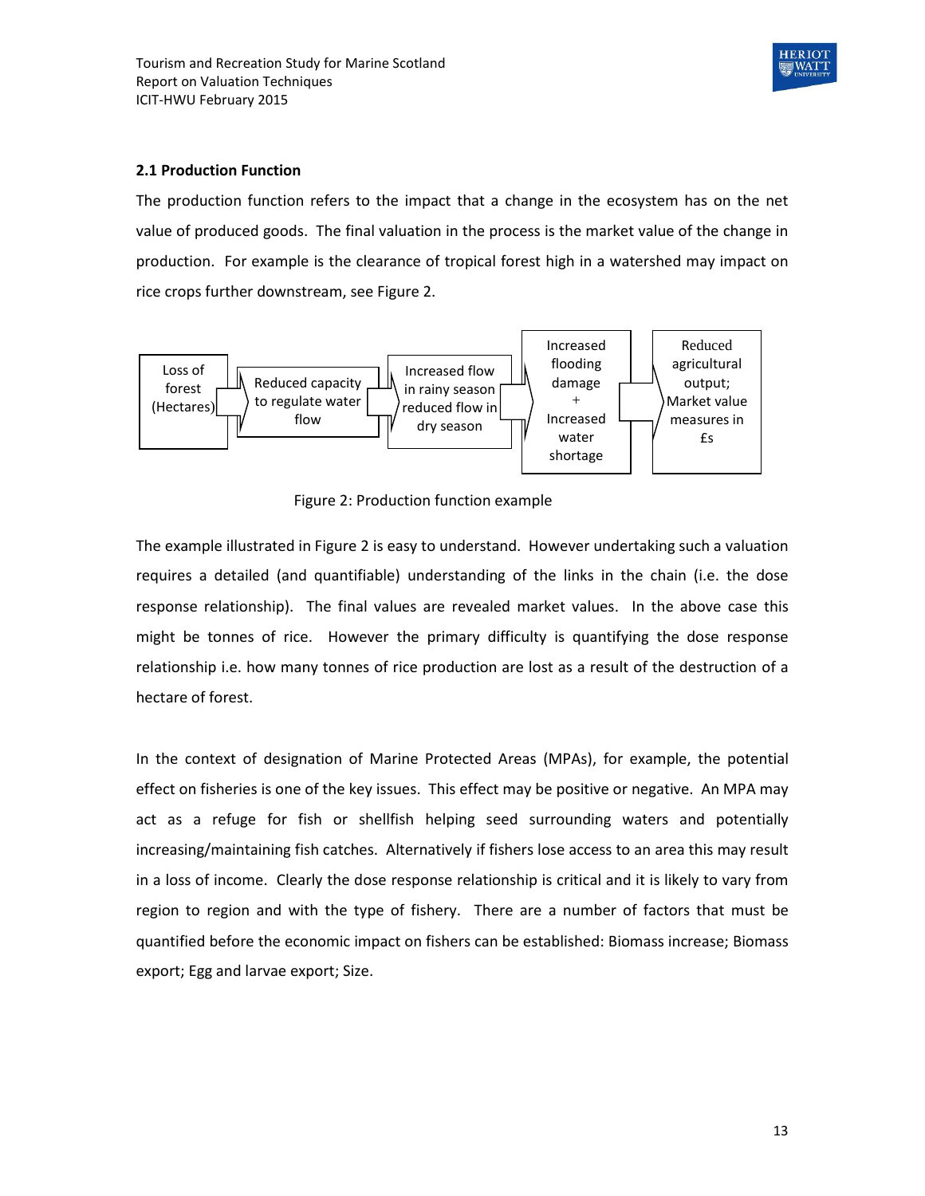## 2.1 Production Function

The production function refers to the impact that a change in the ecosystem has on the net value of produced goods. The final valuation in the process is the market value of the change in production. For example is the clearance of tropical forest high in a watershed may impact on rice crops further downstream, see Figure 2.

Loss of forest (Hectares) → Reduced capacity to regulate water flow → Increased flow in rainy season reduced flow in dry season → Increased flooding damage + Increased water shortage → Reduced agricultural output; Market value measures in £s

Figure 2: Production function example

The example illustrated in Figure 2 is easy to understand. However undertaking such a valuation requires a detailed (and quantifiable) understanding of the links in the chain (i.e. the dose response relationship). The final values are revealed market values. In the above case this might be tonnes of rice. However the primary difficulty is quantifying the dose response relationship i.e. how many tonnes of rice production are lost as a result of the destruction of a hectare of forest.

In the context of designation of Marine Protected Areas (MPAs), for example, the potential effect on fisheries is one of the key issues. This effect may be positive or negative. An MPA may act as a refuge for fish or shellfish helping seed surrounding waters and potentially increasing/maintaining fish catches. Alternatively if fishers lose access to an area this may result in a loss of income. Clearly the dose response relationship is critical and it is likely to vary from region to region and with the type of fishery. There are a number of factors that must be quantified before the economic impact on fishers can be established: Biomass increase; Biomass export; Egg and larvae export; Size.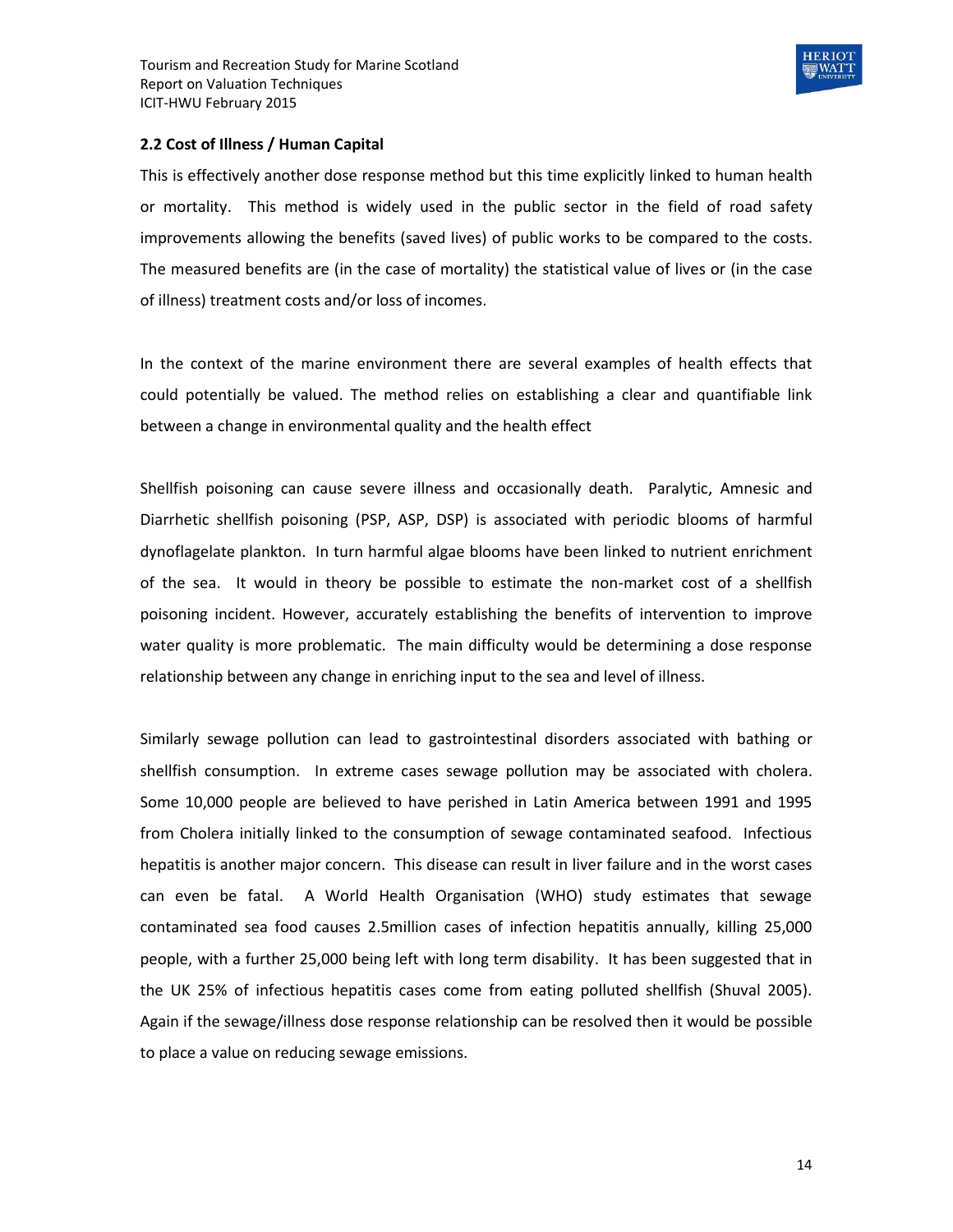### 2.2 Cost of Illness / Human Capital

This is effectively another dose response method but this time explicitly linked to human health or mortality. This method is widely used in the public sector in the field of road safety improvements allowing the benefits (saved lives) of public works to be compared to the costs. The measured benefits are (in the case of mortality) the statistical value of lives or (in the case of illness) treatment costs and/or loss of incomes.

In the context of the marine environment there are several examples of health effects that could potentially be valued. The method relies on establishing a clear and quantifiable link between a change in environmental quality and the health effect

Shellfish poisoning can cause severe illness and occasionally death. Paralytic, Amnesic and Diarrhetic shellfish poisoning (PSP, ASP, DSP) is associated with periodic blooms of harmful dynoflagelate plankton. In turn harmful algae blooms have been linked to nutrient enrichment of the sea. It would in theory be possible to estimate the non-market cost of a shellfish poisoning incident. However, accurately establishing the benefits of intervention to improve water quality is more problematic. The main difficulty would be determining a dose response relationship between any change in enriching input to the sea and level of illness.

Similarly sewage pollution can lead to gastrointestinal disorders associated with bathing or shellfish consumption. In extreme cases sewage pollution may be associated with cholera. Some 10,000 people are believed to have perished in Latin America between 1991 and 1995 from Cholera initially linked to the consumption of sewage contaminated seafood. Infectious hepatitis is another major concern. This disease can result in liver failure and in the worst cases can even be fatal. A World Health Organisation (WHO) study estimates that sewage contaminated sea food causes 2.5million cases of infection hepatitis annually, killing 25,000 people, with a further 25,000 being left with long term disability. It has been suggested that in the UK 25% of infectious hepatitis cases come from eating polluted shellfish (Shuval 2005). Again if the sewage/illness dose response relationship can be resolved then it would be possible to place a value on reducing sewage emissions.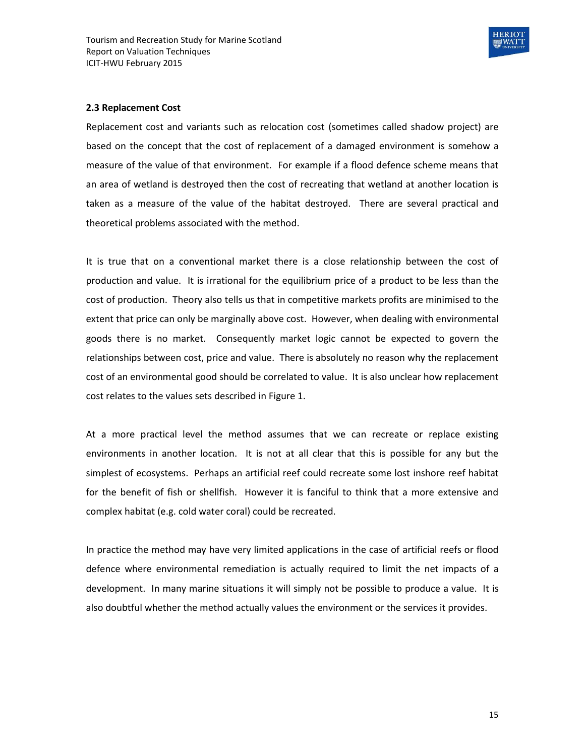### 2.3 Replacement Cost

Replacement cost and variants such as relocation cost (sometimes called shadow project) are based on the concept that the cost of replacement of a damaged environment is somehow a measure of the value of that environment. For example if a flood defence scheme means that an area of wetland is destroyed then the cost of recreating that wetland at another location is taken as a measure of the value of the habitat destroyed. There are several practical and theoretical problems associated with the method.

It is true that on a conventional market there is a close relationship between the cost of production and value. It is irrational for the equilibrium price of a product to be less than the cost of production. Theory also tells us that in competitive markets profits are minimised to the extent that price can only be marginally above cost. However, when dealing with environmental goods there is no market. Consequently market logic cannot be expected to govern the relationships between cost, price and value. There is absolutely no reason why the replacement cost of an environmental good should be correlated to value. It is also unclear how replacement cost relates to the values sets described in Figure 1.

At a more practical level the method assumes that we can recreate or replace existing environments in another location. It is not at all clear that this is possible for any but the simplest of ecosystems. Perhaps an artificial reef could recreate some lost inshore reef habitat for the benefit of fish or shellfish. However it is fanciful to think that a more extensive and complex habitat (e.g. cold water coral) could be recreated.

In practice the method may have very limited applications in the case of artificial reefs or flood defence where environmental remediation is actually required to limit the net impacts of a development. In many marine situations it will simply not be possible to produce a value. It is also doubtful whether the method actually values the environment or the services it provides.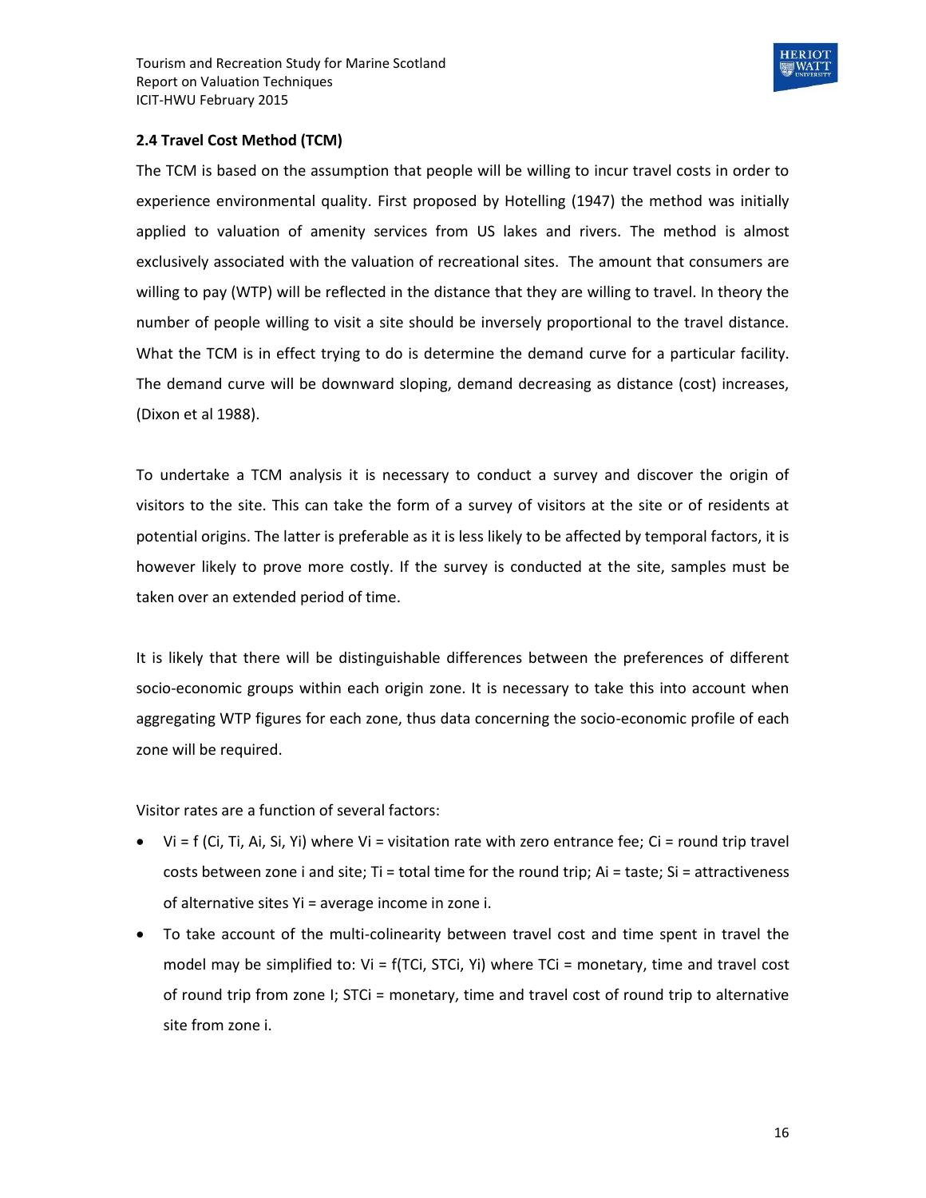### 2.4 Travel Cost Method (TCM)

The TCM is based on the assumption that people will be willing to incur travel costs in order to experience environmental quality. First proposed by Hotelling (1947) the method was initially applied to valuation of amenity services from US lakes and rivers. The method is almost exclusively associated with the valuation of recreational sites. The amount that consumers are willing to pay (WTP) will be reflected in the distance that they are willing to travel. In theory the number of people willing to visit a site should be inversely proportional to the travel distance. What the TCM is in effect trying to do is determine the demand curve for a particular facility. The demand curve will be downward sloping, demand decreasing as distance (cost) increases, (Dixon et al 1988).

To undertake a TCM analysis it is necessary to conduct a survey and discover the origin of visitors to the site. This can take the form of a survey of visitors at the site or of residents at potential origins. The latter is preferable as it is less likely to be affected by temporal factors, it is however likely to prove more costly. If the survey is conducted at the site, samples must be taken over an extended period of time.

It is likely that there will be distinguishable differences between the preferences of different socio-economic groups within each origin zone. It is necessary to take this into account when aggregating WTP figures for each zone, thus data concerning the socio-economic profile of each zone will be required.

Visitor rates are a function of several factors:

- $V_i = f(C_i, T_i, A_i, S_i, Y_i)$ where $V_i$ = visitation rate with zero entrance fee; $C_i$ = round trip travel costs between zone i and site; $T_i$ = total time for the round trip; $A_i$ = taste; $S_i$ = attractiveness of alternative sites $Y_i$ = average income in zone i.
- To take account of the multi-colinearity between travel cost and time spent in travel the model may be simplified to: $V_i = f(TC_i, STC_i, Y_i)$ where $TC_i$ = monetary, time and travel cost of round trip from zone I; $STC_i$ = monetary, time and travel cost of round trip to alternative site from zone i.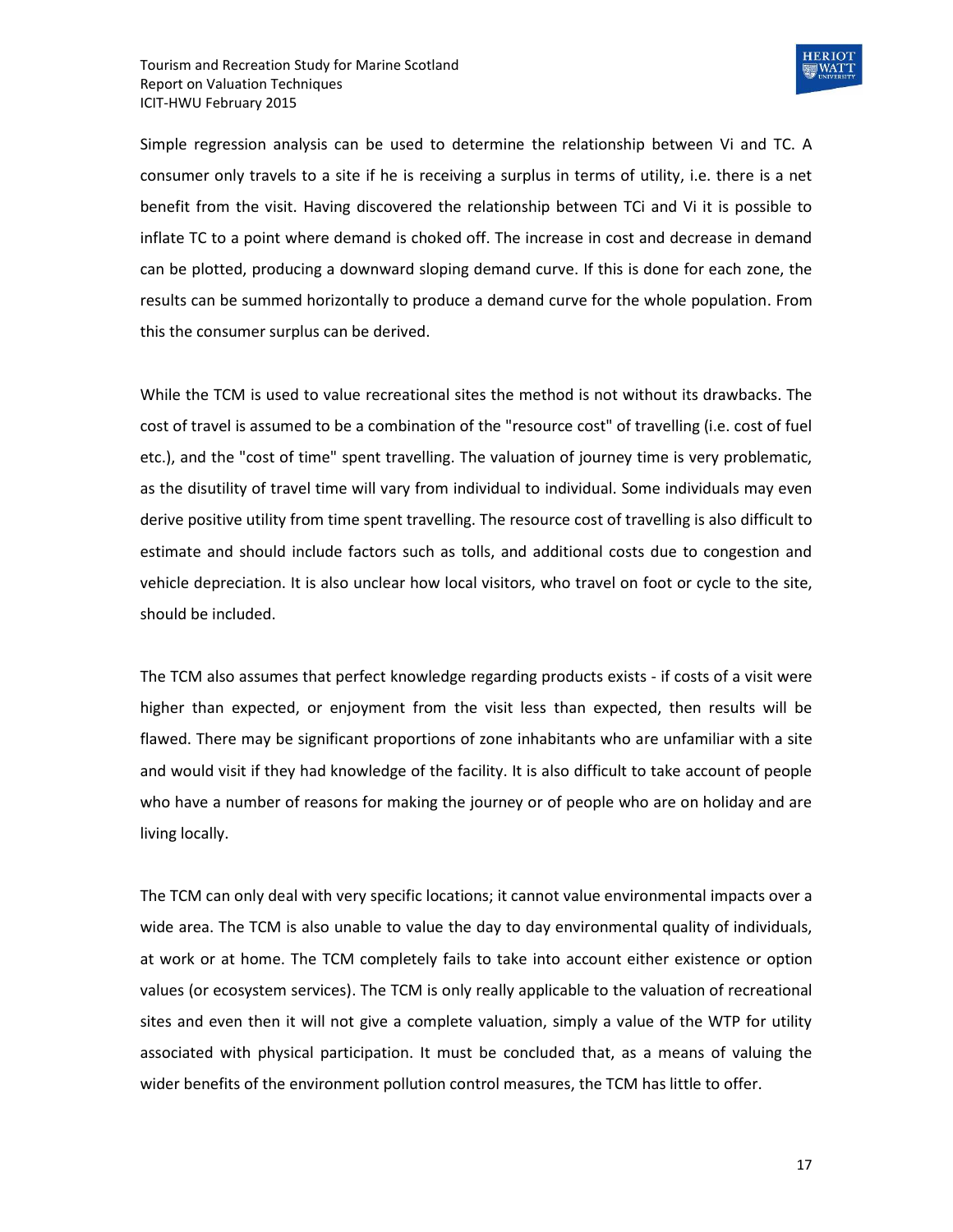Simple regression analysis can be used to determine the relationship between Vi and TC. A consumer only travels to a site if he is receiving a surplus in terms of utility, i.e. there is a net benefit from the visit. Having discovered the relationship between TCi and Vi it is possible to inflate TC to a point where demand is choked off. The increase in cost and decrease in demand can be plotted, producing a downward sloping demand curve. If this is done for each zone, the results can be summed horizontally to produce a demand curve for the whole population. From this the consumer surplus can be derived.

While the TCM is used to value recreational sites the method is not without its drawbacks. The cost of travel is assumed to be a combination of the "resource cost" of travelling (i.e. cost of fuel etc.), and the "cost of time" spent travelling. The valuation of journey time is very problematic, as the disutility of travel time will vary from individual to individual. Some individuals may even derive positive utility from time spent travelling. The resource cost of travelling is also difficult to estimate and should include factors such as tolls, and additional costs due to congestion and vehicle depreciation. It is also unclear how local visitors, who travel on foot or cycle to the site, should be included.

The TCM also assumes that perfect knowledge regarding products exists - if costs of a visit were higher than expected, or enjoyment from the visit less than expected, then results will be flawed. There may be significant proportions of zone inhabitants who are unfamiliar with a site and would visit if they had knowledge of the facility. It is also difficult to take account of people who have a number of reasons for making the journey or of people who are on holiday and are living locally.

The TCM can only deal with very specific locations; it cannot value environmental impacts over a wide area. The TCM is also unable to value the day to day environmental quality of individuals, at work or at home. The TCM completely fails to take into account either existence or option values (or ecosystem services). The TCM is only really applicable to the valuation of recreational sites and even then it will not give a complete valuation, simply a value of the WTP for utility associated with physical participation. It must be concluded that, as a means of valuing the wider benefits of the environment pollution control measures, the TCM has little to offer.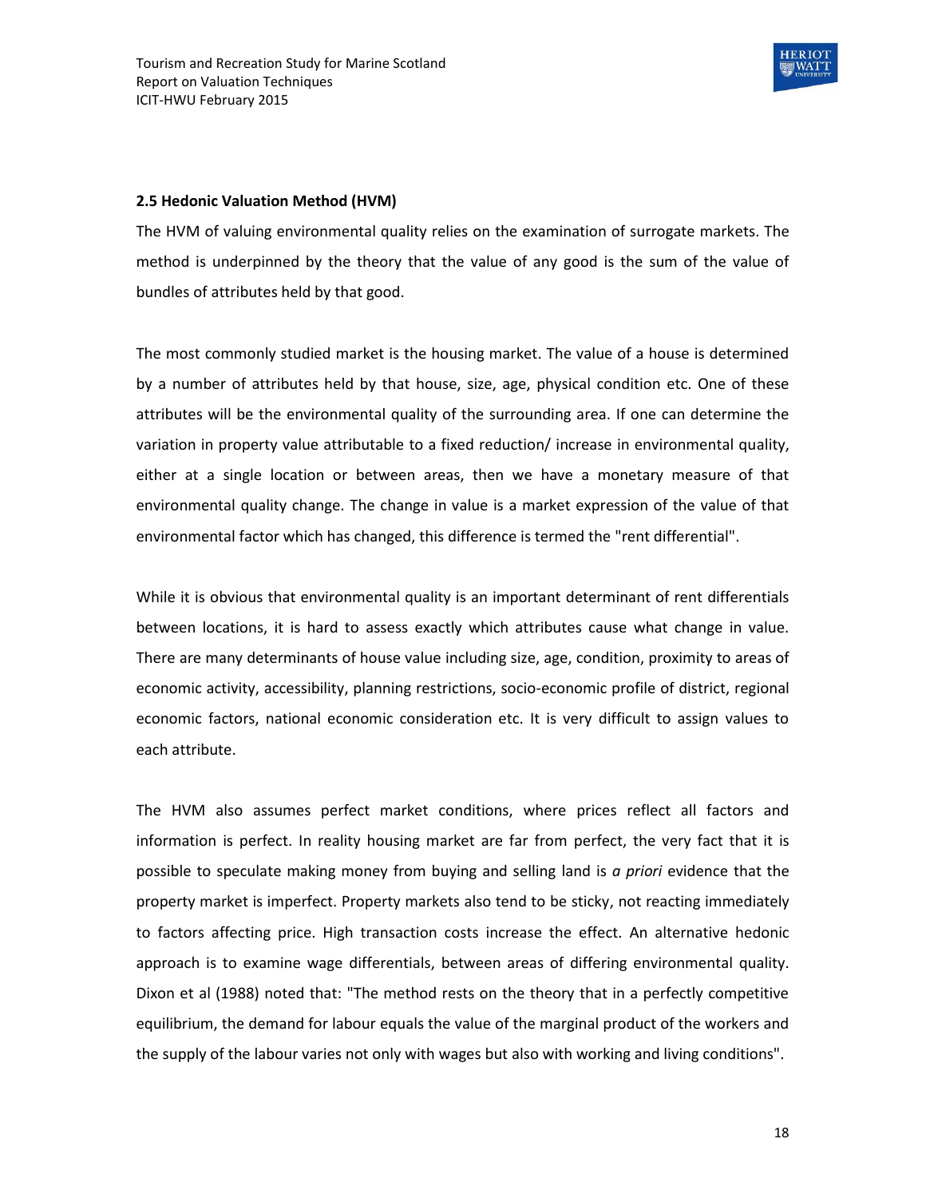## 2.5 Hedonic Valuation Method (HVM)

The HVM of valuing environmental quality relies on the examination of surrogate markets. The method is underpinned by the theory that the value of any good is the sum of the value of bundles of attributes held by that good.

The most commonly studied market is the housing market. The value of a house is determined by a number of attributes held by that house, size, age, physical condition etc. One of these attributes will be the environmental quality of the surrounding area. If one can determine the variation in property value attributable to a fixed reduction/ increase in environmental quality, either at a single location or between areas, then we have a monetary measure of that environmental quality change. The change in value is a market expression of the value of that environmental factor which has changed, this difference is termed the "rent differential".

While it is obvious that environmental quality is an important determinant of rent differentials between locations, it is hard to assess exactly which attributes cause what change in value. There are many determinants of house value including size, age, condition, proximity to areas of economic activity, accessibility, planning restrictions, socio-economic profile of district, regional economic factors, national economic consideration etc. It is very difficult to assign values to each attribute.

The HVM also assumes perfect market conditions, where prices reflect all factors and information is perfect. In reality housing market are far from perfect, the very fact that it is possible to speculate making money from buying and selling land is *a priori* evidence that the property market is imperfect. Property markets also tend to be sticky, not reacting immediately to factors affecting price. High transaction costs increase the effect. An alternative hedonic approach is to examine wage differentials, between areas of differing environmental quality. Dixon et al (1988) noted that: "The method rests on the theory that in a perfectly competitive equilibrium, the demand for labour equals the value of the marginal product of the workers and the supply of the labour varies not only with wages but also with working and living conditions".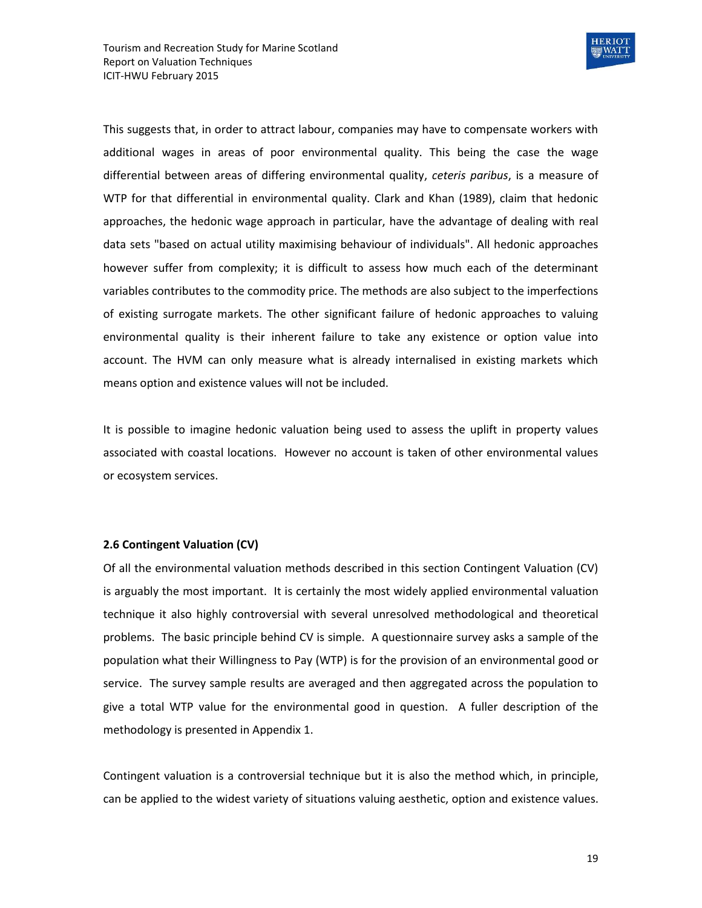This suggests that, in order to attract labour, companies may have to compensate workers with additional wages in areas of poor environmental quality. This being the case the wage differential between areas of differing environmental quality, *ceteris paribus*, is a measure of WTP for that differential in environmental quality. Clark and Khan (1989), claim that hedonic approaches, the hedonic wage approach in particular, have the advantage of dealing with real data sets "based on actual utility maximising behaviour of individuals". All hedonic approaches however suffer from complexity; it is difficult to assess how much each of the determinant variables contributes to the commodity price. The methods are also subject to the imperfections of existing surrogate markets. The other significant failure of hedonic approaches to valuing environmental quality is their inherent failure to take any existence or option value into account. The HVM can only measure what is already internalised in existing markets which means option and existence values will not be included.

It is possible to imagine hedonic valuation being used to assess the uplift in property values associated with coastal locations. However no account is taken of other environmental values or ecosystem services.

**2.6 Contingent Valuation (CV)**

Of all the environmental valuation methods described in this section Contingent Valuation (CV) is arguably the most important. It is certainly the most widely applied environmental valuation technique it also highly controversial with several unresolved methodological and theoretical problems. The basic principle behind CV is simple. A questionnaire survey asks a sample of the population what their Willingness to Pay (WTP) is for the provision of an environmental good or service. The survey sample results are averaged and then aggregated across the population to give a total WTP value for the environmental good in question. A fuller description of the methodology is presented in Appendix 1.

Contingent valuation is a controversial technique but it is also the method which, in principle, can be applied to the widest variety of situations valuing aesthetic, option and existence values.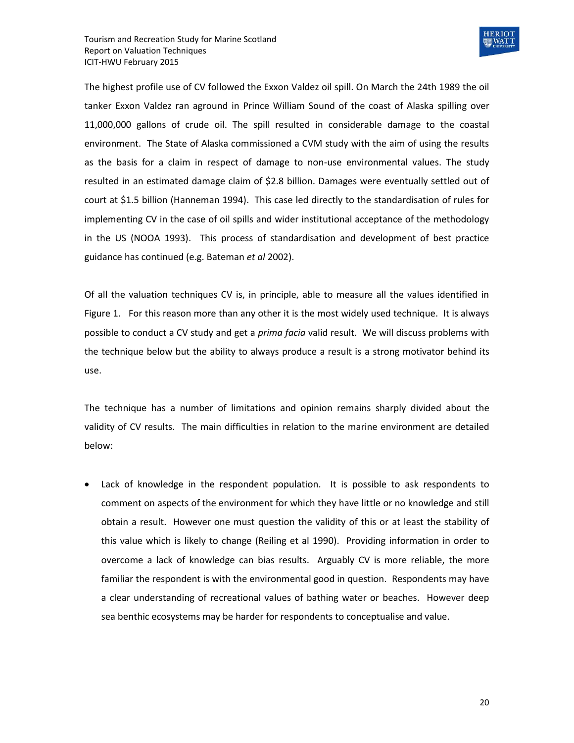The highest profile use of CV followed the Exxon Valdez oil spill. On March the 24th 1989 the oil tanker Exxon Valdez ran aground in Prince William Sound of the coast of Alaska spilling over 11,000,000 gallons of crude oil. The spill resulted in considerable damage to the coastal environment. The State of Alaska commissioned a CVM study with the aim of using the results as the basis for a claim in respect of damage to non-use environmental values. The study resulted in an estimated damage claim of $2.8 billion. Damages were eventually settled out of court at $1.5 billion (Hanneman 1994). This case led directly to the standardisation of rules for implementing CV in the case of oil spills and wider institutional acceptance of the methodology in the US (NOOA 1993). This process of standardisation and development of best practice guidance has continued (e.g. Bateman *et al* 2002).

Of all the valuation techniques CV is, in principle, able to measure all the values identified in Figure 1. For this reason more than any other it is the most widely used technique. It is always possible to conduct a CV study and get a *prima facia* valid result. We will discuss problems with the technique below but the ability to always produce a result is a strong motivator behind its use.

The technique has a number of limitations and opinion remains sharply divided about the validity of CV results. The main difficulties in relation to the marine environment are detailed below:

- Lack of knowledge in the respondent population. It is possible to ask respondents to comment on aspects of the environment for which they have little or no knowledge and still obtain a result. However one must question the validity of this or at least the stability of this value which is likely to change (Reiling et al 1990). Providing information in order to overcome a lack of knowledge can bias results. Arguably CV is more reliable, the more familiar the respondent is with the environmental good in question. Respondents may have a clear understanding of recreational values of bathing water or beaches. However deep sea benthic ecosystems may be harder for respondents to conceptualise and value.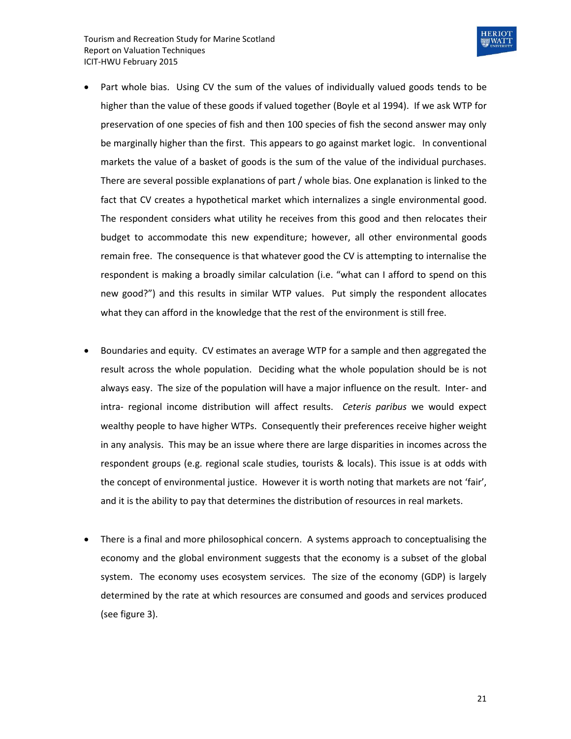- Part whole bias. Using CV the sum of the values of individually valued goods tends to be higher than the value of these goods if valued together (Boyle et al 1994). If we ask WTP for preservation of one species of fish and then 100 species of fish the second answer may only be marginally higher than the first. This appears to go against market logic. In conventional markets the value of a basket of goods is the sum of the value of the individual purchases. There are several possible explanations of part / whole bias. One explanation is linked to the fact that CV creates a hypothetical market which internalizes a single environmental good. The respondent considers what utility he receives from this good and then relocates their budget to accommodate this new expenditure; however, all other environmental goods remain free. The consequence is that whatever good the CV is attempting to internalise the respondent is making a broadly similar calculation (i.e. "what can I afford to spend on this new good?") and this results in similar WTP values. Put simply the respondent allocates what they can afford in the knowledge that the rest of the environment is still free.

- Boundaries and equity. CV estimates an average WTP for a sample and then aggregated the result across the whole population. Deciding what the whole population should be is not always easy. The size of the population will have a major influence on the result. Inter- and intra- regional income distribution will affect results. *Ceteris paribus* we would expect wealthy people to have higher WTPs. Consequently their preferences receive higher weight in any analysis. This may be an issue where there are large disparities in incomes across the respondent groups (e.g. regional scale studies, tourists & locals). This issue is at odds with the concept of environmental justice. However it is worth noting that markets are not 'fair', and it is the ability to pay that determines the distribution of resources in real markets.

- There is a final and more philosophical concern. A systems approach to conceptualising the economy and the global environment suggests that the economy is a subset of the global system. The economy uses ecosystem services. The size of the economy (GDP) is largely determined by the rate at which resources are consumed and goods and services produced (see figure 3).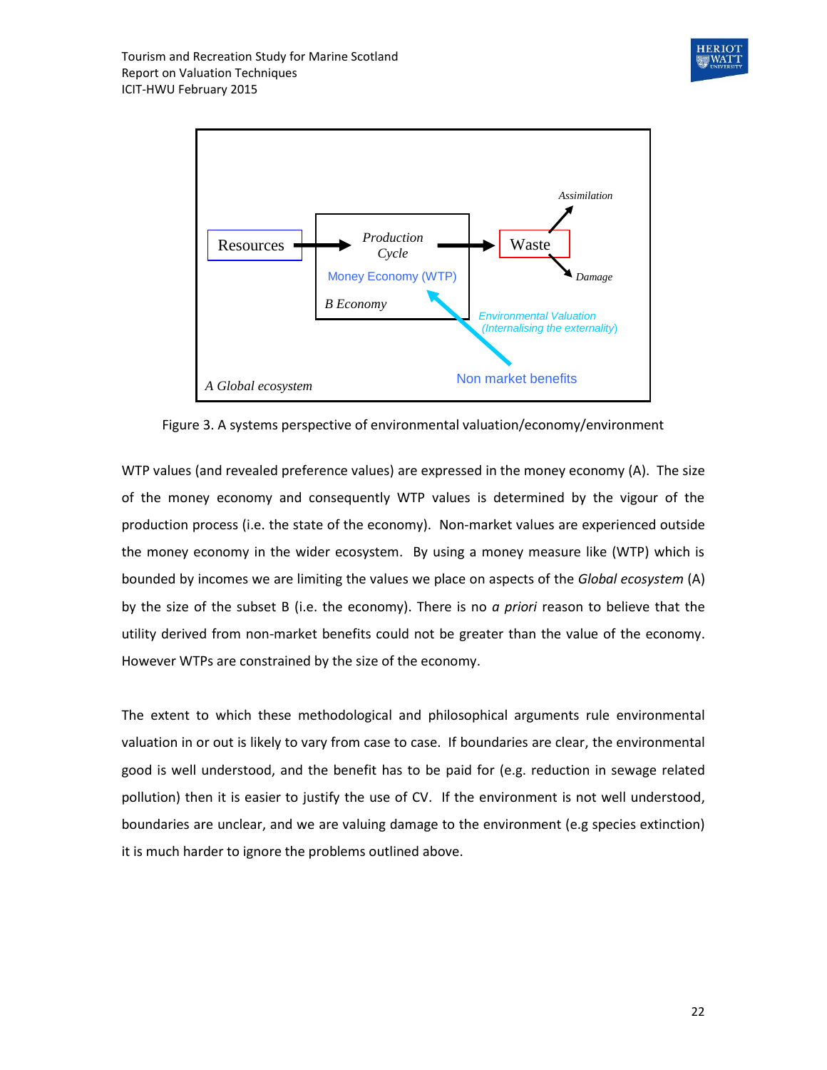Figure 3. A systems perspective of environmental valuation/economy/environment

WTP values (and revealed preference values) are expressed in the money economy (A). The size of the money economy and consequently WTP values is determined by the vigour of the production process (i.e. the state of the economy). Non-market values are experienced outside the money economy in the wider ecosystem. By using a money measure like (WTP) which is bounded by incomes we are limiting the values we place on aspects of the *Global ecosystem* (A) by the size of the subset B (i.e. the economy). There is no *a priori* reason to believe that the utility derived from non-market benefits could not be greater than the value of the economy. However WTPs are constrained by the size of the economy.

The extent to which these methodological and philosophical arguments rule environmental valuation in or out is likely to vary from case to case. If boundaries are clear, the environmental good is well understood, and the benefit has to be paid for (e.g. reduction in sewage related pollution) then it is easier to justify the use of CV. If the environment is not well understood, boundaries are unclear, and we are valuing damage to the environment (e.g species extinction) it is much harder to ignore the problems outlined above.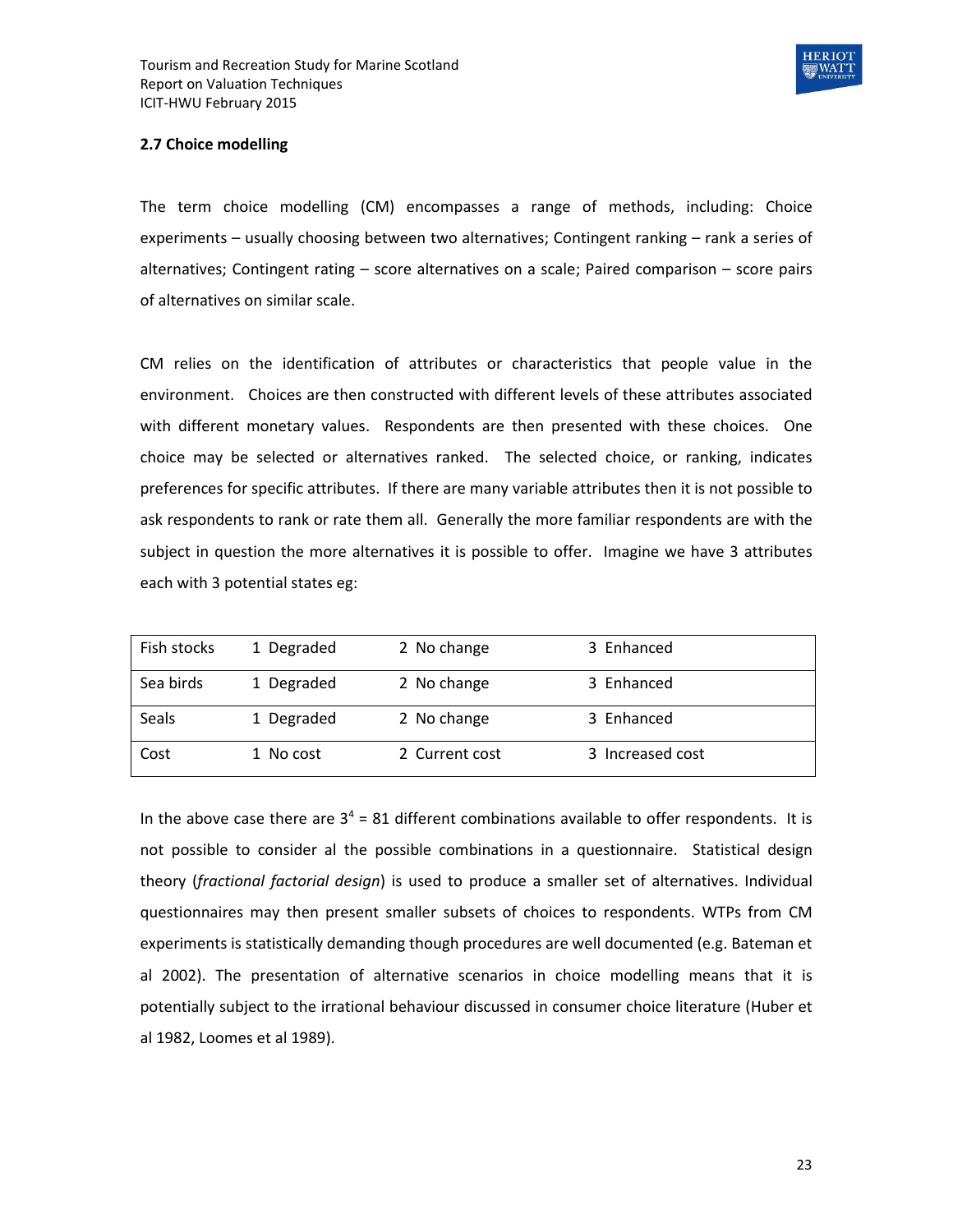### 2.7 Choice modelling

The term choice modelling (CM) encompasses a range of methods, including: Choice experiments – usually choosing between two alternatives; Contingent ranking – rank a series of alternatives; Contingent rating – score alternatives on a scale; Paired comparison – score pairs of alternatives on similar scale.

CM relies on the identification of attributes or characteristics that people value in the environment. Choices are then constructed with different levels of these attributes associated with different monetary values. Respondents are then presented with these choices. One choice may be selected or alternatives ranked. The selected choice, or ranking, indicates preferences for specific attributes. If there are many variable attributes then it is not possible to ask respondents to rank or rate them all. Generally the more familiar respondents are with the subject in question the more alternatives it is possible to offer. Imagine we have 3 attributes each with 3 potential states eg:

| | | | |
|---|---|---|---|
| Fish stocks | 1 Degraded | 2 No change | 3 Enhanced |
| Sea birds | 1 Degraded | 2 No change | 3 Enhanced |
| Seals | 1 Degraded | 2 No change | 3 Enhanced |
| Cost | 1 No cost | 2 Current cost | 3 Increased cost |

In the above case there are $3^4 = 81$ different combinations available to offer respondents. It is not possible to consider al the possible combinations in a questionnaire. Statistical design theory (*fractional factorial design*) is used to produce a smaller set of alternatives. Individual questionnaires may then present smaller subsets of choices to respondents. WTPs from CM experiments is statistically demanding though procedures are well documented (e.g. Bateman et al 2002). The presentation of alternative scenarios in choice modelling means that it is potentially subject to the irrational behaviour discussed in consumer choice literature (Huber et al 1982, Loomes et al 1989).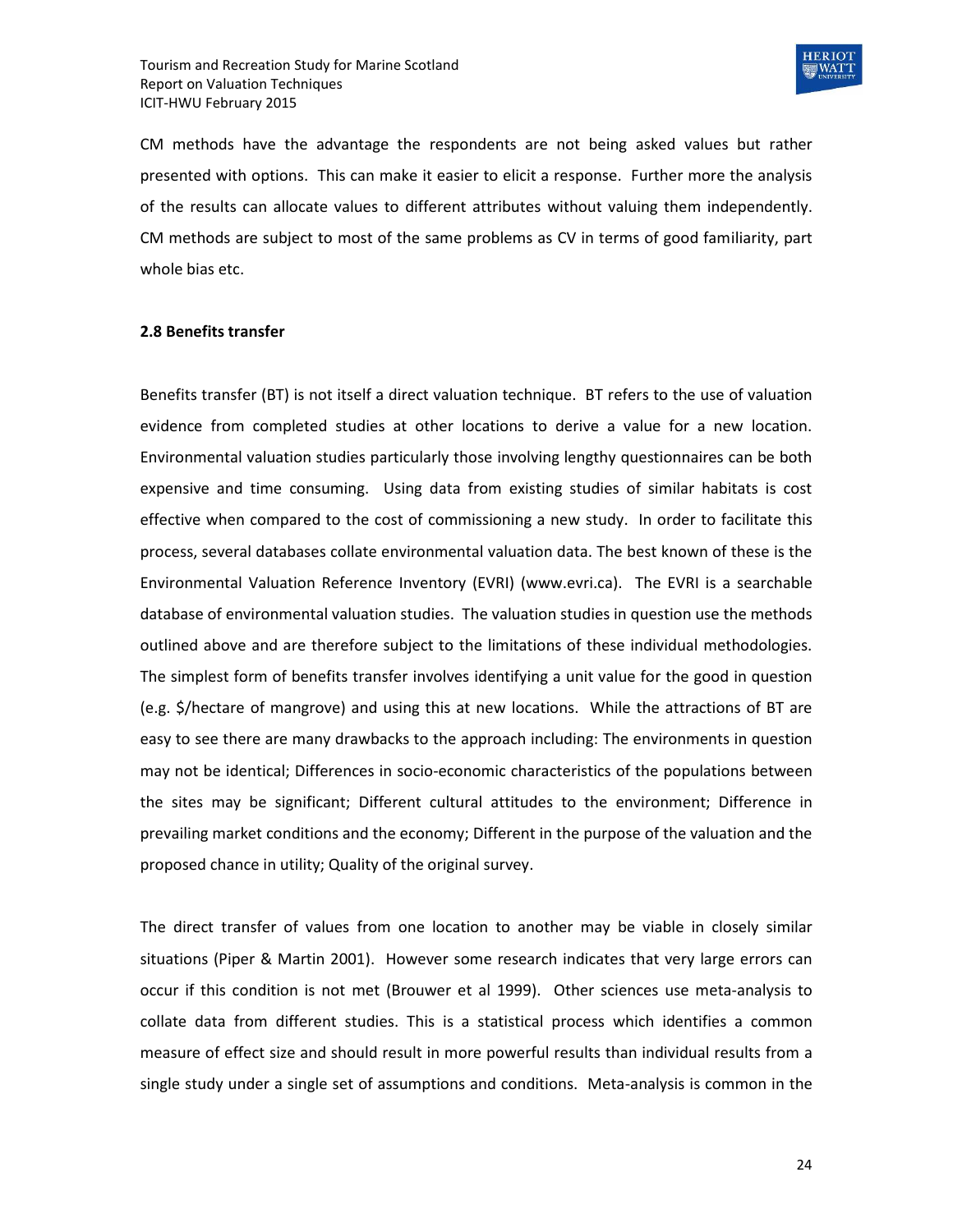CM methods have the advantage the respondents are not being asked values but rather presented with options. This can make it easier to elicit a response. Further more the analysis of the results can allocate values to different attributes without valuing them independently. CM methods are subject to most of the same problems as CV in terms of good familiarity, part whole bias etc.

**2.8 Benefits transfer**

Benefits transfer (BT) is not itself a direct valuation technique. BT refers to the use of valuation evidence from completed studies at other locations to derive a value for a new location. Environmental valuation studies particularly those involving lengthy questionnaires can be both expensive and time consuming. Using data from existing studies of similar habitats is cost effective when compared to the cost of commissioning a new study. In order to facilitate this process, several databases collate environmental valuation data. The best known of these is the Environmental Valuation Reference Inventory (EVRI) (www.evri.ca). The EVRI is a searchable database of environmental valuation studies. The valuation studies in question use the methods outlined above and are therefore subject to the limitations of these individual methodologies. The simplest form of benefits transfer involves identifying a unit value for the good in question (e.g. $/hectare of mangrove) and using this at new locations. While the attractions of BT are easy to see there are many drawbacks to the approach including: The environments in question may not be identical; Differences in socio-economic characteristics of the populations between the sites may be significant; Different cultural attitudes to the environment; Difference in prevailing market conditions and the economy; Different in the purpose of the valuation and the proposed chance in utility; Quality of the original survey.

The direct transfer of values from one location to another may be viable in closely similar situations (Piper & Martin 2001). However some research indicates that very large errors can occur if this condition is not met (Brouwer et al 1999). Other sciences use meta-analysis to collate data from different studies. This is a statistical process which identifies a common measure of effect size and should result in more powerful results than individual results from a single study under a single set of assumptions and conditions. Meta-analysis is common in the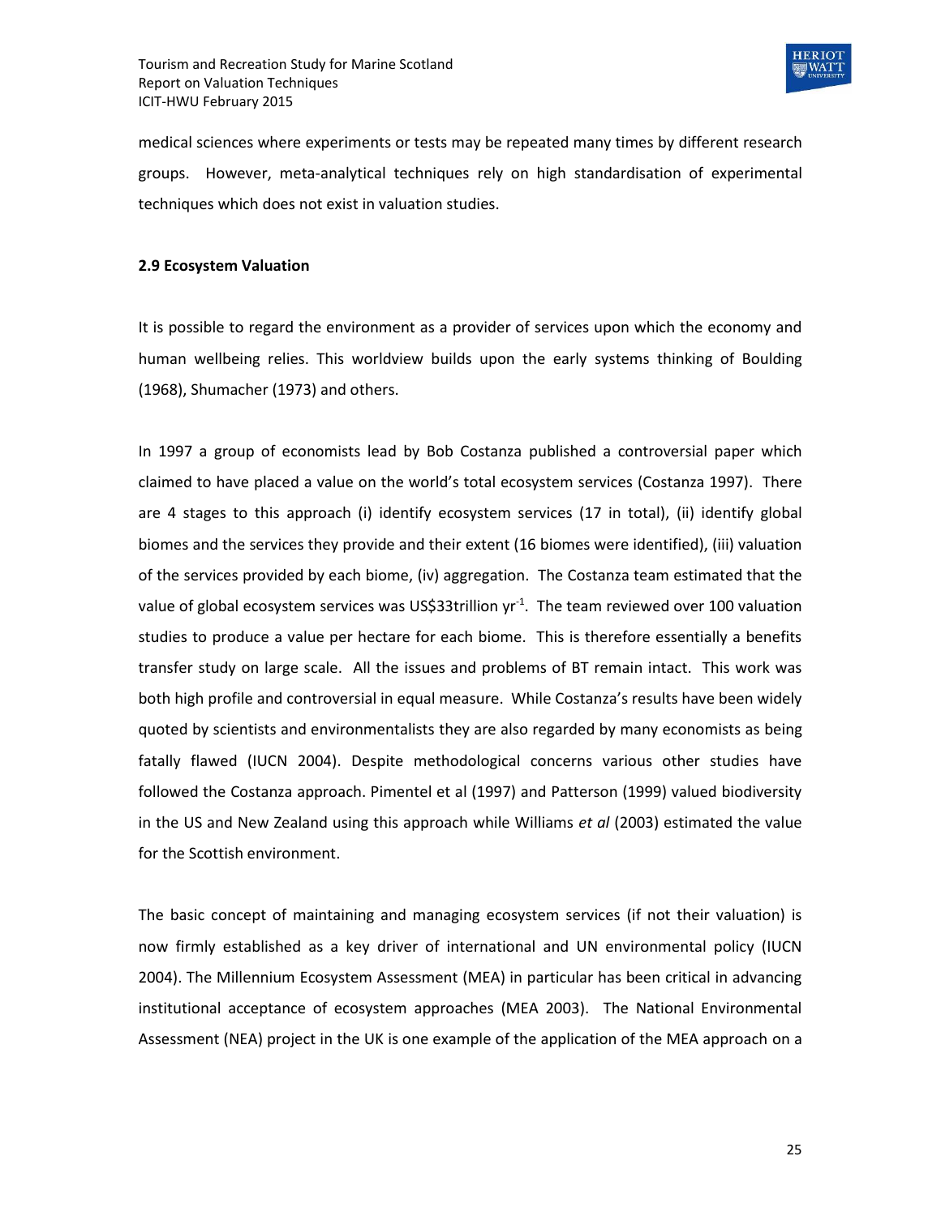medical sciences where experiments or tests may be repeated many times by different research groups. However, meta-analytical techniques rely on high standardisation of experimental techniques which does not exist in valuation studies.

**2.9 Ecosystem Valuation**

It is possible to regard the environment as a provider of services upon which the economy and human wellbeing relies. This worldview builds upon the early systems thinking of Boulding (1968), Shumacher (1973) and others.

In 1997 a group of economists lead by Bob Costanza published a controversial paper which claimed to have placed a value on the world's total ecosystem services (Costanza 1997). There are 4 stages to this approach (i) identify ecosystem services (17 in total), (ii) identify global biomes and the services they provide and their extent (16 biomes were identified), (iii) valuation of the services provided by each biome, (iv) aggregation. The Costanza team estimated that the value of global ecosystem services was US$33trillion $yr^{-1}$. The team reviewed over 100 valuation studies to produce a value per hectare for each biome. This is therefore essentially a benefits transfer study on large scale. All the issues and problems of BT remain intact. This work was both high profile and controversial in equal measure. While Costanza's results have been widely quoted by scientists and environmentalists they are also regarded by many economists as being fatally flawed (IUCN 2004). Despite methodological concerns various other studies have followed the Costanza approach. Pimentel et al (1997) and Patterson (1999) valued biodiversity in the US and New Zealand using this approach while Williams *et al* (2003) estimated the value for the Scottish environment.

The basic concept of maintaining and managing ecosystem services (if not their valuation) is now firmly established as a key driver of international and UN environmental policy (IUCN 2004). The Millennium Ecosystem Assessment (MEA) in particular has been critical in advancing institutional acceptance of ecosystem approaches (MEA 2003). The National Environmental Assessment (NEA) project in the UK is one example of the application of the MEA approach on a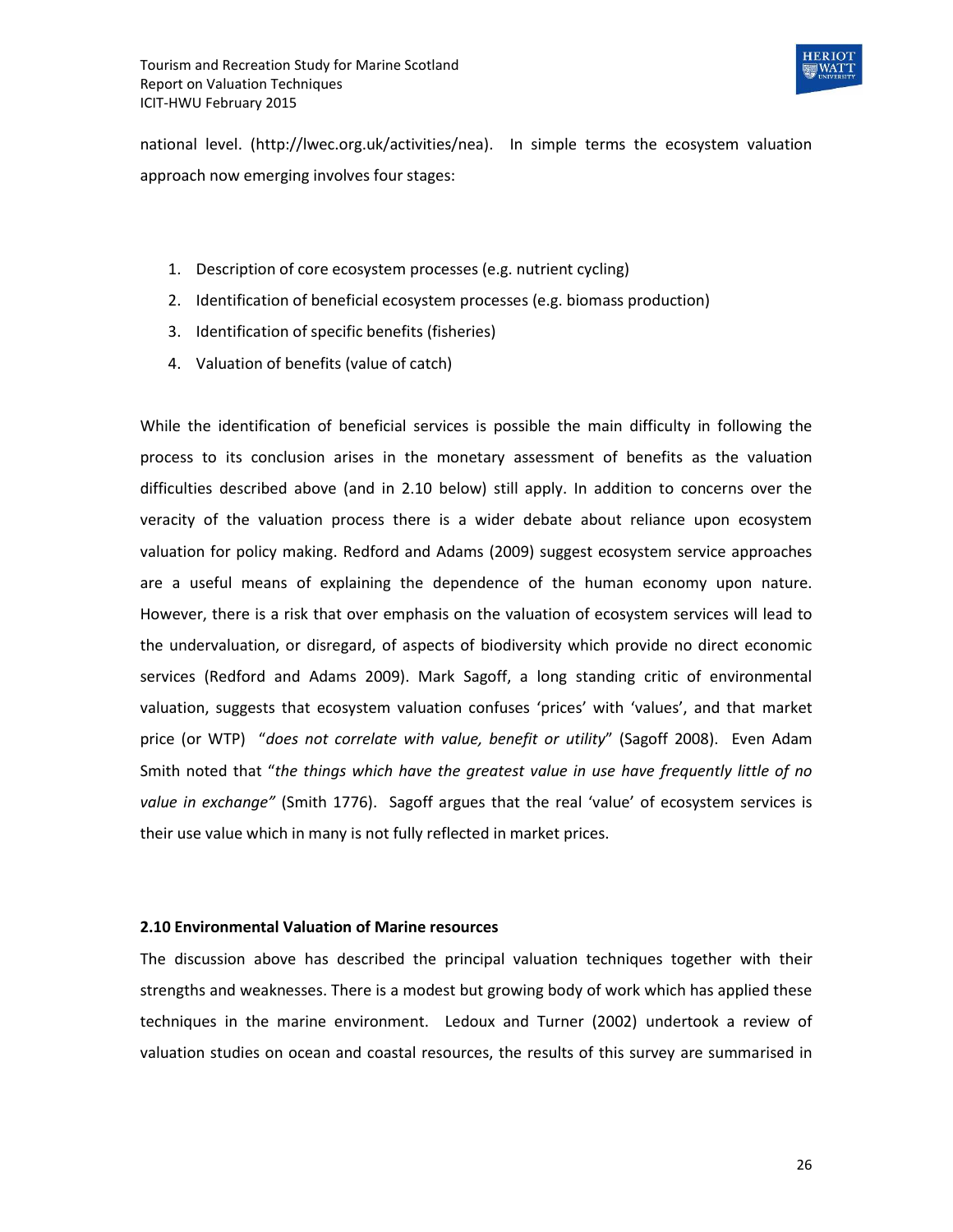national level. (http://lwec.org.uk/activities/nea). In simple terms the ecosystem valuation approach now emerging involves four stages:

1. Description of core ecosystem processes (e.g. nutrient cycling)
2. Identification of beneficial ecosystem processes (e.g. biomass production)
3. Identification of specific benefits (fisheries)
4. Valuation of benefits (value of catch)

While the identification of beneficial services is possible the main difficulty in following the process to its conclusion arises in the monetary assessment of benefits as the valuation difficulties described above (and in 2.10 below) still apply. In addition to concerns over the veracity of the valuation process there is a wider debate about reliance upon ecosystem valuation for policy making. Redford and Adams (2009) suggest ecosystem service approaches are a useful means of explaining the dependence of the human economy upon nature. However, there is a risk that over emphasis on the valuation of ecosystem services will lead to the undervaluation, or disregard, of aspects of biodiversity which provide no direct economic services (Redford and Adams 2009). Mark Sagoff, a long standing critic of environmental valuation, suggests that ecosystem valuation confuses 'prices' with 'values', and that market price (or WTP) "*does not correlate with value, benefit or utility*" (Sagoff 2008). Even Adam Smith noted that "*the things which have the greatest value in use have frequently little of no value in exchange"* (Smith 1776). Sagoff argues that the real 'value' of ecosystem services is their use value which in many is not fully reflected in market prices.

### 2.10 Environmental Valuation of Marine resources

The discussion above has described the principal valuation techniques together with their strengths and weaknesses. There is a modest but growing body of work which has applied these techniques in the marine environment. Ledoux and Turner (2002) undertook a review of valuation studies on ocean and coastal resources, the results of this survey are summarised in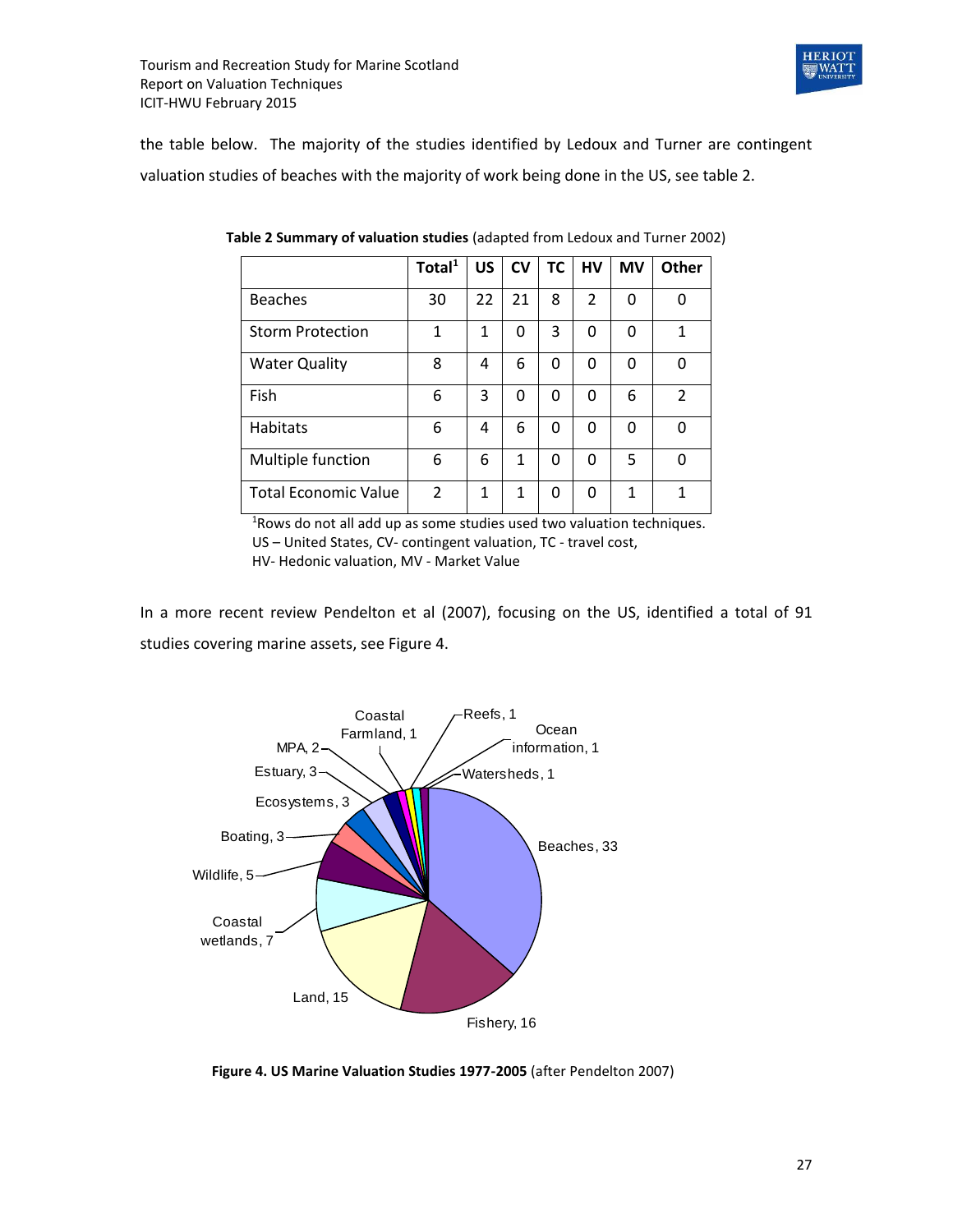the table below. The majority of the studies identified by Ledoux and Turner are contingent valuation studies of beaches with the majority of work being done in the US, see table 2.

**Table 2 Summary of valuation studies** (adapted from Ledoux and Turner 2002)

| | Total[1] | US | CV | TC | HV | MV | Other |
|---|---|---|---|---|---|---|---|
| Beaches | 30 | 22 | 21 | 8 | 2 | 0 | 0 |
| Storm Protection | 1 | 1 | 0 | 3 | 0 | 0 | 1 |
| Water Quality | 8 | 4 | 6 | 0 | 0 | 0 | 0 |
| Fish | 6 | 3 | 0 | 0 | 0 | 6 | 2 |
| Habitats | 6 | 4 | 6 | 0 | 0 | 0 | 0 |
| Multiple function | 6 | 6 | 1 | 0 | 0 | 5 | 0 |
| Total Economic Value | 2 | 1 | 1 | 0 | 0 | 1 | 1 |

[1]Rows do not all add up as some studies used two valuation techniques.
US – United States, CV- contingent valuation, TC - travel cost,
HV- Hedonic valuation, MV - Market Value

In a more recent review Pendelton et al (2007), focusing on the US, identified a total of 91 studies covering marine assets, see Figure 4.

**Figure 4. US Marine Valuation Studies 1977-2005** (after Pendelton 2007)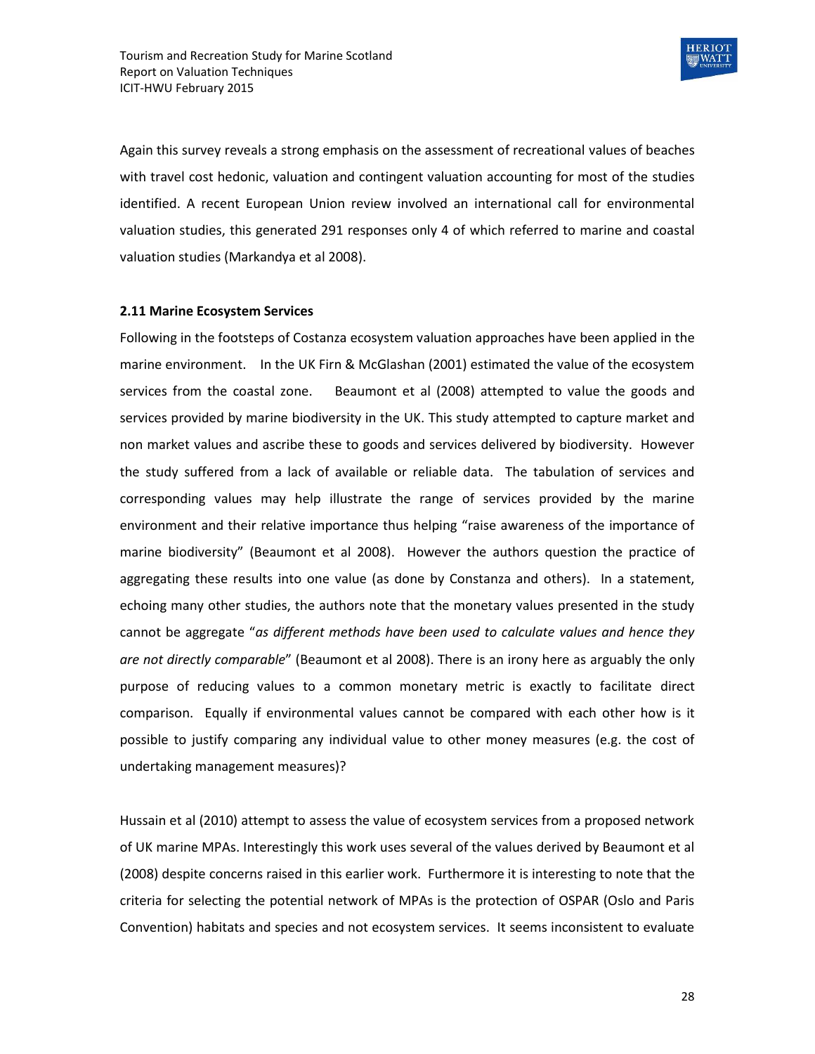Again this survey reveals a strong emphasis on the assessment of recreational values of beaches with travel cost hedonic, valuation and contingent valuation accounting for most of the studies identified. A recent European Union review involved an international call for environmental valuation studies, this generated 291 responses only 4 of which referred to marine and coastal valuation studies (Markandya et al 2008).

**2.11 Marine Ecosystem Services**

Following in the footsteps of Costanza ecosystem valuation approaches have been applied in the marine environment. In the UK Firn & McGlashan (2001) estimated the value of the ecosystem services from the coastal zone. Beaumont et al (2008) attempted to value the goods and services provided by marine biodiversity in the UK. This study attempted to capture market and non market values and ascribe these to goods and services delivered by biodiversity. However the study suffered from a lack of available or reliable data. The tabulation of services and corresponding values may help illustrate the range of services provided by the marine environment and their relative importance thus helping "raise awareness of the importance of marine biodiversity" (Beaumont et al 2008). However the authors question the practice of aggregating these results into one value (as done by Constanza and others). In a statement, echoing many other studies, the authors note that the monetary values presented in the study cannot be aggregate "*as different methods have been used to calculate values and hence they are not directly comparable*" (Beaumont et al 2008). There is an irony here as arguably the only purpose of reducing values to a common monetary metric is exactly to facilitate direct comparison. Equally if environmental values cannot be compared with each other how is it possible to justify comparing any individual value to other money measures (e.g. the cost of undertaking management measures)?

Hussain et al (2010) attempt to assess the value of ecosystem services from a proposed network of UK marine MPAs. Interestingly this work uses several of the values derived by Beaumont et al (2008) despite concerns raised in this earlier work. Furthermore it is interesting to note that the criteria for selecting the potential network of MPAs is the protection of OSPAR (Oslo and Paris Convention) habitats and species and not ecosystem services. It seems inconsistent to evaluate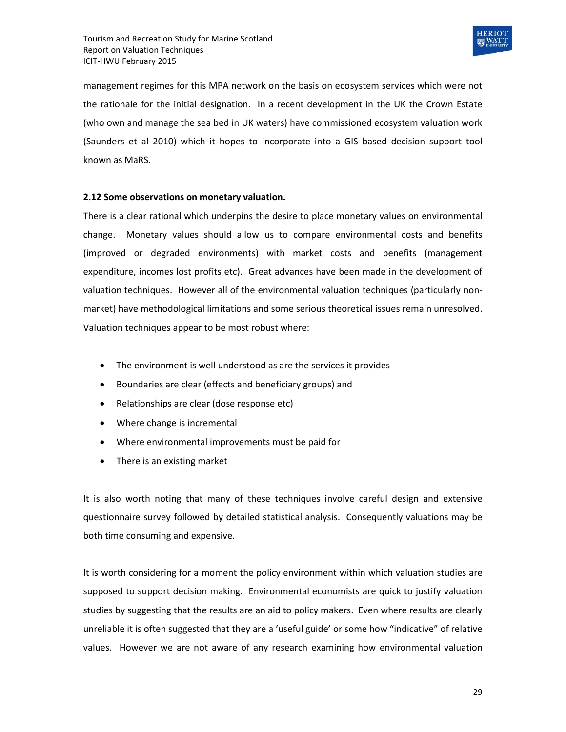management regimes for this MPA network on the basis on ecosystem services which were not the rationale for the initial designation. In a recent development in the UK the Crown Estate (who own and manage the sea bed in UK waters) have commissioned ecosystem valuation work (Saunders et al 2010) which it hopes to incorporate into a GIS based decision support tool known as MaRS.

### 2.12 Some observations on monetary valuation.

There is a clear rational which underpins the desire to place monetary values on environmental change. Monetary values should allow us to compare environmental costs and benefits (improved or degraded environments) with market costs and benefits (management expenditure, incomes lost profits etc). Great advances have been made in the development of valuation techniques. However all of the environmental valuation techniques (particularly non-market) have methodological limitations and some serious theoretical issues remain unresolved. Valuation techniques appear to be most robust where:

- The environment is well understood as are the services it provides
- Boundaries are clear (effects and beneficiary groups) and
- Relationships are clear (dose response etc)
- Where change is incremental
- Where environmental improvements must be paid for
- There is an existing market

It is also worth noting that many of these techniques involve careful design and extensive questionnaire survey followed by detailed statistical analysis. Consequently valuations may be both time consuming and expensive.

It is worth considering for a moment the policy environment within which valuation studies are supposed to support decision making. Environmental economists are quick to justify valuation studies by suggesting that the results are an aid to policy makers. Even where results are clearly unreliable it is often suggested that they are a 'useful guide' or some how "indicative" of relative values. However we are not aware of any research examining how environmental valuation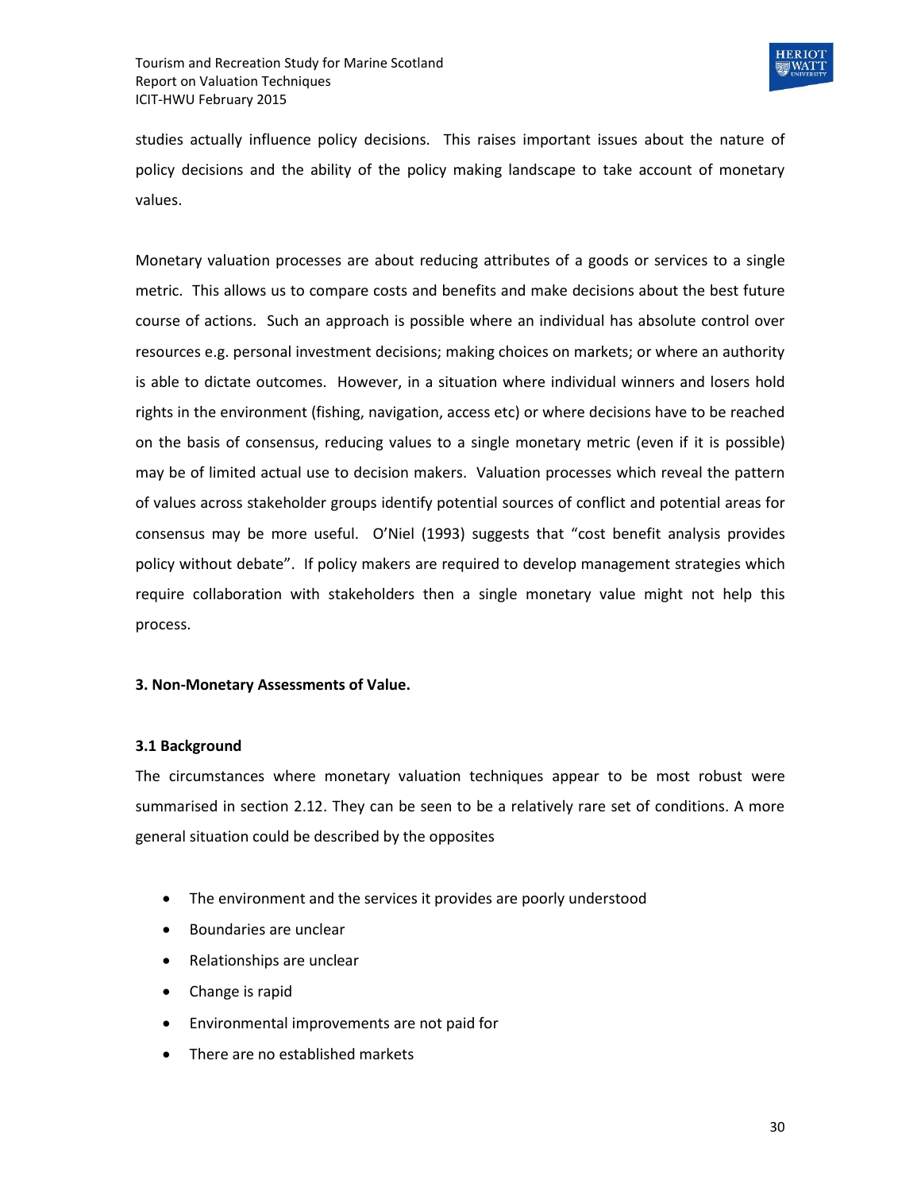studies actually influence policy decisions. This raises important issues about the nature of policy decisions and the ability of the policy making landscape to take account of monetary values.

Monetary valuation processes are about reducing attributes of a goods or services to a single metric. This allows us to compare costs and benefits and make decisions about the best future course of actions. Such an approach is possible where an individual has absolute control over resources e.g. personal investment decisions; making choices on markets; or where an authority is able to dictate outcomes. However, in a situation where individual winners and losers hold rights in the environment (fishing, navigation, access etc) or where decisions have to be reached on the basis of consensus, reducing values to a single monetary metric (even if it is possible) may be of limited actual use to decision makers. Valuation processes which reveal the pattern of values across stakeholder groups identify potential sources of conflict and potential areas for consensus may be more useful. O'Niel (1993) suggests that "cost benefit analysis provides policy without debate". If policy makers are required to develop management strategies which require collaboration with stakeholders then a single monetary value might not help this process.

## 3. Non-Monetary Assessments of Value.

### 3.1 Background

The circumstances where monetary valuation techniques appear to be most robust were summarised in section 2.12. They can be seen to be a relatively rare set of conditions. A more general situation could be described by the opposites

- The environment and the services it provides are poorly understood
- Boundaries are unclear
- Relationships are unclear
- Change is rapid
- Environmental improvements are not paid for
- There are no established markets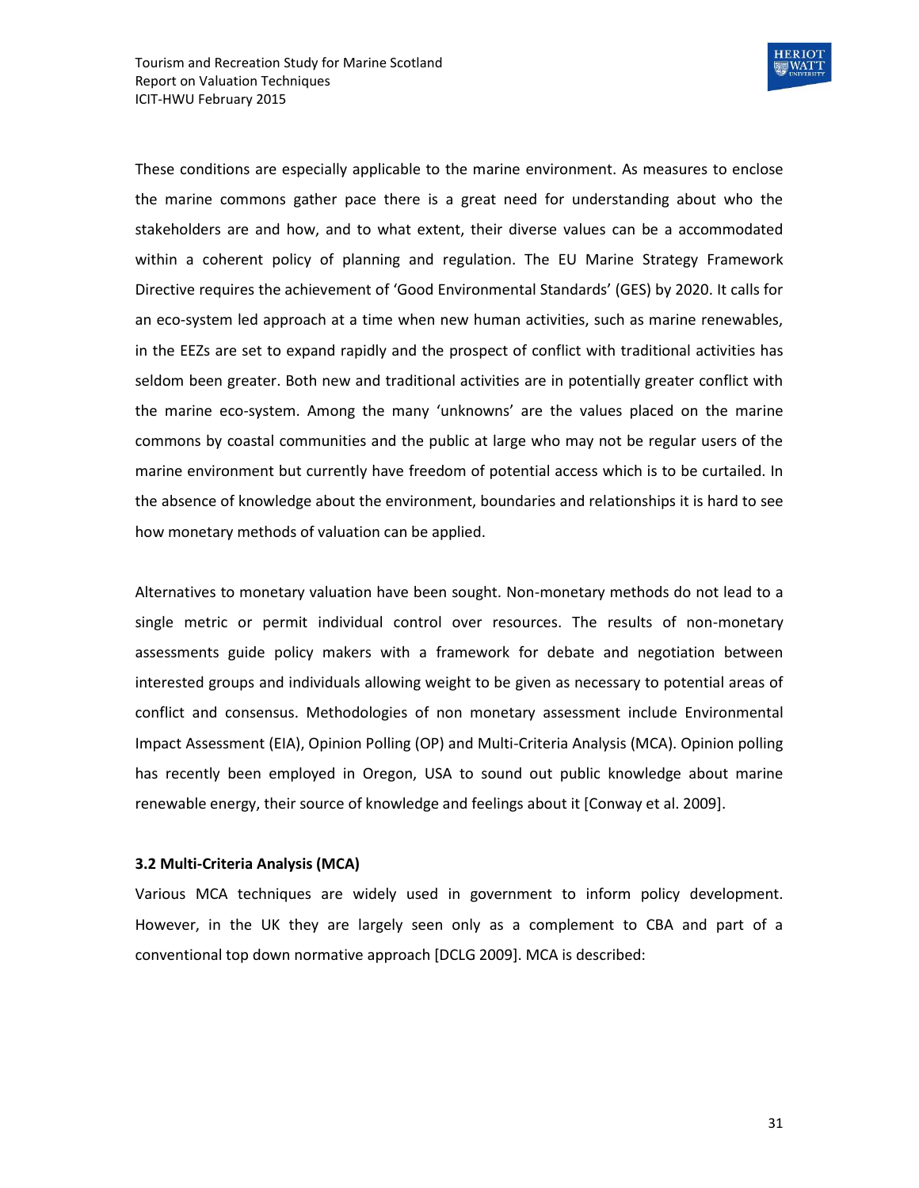These conditions are especially applicable to the marine environment. As measures to enclose the marine commons gather pace there is a great need for understanding about who the stakeholders are and how, and to what extent, their diverse values can be a accommodated within a coherent policy of planning and regulation. The EU Marine Strategy Framework Directive requires the achievement of 'Good Environmental Standards' (GES) by 2020. It calls for an eco-system led approach at a time when new human activities, such as marine renewables, in the EEZs are set to expand rapidly and the prospect of conflict with traditional activities has seldom been greater. Both new and traditional activities are in potentially greater conflict with the marine eco-system. Among the many 'unknowns' are the values placed on the marine commons by coastal communities and the public at large who may not be regular users of the marine environment but currently have freedom of potential access which is to be curtailed. In the absence of knowledge about the environment, boundaries and relationships it is hard to see how monetary methods of valuation can be applied.

Alternatives to monetary valuation have been sought. Non-monetary methods do not lead to a single metric or permit individual control over resources. The results of non-monetary assessments guide policy makers with a framework for debate and negotiation between interested groups and individuals allowing weight to be given as necessary to potential areas of conflict and consensus. Methodologies of non monetary assessment include Environmental Impact Assessment (EIA), Opinion Polling (OP) and Multi-Criteria Analysis (MCA). Opinion polling has recently been employed in Oregon, USA to sound out public knowledge about marine renewable energy, their source of knowledge and feelings about it [Conway et al. 2009].

### 3.2 Multi-Criteria Analysis (MCA)

Various MCA techniques are widely used in government to inform policy development. However, in the UK they are largely seen only as a complement to CBA and part of a conventional top down normative approach [DCLG 2009]. MCA is described: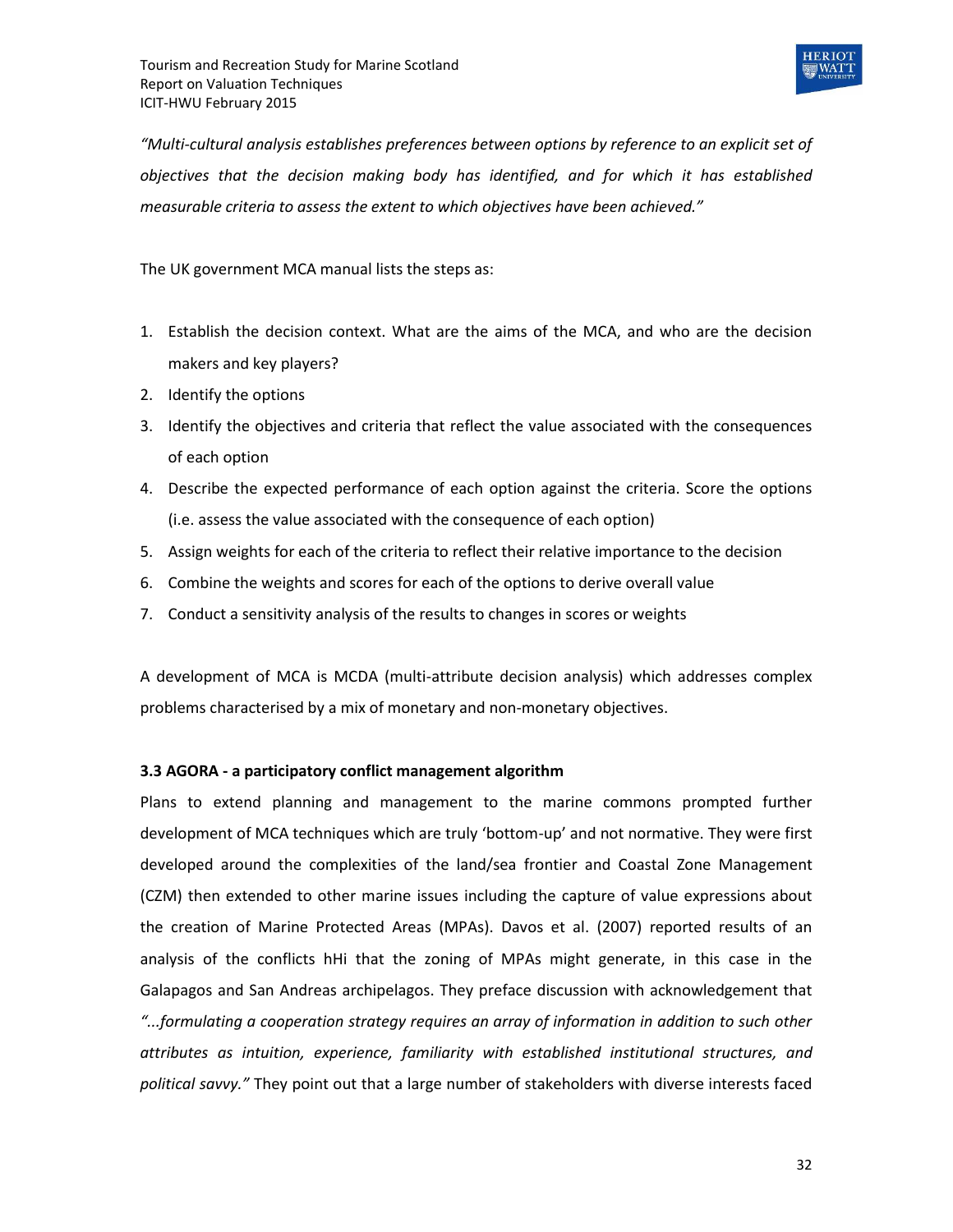*"Multi-cultural analysis establishes preferences between options by reference to an explicit set of objectives that the decision making body has identified, and for which it has established measurable criteria to assess the extent to which objectives have been achieved."*

The UK government MCA manual lists the steps as:

1. Establish the decision context. What are the aims of the MCA, and who are the decision makers and key players?
2. Identify the options
3. Identify the objectives and criteria that reflect the value associated with the consequences of each option
4. Describe the expected performance of each option against the criteria. Score the options (i.e. assess the value associated with the consequence of each option)
5. Assign weights for each of the criteria to reflect their relative importance to the decision
6. Combine the weights and scores for each of the options to derive overall value
7. Conduct a sensitivity analysis of the results to changes in scores or weights

A development of MCA is MCDA (multi-attribute decision analysis) which addresses complex problems characterised by a mix of monetary and non-monetary objectives.

### 3.3 AGORA - a participatory conflict management algorithm

Plans to extend planning and management to the marine commons prompted further development of MCA techniques which are truly 'bottom-up' and not normative. They were first developed around the complexities of the land/sea frontier and Coastal Zone Management (CZM) then extended to other marine issues including the capture of value expressions about the creation of Marine Protected Areas (MPAs). Davos et al. (2007) reported results of an analysis of the conflicts hHi that the zoning of MPAs might generate, in this case in the Galapagos and San Andreas archipelagos. They preface discussion with acknowledgement that *"...formulating a cooperation strategy requires an array of information in addition to such other attributes as intuition, experience, familiarity with established institutional structures, and political savvy."* They point out that a large number of stakeholders with diverse interests faced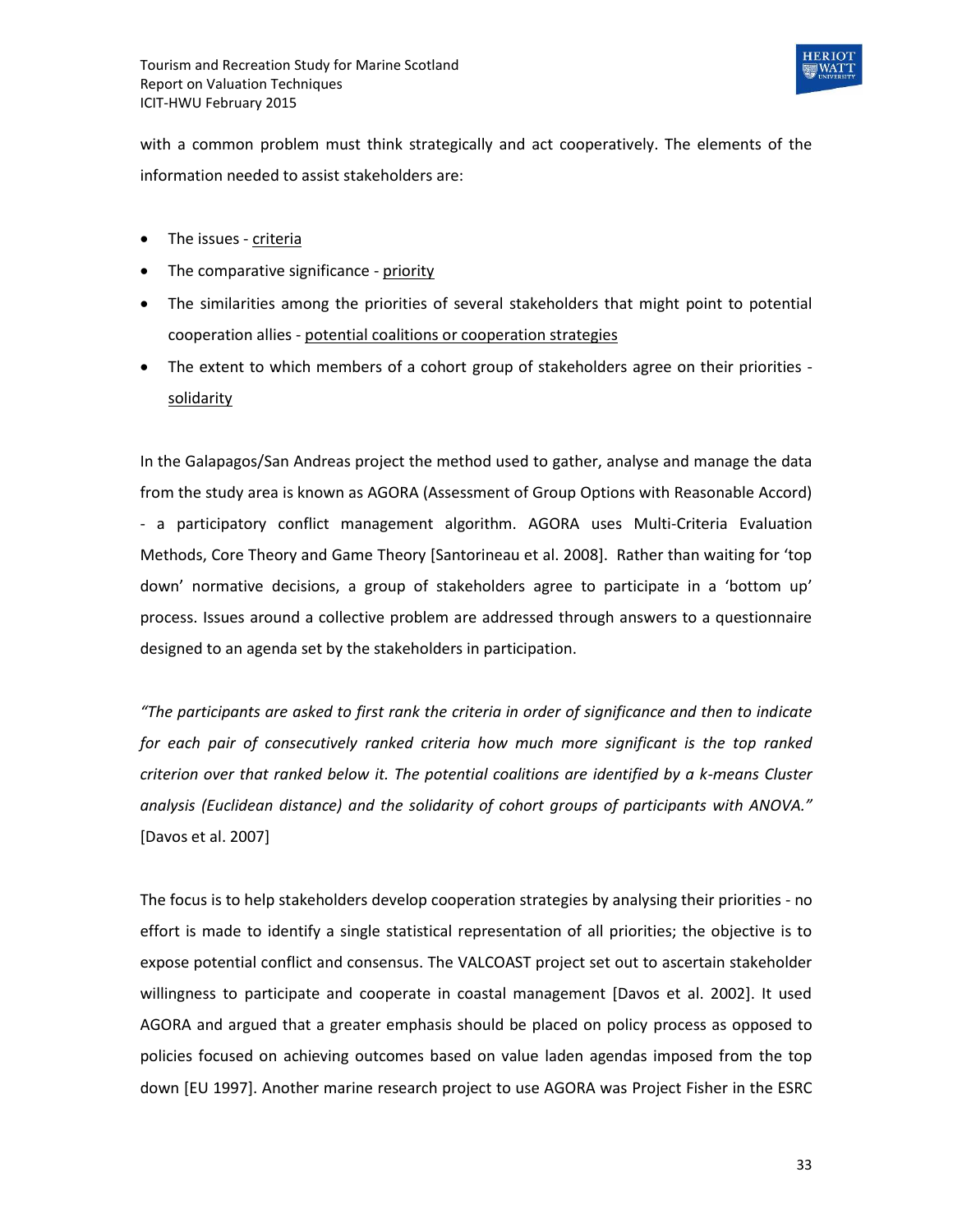with a common problem must think strategically and act cooperatively. The elements of the information needed to assist stakeholders are:

- The issues - criteria
- The comparative significance - priority
- The similarities among the priorities of several stakeholders that might point to potential cooperation allies - potential coalitions or cooperation strategies
- The extent to which members of a cohort group of stakeholders agree on their priorities - solidarity

In the Galapagos/San Andreas project the method used to gather, analyse and manage the data from the study area is known as AGORA (Assessment of Group Options with Reasonable Accord) - a participatory conflict management algorithm. AGORA uses Multi-Criteria Evaluation Methods, Core Theory and Game Theory [Santorineau et al. 2008]. Rather than waiting for 'top down' normative decisions, a group of stakeholders agree to participate in a 'bottom up' process. Issues around a collective problem are addressed through answers to a questionnaire designed to an agenda set by the stakeholders in participation.

*"The participants are asked to first rank the criteria in order of significance and then to indicate for each pair of consecutively ranked criteria how much more significant is the top ranked criterion over that ranked below it. The potential coalitions are identified by a k-means Cluster analysis (Euclidean distance) and the solidarity of cohort groups of participants with ANOVA."* [Davos et al. 2007]

The focus is to help stakeholders develop cooperation strategies by analysing their priorities - no effort is made to identify a single statistical representation of all priorities; the objective is to expose potential conflict and consensus. The VALCOAST project set out to ascertain stakeholder willingness to participate and cooperate in coastal management [Davos et al. 2002]. It used AGORA and argued that a greater emphasis should be placed on policy process as opposed to policies focused on achieving outcomes based on value laden agendas imposed from the top down [EU 1997]. Another marine research project to use AGORA was Project Fisher in the ESRC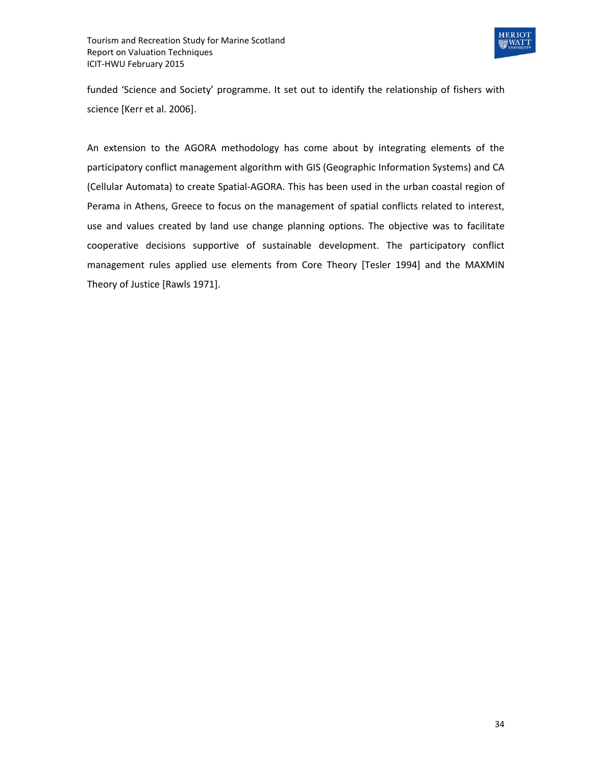funded ‘Science and Society’ programme. It set out to identify the relationship of fishers with science [Kerr et al. 2006].

An extension to the AGORA methodology has come about by integrating elements of the participatory conflict management algorithm with GIS (Geographic Information Systems) and CA (Cellular Automata) to create Spatial-AGORA. This has been used in the urban coastal region of Perama in Athens, Greece to focus on the management of spatial conflicts related to interest, use and values created by land use change planning options. The objective was to facilitate cooperative decisions supportive of sustainable development. The participatory conflict management rules applied use elements from Core Theory [Tesler 1994] and the MAXMIN Theory of Justice [Rawls 1971].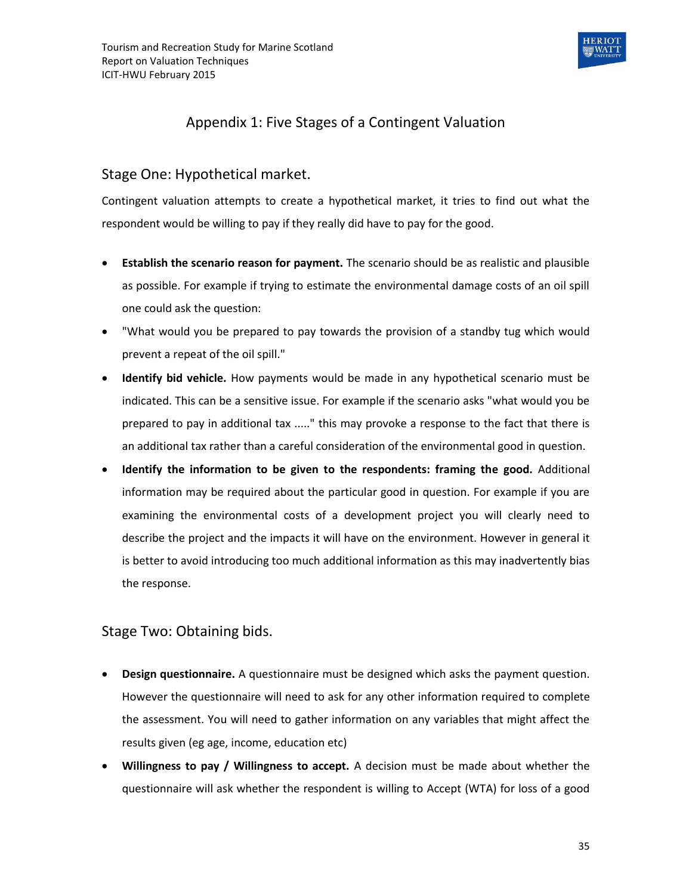# Appendix 1: Five Stages of a Contingent Valuation

## Stage One: Hypothetical market.

Contingent valuation attempts to create a hypothetical market, it tries to find out what the respondent would be willing to pay if they really did have to pay for the good.

- **Establish the scenario reason for payment.** The scenario should be as realistic and plausible as possible. For example if trying to estimate the environmental damage costs of an oil spill one could ask the question:
- "What would you be prepared to pay towards the provision of a standby tug which would prevent a repeat of the oil spill."
- **Identify bid vehicle.** How payments would be made in any hypothetical scenario must be indicated. This can be a sensitive issue. For example if the scenario asks "what would you be prepared to pay in additional tax ....." this may provoke a response to the fact that there is an additional tax rather than a careful consideration of the environmental good in question.
- **Identify the information to be given to the respondents: framing the good.** Additional information may be required about the particular good in question. For example if you are examining the environmental costs of a development project you will clearly need to describe the project and the impacts it will have on the environment. However in general it is better to avoid introducing too much additional information as this may inadvertently bias the response.

## Stage Two: Obtaining bids.

- **Design questionnaire.** A questionnaire must be designed which asks the payment question. However the questionnaire will need to ask for any other information required to complete the assessment. You will need to gather information on any variables that might affect the results given (eg age, income, education etc)
- **Willingness to pay / Willingness to accept.** A decision must be made about whether the questionnaire will ask whether the respondent is willing to Accept (WTA) for loss of a good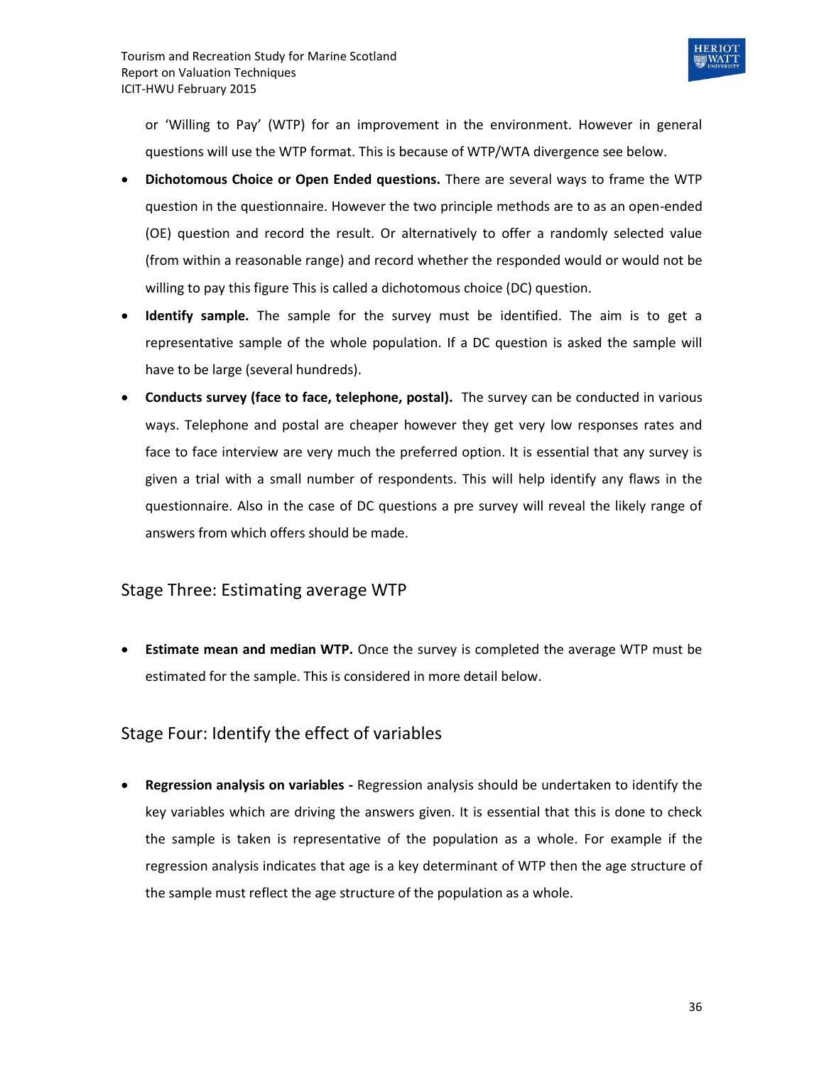or 'Willing to Pay' (WTP) for an improvement in the environment. However in general questions will use the WTP format. This is because of WTP/WTA divergence see below.

- **Dichotomous Choice or Open Ended questions.** There are several ways to frame the WTP question in the questionnaire. However the two principle methods are to as an open-ended (OE) question and record the result. Or alternatively to offer a randomly selected value (from within a reasonable range) and record whether the responded would or would not be willing to pay this figure This is called a dichotomous choice (DC) question.
- **Identify sample.** The sample for the survey must be identified. The aim is to get a representative sample of the whole population. If a DC question is asked the sample will have to be large (several hundreds).
- **Conducts survey (face to face, telephone, postal).** The survey can be conducted in various ways. Telephone and postal are cheaper however they get very low responses rates and face to face interview are very much the preferred option. It is essential that any survey is given a trial with a small number of respondents. This will help identify any flaws in the questionnaire. Also in the case of DC questions a pre survey will reveal the likely range of answers from which offers should be made.

## Stage Three: Estimating average WTP

- **Estimate mean and median WTP.** Once the survey is completed the average WTP must be estimated for the sample. This is considered in more detail below.

## Stage Four: Identify the effect of variables

- **Regression analysis on variables -** Regression analysis should be undertaken to identify the key variables which are driving the answers given. It is essential that this is done to check the sample is taken is representative of the population as a whole. For example if the regression analysis indicates that age is a key determinant of WTP then the age structure of the sample must reflect the age structure of the population as a whole.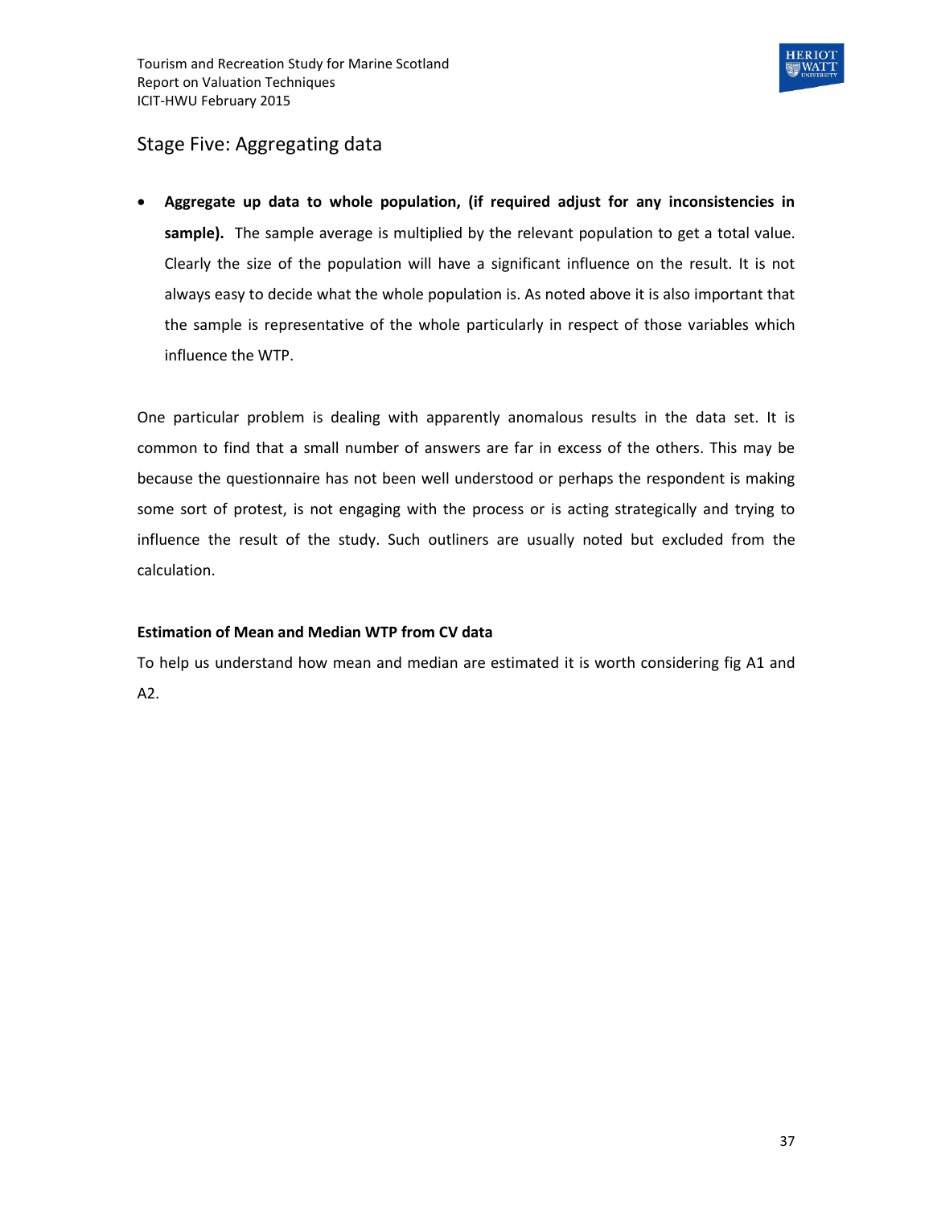## Stage Five: Aggregating data

- **Aggregate up data to whole population, (if required adjust for any inconsistencies in sample).** The sample average is multiplied by the relevant population to get a total value. Clearly the size of the population will have a significant influence on the result. It is not always easy to decide what the whole population is. As noted above it is also important that the sample is representative of the whole particularly in respect of those variables which influence the WTP.

One particular problem is dealing with apparently anomalous results in the data set. It is common to find that a small number of answers are far in excess of the others. This may be because the questionnaire has not been well understood or perhaps the respondent is making some sort of protest, is not engaging with the process or is acting strategically and trying to influence the result of the study. Such outliners are usually noted but excluded from the calculation.

**Estimation of Mean and Median WTP from CV data**

To help us understand how mean and median are estimated it is worth considering fig A1 and A2.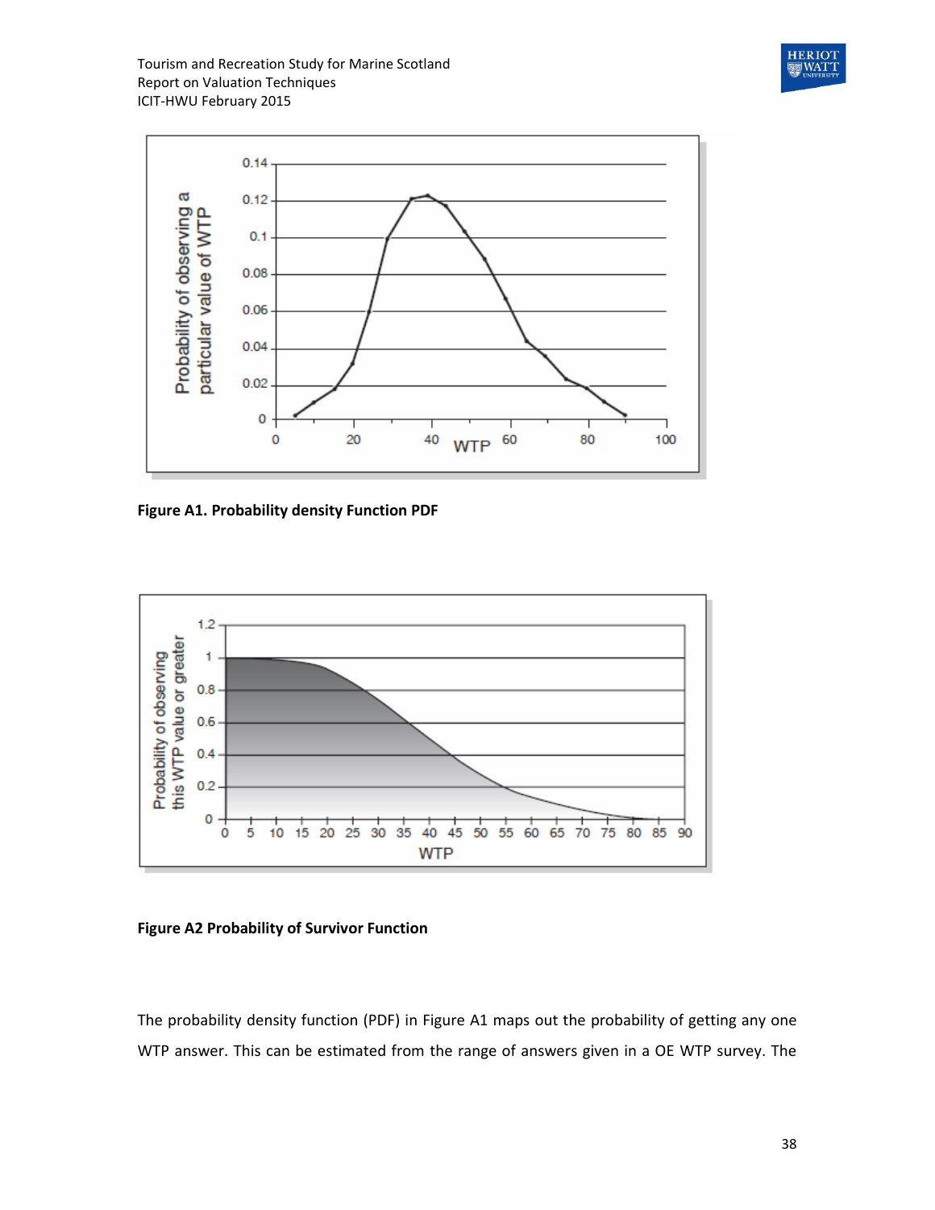**Figure A1. Probability density Function PDF**

**Figure A2 Probability of Survivor Function**

The probability density function (PDF) in Figure A1 maps out the probability of getting any one WTP answer. This can be estimated from the range of answers given in a OE WTP survey. The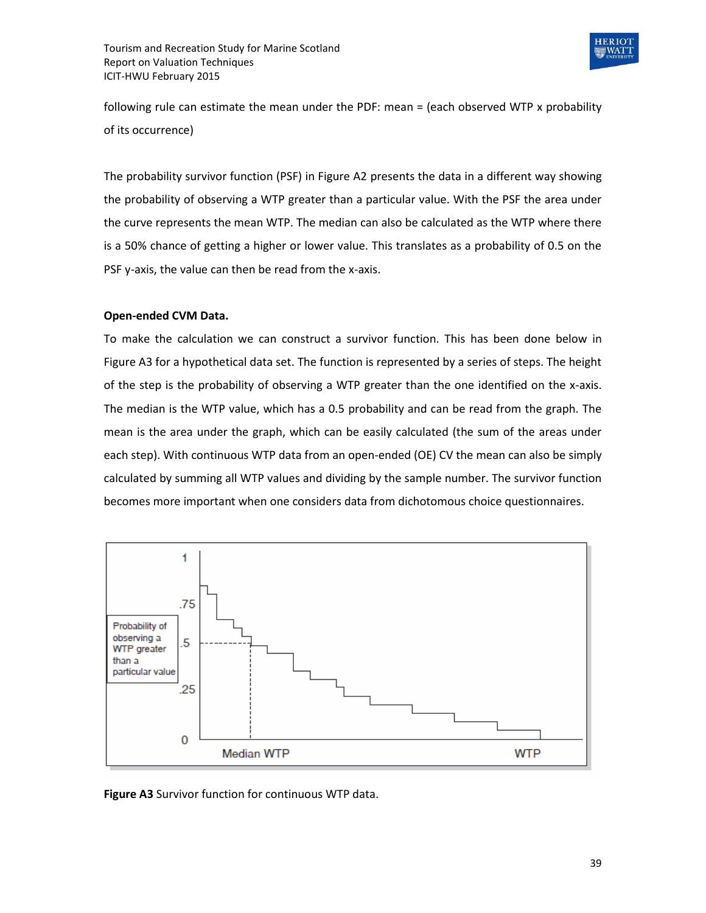following rule can estimate the mean under the PDF: mean = (each observed WTP x probability of its occurrence)

The probability survivor function (PSF) in Figure A2 presents the data in a different way showing the probability of observing a WTP greater than a particular value. With the PSF the area under the curve represents the mean WTP. The median can also be calculated as the WTP where there is a 50% chance of getting a higher or lower value. This translates as a probability of 0.5 on the PSF y-axis, the value can then be read from the x-axis.

**Open-ended CVM Data.**

To make the calculation we can construct a survivor function. This has been done below in Figure A3 for a hypothetical data set. The function is represented by a series of steps. The height of the step is the probability of observing a WTP greater than the one identified on the x-axis. The median is the WTP value, which has a 0.5 probability and can be read from the graph. The mean is the area under the graph, which can be easily calculated (the sum of the areas under each step). With continuous WTP data from an open-ended (OE) CV the mean can also be simply calculated by summing all WTP values and dividing by the sample number. The survivor function becomes more important when one considers data from dichotomous choice questionnaires.

**Figure A3** Survivor function for continuous WTP data.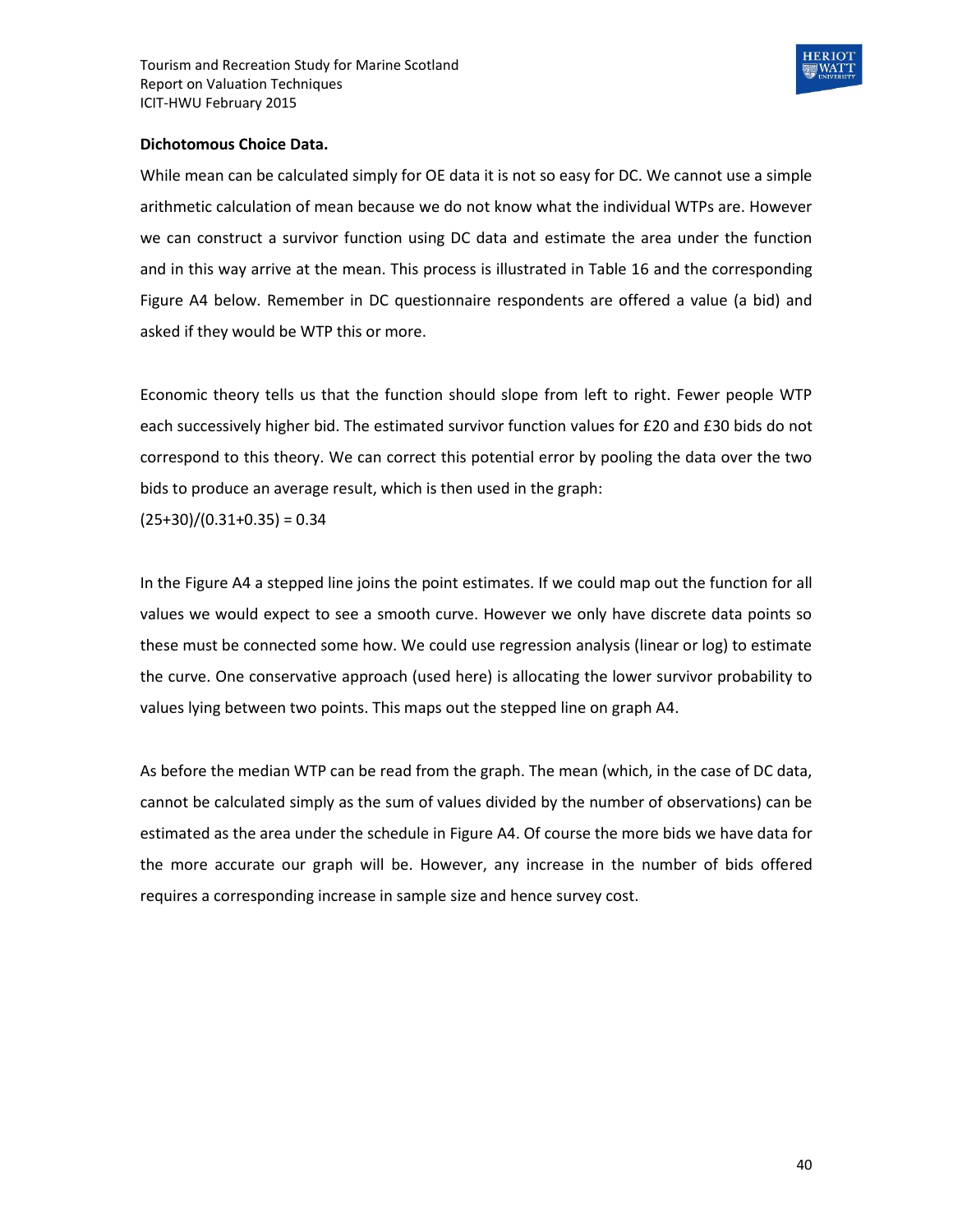**Dichotomous Choice Data.**

While mean can be calculated simply for OE data it is not so easy for DC. We cannot use a simple arithmetic calculation of mean because we do not know what the individual WTPs are. However we can construct a survivor function using DC data and estimate the area under the function and in this way arrive at the mean. This process is illustrated in Table 16 and the corresponding Figure A4 below. Remember in DC questionnaire respondents are offered a value (a bid) and asked if they would be WTP this or more.

Economic theory tells us that the function should slope from left to right. Fewer people WTP each successively higher bid. The estimated survivor function values for £20 and £30 bids do not correspond to this theory. We can correct this potential error by pooling the data over the two bids to produce an average result, which is then used in the graph:

(25+30)/(0.31+0.35) = 0.34

In the Figure A4 a stepped line joins the point estimates. If we could map out the function for all values we would expect to see a smooth curve. However we only have discrete data points so these must be connected some how. We could use regression analysis (linear or log) to estimate the curve. One conservative approach (used here) is allocating the lower survivor probability to values lying between two points. This maps out the stepped line on graph A4.

As before the median WTP can be read from the graph. The mean (which, in the case of DC data, cannot be calculated simply as the sum of values divided by the number of observations) can be estimated as the area under the schedule in Figure A4. Of course the more bids we have data for the more accurate our graph will be. However, any increase in the number of bids offered requires a corresponding increase in sample size and hence survey cost.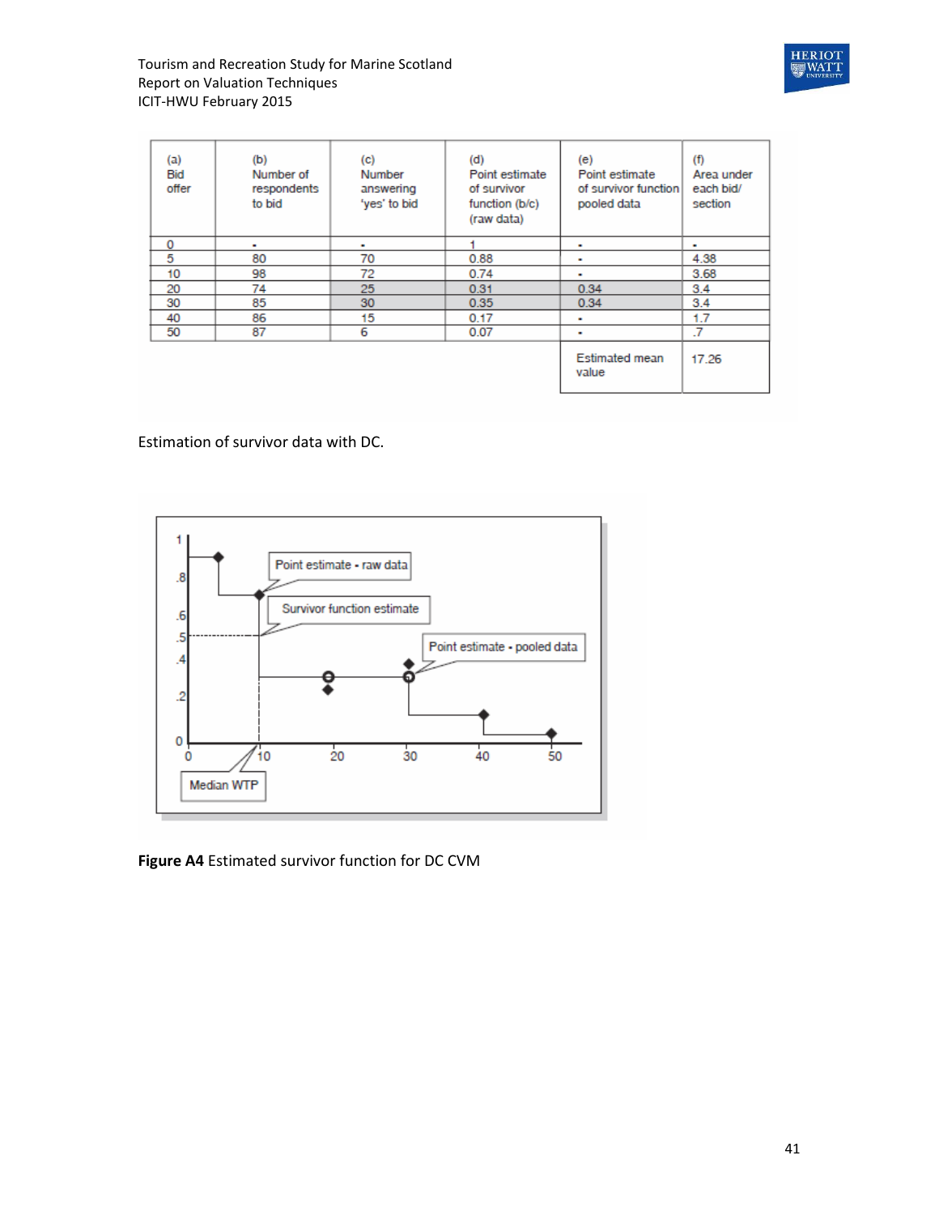| (a) Bid offer | (b) Number of respondents to bid | (c) Number answering 'yes' to bid | (d) Point estimate of survivor function (b/c) (raw data) | (e) Point estimate of survivor function pooled data | (f) Area under each bid/ section |
|---|---|---|---|---|---|
| 0 | - | - | 1 | - | - |
| 5 | 80 | 70 | 0.88 | - | 4.38 |
| 10 | 98 | 72 | 0.74 | - | 3.68 |
| 20 | 74 | 25 | 0.31 | 0.34 | 3.4 |
| 30 | 85 | 30 | 0.35 | 0.34 | 3.4 |
| 40 | 86 | 15 | 0.17 | - | 1.7 |
| 50 | 87 | 6 | 0.07 | - | .7 |
| | | | | Estimated mean value | 17.26 |

Estimation of survivor data with DC.

**Figure A4** Estimated survivor function for DC CVM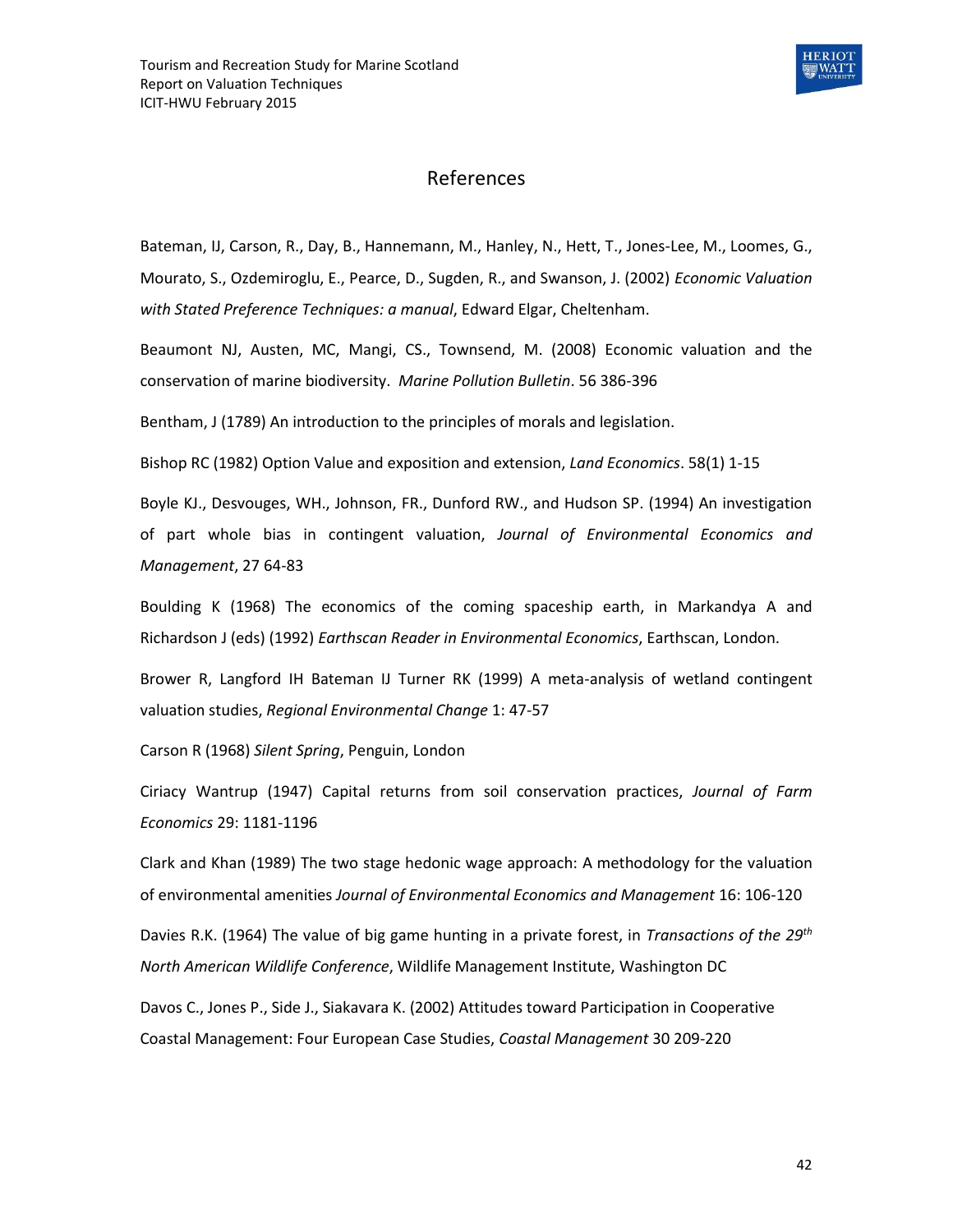# References

Bateman, IJ, Carson, R., Day, B., Hannemann, M., Hanley, N., Hett, T., Jones-Lee, M., Loomes, G., Mourato, S., Ozdemiroglu, E., Pearce, D., Sugden, R., and Swanson, J. (2002) *Economic Valuation with Stated Preference Techniques: a manual*, Edward Elgar, Cheltenham.

Beaumont NJ, Austen, MC, Mangi, CS., Townsend, M. (2008) Economic valuation and the conservation of marine biodiversity. *Marine Pollution Bulletin*. 56 386-396

Bentham, J (1789) An introduction to the principles of morals and legislation.

Bishop RC (1982) Option Value and exposition and extension, *Land Economics*. 58(1) 1-15

Boyle KJ., Desvouges, WH., Johnson, FR., Dunford RW., and Hudson SP. (1994) An investigation of part whole bias in contingent valuation, *Journal of Environmental Economics and Management*, 27 64-83

Boulding K (1968) The economics of the coming spaceship earth, in Markandya A and Richardson J (eds) (1992) *Earthscan Reader in Environmental Economics*, Earthscan, London.

Brower R, Langford IH Bateman IJ Turner RK (1999) A meta-analysis of wetland contingent valuation studies, *Regional Environmental Change* 1: 47-57

Carson R (1968) *Silent Spring*, Penguin, London

Ciriacy Wantrup (1947) Capital returns from soil conservation practices, *Journal of Farm Economics* 29: 1181-1196

Clark and Khan (1989) The two stage hedonic wage approach: A methodology for the valuation of environmental amenities *Journal of Environmental Economics and Management* 16: 106-120

Davies R.K. (1964) The value of big game hunting in a private forest, in *Transactions of the 29th North American Wildlife Conference*, Wildlife Management Institute, Washington DC

Davos C., Jones P., Side J., Siakavara K. (2002) Attitudes toward Participation in Cooperative Coastal Management: Four European Case Studies, *Coastal Management* 30 209-220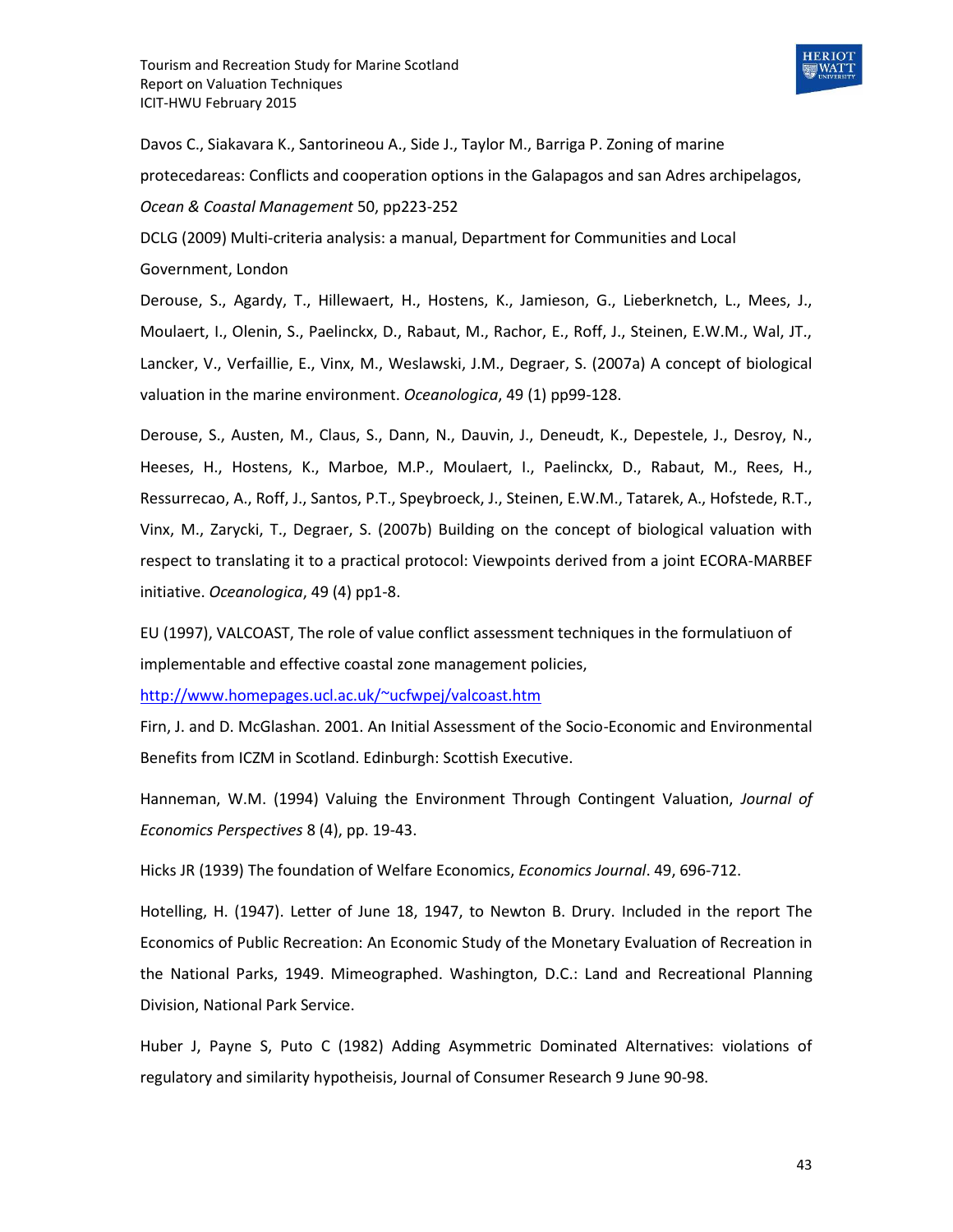Davos C., Siakavara K., Santorineou A., Side J., Taylor M., Barriga P. Zoning of marine protecedareas: Conflicts and cooperation options in the Galapagos and san Adres archipelagos, *Ocean & Coastal Management* 50, pp223-252

DCLG (2009) Multi-criteria analysis: a manual, Department for Communities and Local Government, London

Derouse, S., Agardy, T., Hillewaert, H., Hostens, K., Jamieson, G., Lieberknetch, L., Mees, J., Moulaert, I., Olenin, S., Paelinckx, D., Rabaut, M., Rachor, E., Roff, J., Steinen, E.W.M., Wal, JT., Lancker, V., Verfaillie, E., Vinx, M., Weslawski, J.M., Degraer, S. (2007a) A concept of biological valuation in the marine environment. *Oceanologica*, 49 (1) pp99-128.

Derouse, S., Austen, M., Claus, S., Dann, N., Dauvin, J., Deneudt, K., Depestele, J., Desroy, N., Heeses, H., Hostens, K., Marboe, M.P., Moulaert, I., Paelinckx, D., Rabaut, M., Rees, H., Ressurrecao, A., Roff, J., Santos, P.T., Speybroeck, J., Steinen, E.W.M., Tatarek, A., Hofstede, R.T., Vinx, M., Zarycki, T., Degraer, S. (2007b) Building on the concept of biological valuation with respect to translating it to a practical protocol: Viewpoints derived from a joint ECORA-MARBEF initiative. *Oceanologica*, 49 (4) pp1-8.

EU (1997), VALCOAST, The role of value conflict assessment techniques in the formulatiuon of implementable and effective coastal zone management policies, http://www.homepages.ucl.ac.uk/~ucfwpej/valcoast.htm

Firn, J. and D. McGlashan. 2001. An Initial Assessment of the Socio-Economic and Environmental Benefits from ICZM in Scotland. Edinburgh: Scottish Executive.

Hanneman, W.M. (1994) Valuing the Environment Through Contingent Valuation, *Journal of Economics Perspectives* 8 (4), pp. 19-43.

Hicks JR (1939) The foundation of Welfare Economics, *Economics Journal*. 49, 696-712.

Hotelling, H. (1947). Letter of June 18, 1947, to Newton B. Drury. Included in the report The Economics of Public Recreation: An Economic Study of the Monetary Evaluation of Recreation in the National Parks, 1949. Mimeographed. Washington, D.C.: Land and Recreational Planning Division, National Park Service.

Huber J, Payne S, Puto C (1982) Adding Asymmetric Dominated Alternatives: violations of regulatory and similarity hypotheisis, Journal of Consumer Research 9 June 90-98.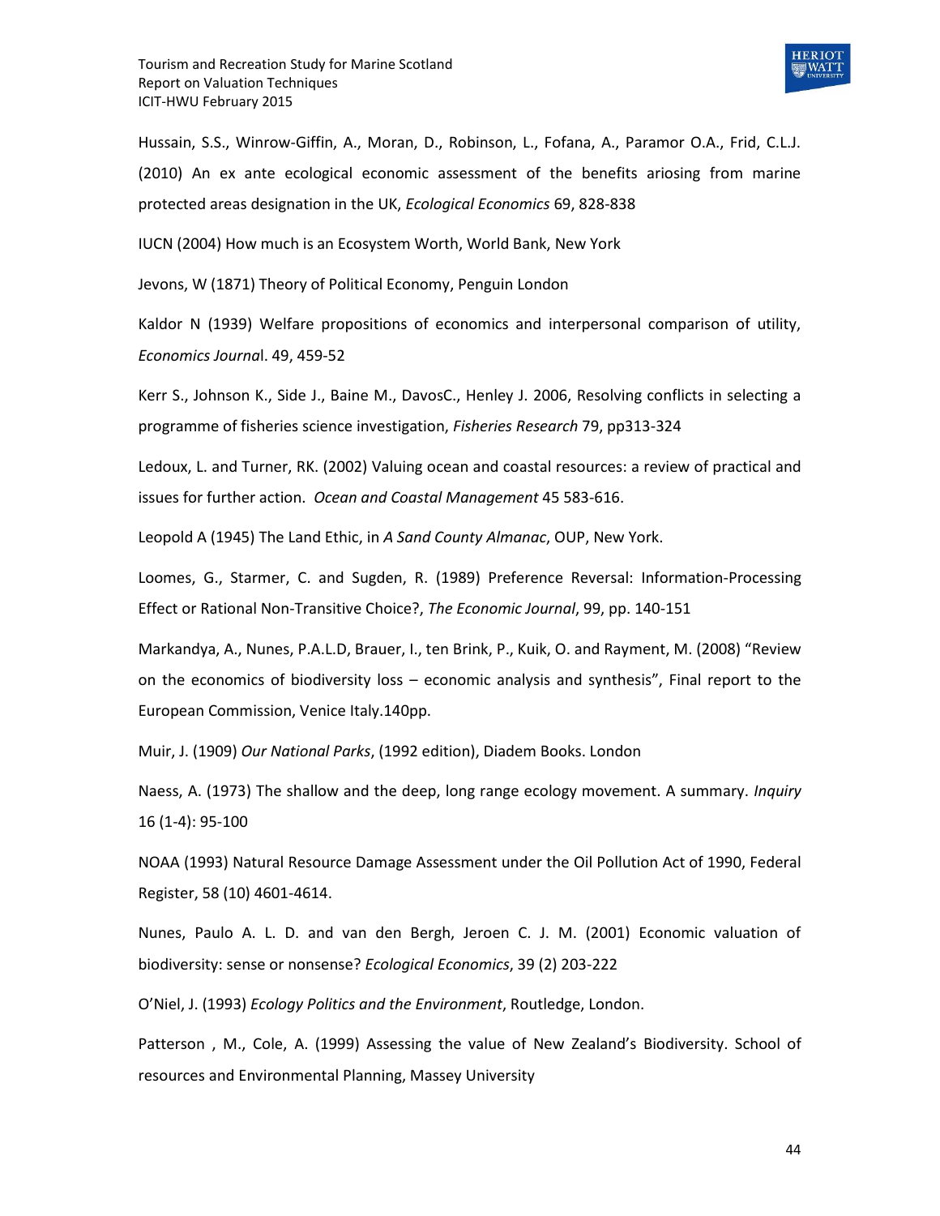Hussain, S.S., Winrow-Giffin, A., Moran, D., Robinson, L., Fofana, A., Paramor O.A., Frid, C.L.J. (2010) An ex ante ecological economic assessment of the benefits ariosing from marine protected areas designation in the UK, *Ecological Economics* 69, 828-838

IUCN (2004) How much is an Ecosystem Worth, World Bank, New York

Jevons, W (1871) Theory of Political Economy, Penguin London

Kaldor N (1939) Welfare propositions of economics and interpersonal comparison of utility, *Economics Journa*l. 49, 459-52

Kerr S., Johnson K., Side J., Baine M., DavosC., Henley J. 2006, Resolving conflicts in selecting a programme of fisheries science investigation, *Fisheries Research* 79, pp313-324

Ledoux, L. and Turner, RK. (2002) Valuing ocean and coastal resources: a review of practical and issues for further action. *Ocean and Coastal Management* 45 583-616.

Leopold A (1945) The Land Ethic, in *A Sand County Almanac*, OUP, New York.

Loomes, G., Starmer, C. and Sugden, R. (1989) Preference Reversal: Information-Processing Effect or Rational Non-Transitive Choice?, *The Economic Journal*, 99, pp. 140-151

Markandya, A., Nunes, P.A.L.D, Brauer, I., ten Brink, P., Kuik, O. and Rayment, M. (2008) "Review on the economics of biodiversity loss – economic analysis and synthesis", Final report to the European Commission, Venice Italy.140pp.

Muir, J. (1909) *Our National Parks*, (1992 edition), Diadem Books. London

Naess, A. (1973) The shallow and the deep, long range ecology movement. A summary. *Inquiry* 16 (1-4): 95-100

NOAA (1993) Natural Resource Damage Assessment under the Oil Pollution Act of 1990, Federal Register, 58 (10) 4601-4614.

Nunes, Paulo A. L. D. and van den Bergh, Jeroen C. J. M. (2001) Economic valuation of biodiversity: sense or nonsense? *Ecological Economics*, 39 (2) 203-222

O'Niel, J. (1993) *Ecology Politics and the Environment*, Routledge, London.

Patterson , M., Cole, A. (1999) Assessing the value of New Zealand's Biodiversity. School of resources and Environmental Planning, Massey University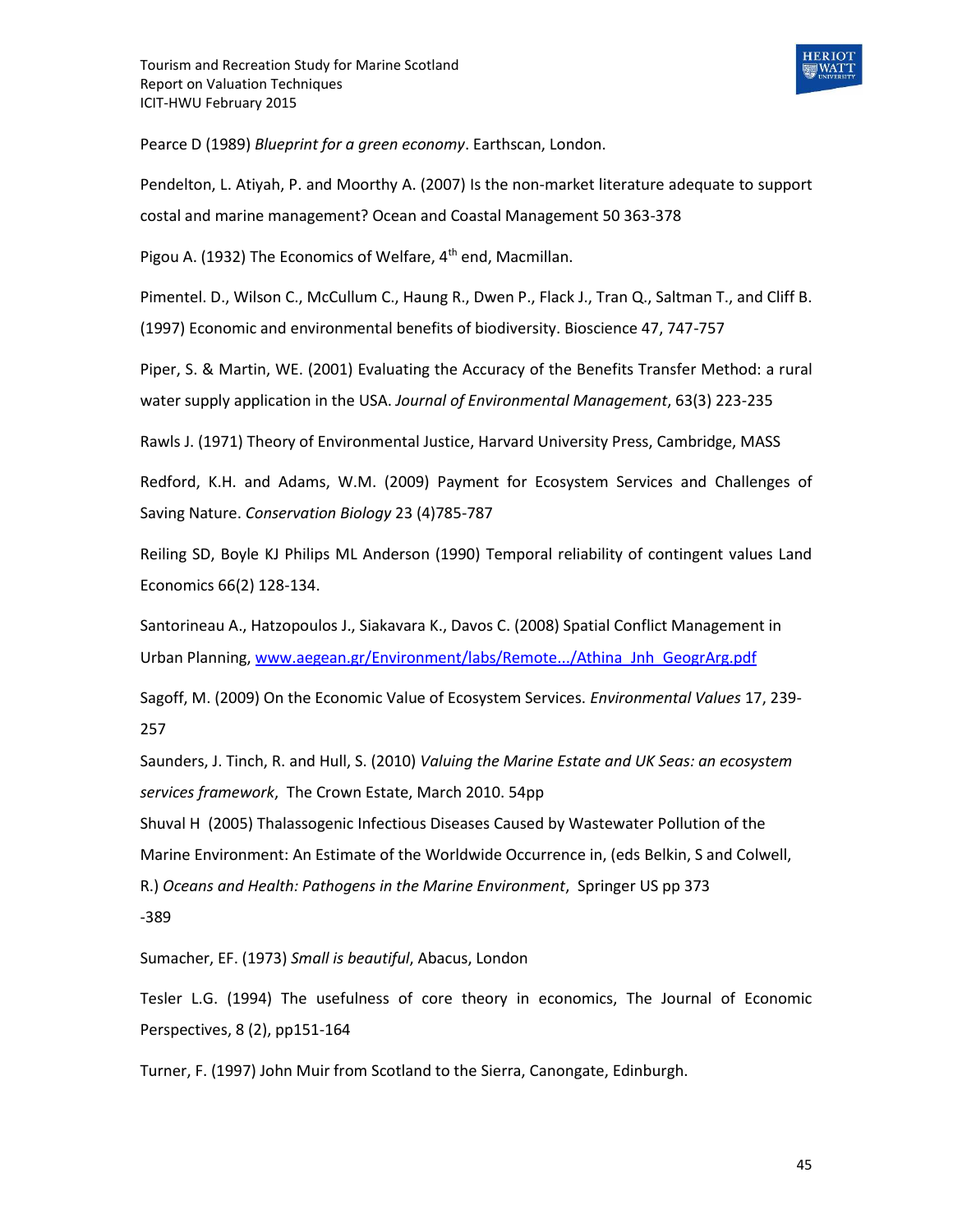Pearce D (1989) *Blueprint for a green economy*. Earthscan, London.

Pendelton, L. Atiyah, P. and Moorthy A. (2007) Is the non-market literature adequate to support costal and marine management? Ocean and Coastal Management 50 363-378

Pigou A. (1932) The Economics of Welfare, 4th end, Macmillan.

Pimentel. D., Wilson C., McCullum C., Haung R., Dwen P., Flack J., Tran Q., Saltman T., and Cliff B. (1997) Economic and environmental benefits of biodiversity. Bioscience 47, 747-757

Piper, S. & Martin, WE. (2001) Evaluating the Accuracy of the Benefits Transfer Method: a rural water supply application in the USA. *Journal of Environmental Management*, 63(3) 223-235

Rawls J. (1971) Theory of Environmental Justice, Harvard University Press, Cambridge, MASS

Redford, K.H. and Adams, W.M. (2009) Payment for Ecosystem Services and Challenges of Saving Nature. *Conservation Biology* 23 (4)785-787

Reiling SD, Boyle KJ Philips ML Anderson (1990) Temporal reliability of contingent values Land Economics 66(2) 128-134.

Santorineau A., Hatzopoulos J., Siakavara K., Davos C. (2008) Spatial Conflict Management in Urban Planning, www.aegean.gr/Environment/labs/Remote.../Athina_Jnh_GeogrArg.pdf

Sagoff, M. (2009) On the Economic Value of Ecosystem Services. *Environmental Values* 17, 239-257

Saunders, J. Tinch, R. and Hull, S. (2010) *Valuing the Marine Estate and UK Seas: an ecosystem services framework*, The Crown Estate, March 2010. 54pp

Shuval H (2005) Thalassogenic Infectious Diseases Caused by Wastewater Pollution of the Marine Environment: An Estimate of the Worldwide Occurrence in, (eds Belkin, S and Colwell, R.) *Oceans and Health: Pathogens in the Marine Environment*, Springer US pp 373 -389

Sumacher, EF. (1973) *Small is beautiful*, Abacus, London

Tesler L.G. (1994) The usefulness of core theory in economics, The Journal of Economic Perspectives, 8 (2), pp151-164

Turner, F. (1997) John Muir from Scotland to the Sierra, Canongate, Edinburgh.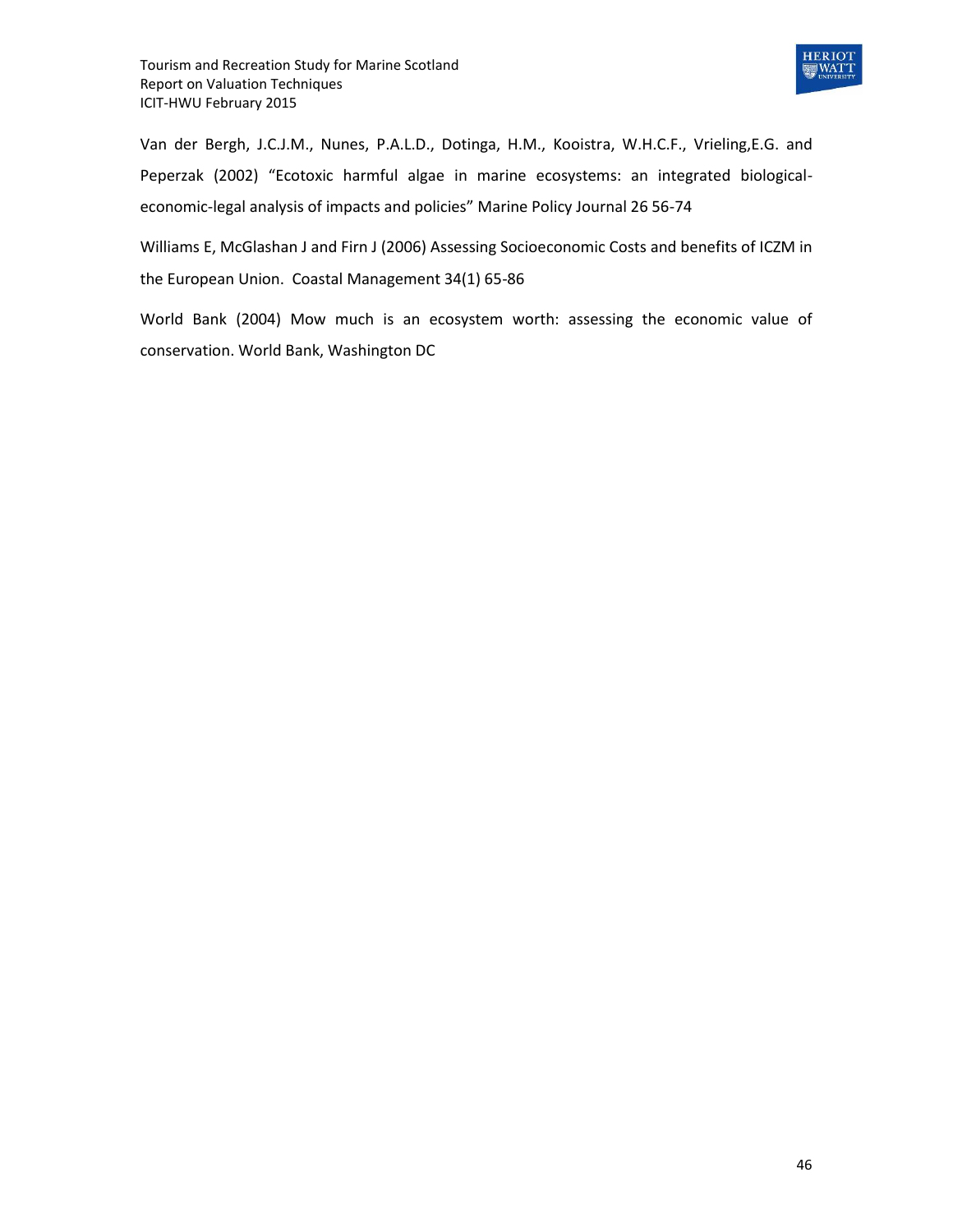Van der Bergh, J.C.J.M., Nunes, P.A.L.D., Dotinga, H.M., Kooistra, W.H.C.F., Vrieling,E.G. and Peperzak (2002) "Ecotoxic harmful algae in marine ecosystems: an integrated biological-economic-legal analysis of impacts and policies" Marine Policy Journal 26 56-74

Williams E, McGlashan J and Firn J (2006) Assessing Socioeconomic Costs and benefits of ICZM in the European Union. Coastal Management 34(1) 65-86

World Bank (2004) Mow much is an ecosystem worth: assessing the economic value of conservation. World Bank, Washington DC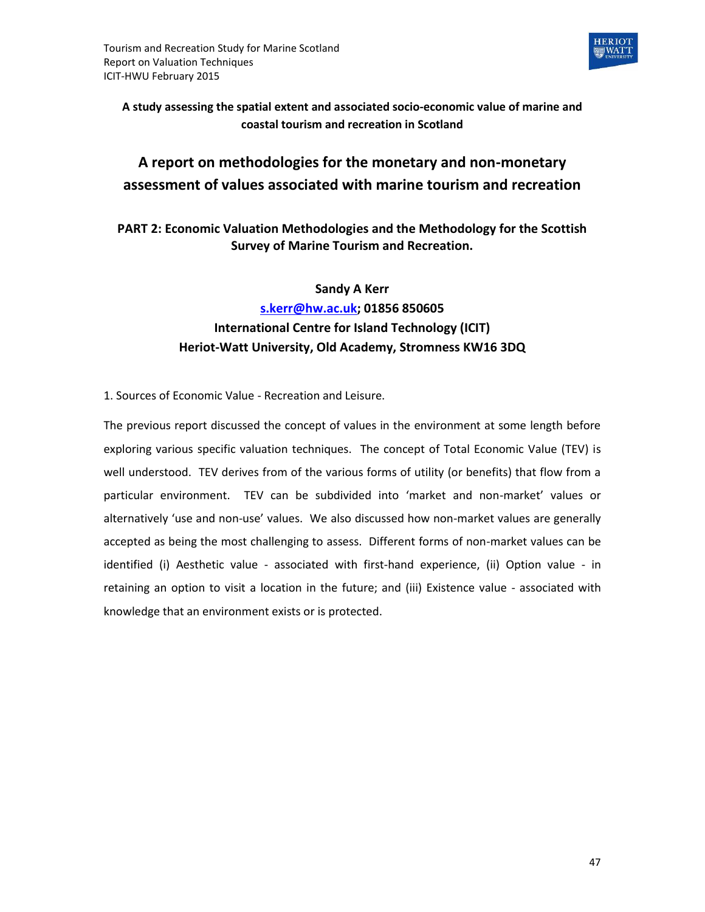**A study assessing the spatial extent and associated socio-economic value of marine and coastal tourism and recreation in Scotland**

# A report on methodologies for the monetary and non-monetary assessment of values associated with marine tourism and recreation

## PART 2: Economic Valuation Methodologies and the Methodology for the Scottish Survey of Marine Tourism and Recreation.

**Sandy A Kerr**

**s.kerr@hw.ac.uk; 01856 850605**

**International Centre for Island Technology (ICIT)**

**Heriot-Watt University, Old Academy, Stromness KW16 3DQ**

1. Sources of Economic Value - Recreation and Leisure.

The previous report discussed the concept of values in the environment at some length before exploring various specific valuation techniques. The concept of Total Economic Value (TEV) is well understood. TEV derives from of the various forms of utility (or benefits) that flow from a particular environment. TEV can be subdivided into 'market and non-market' values or alternatively 'use and non-use' values. We also discussed how non-market values are generally accepted as being the most challenging to assess. Different forms of non-market values can be identified (i) Aesthetic value - associated with first-hand experience, (ii) Option value - in retaining an option to visit a location in the future; and (iii) Existence value - associated with knowledge that an environment exists or is protected.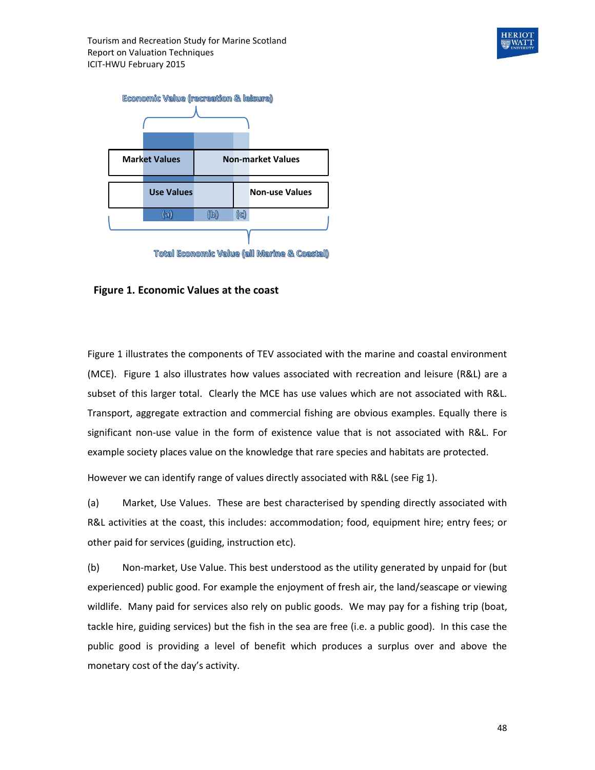Economic Value (recreation & leisure)

| Market Values | Non-market Values | |
|---|---|---|
| Use Values | | Non-use Values |
| (a) | (b) | (c) |

Total Economic Value (all Marine & Coastal)

**Figure 1. Economic Values at the coast**

Figure 1 illustrates the components of TEV associated with the marine and coastal environment (MCE). Figure 1 also illustrates how values associated with recreation and leisure (R&L) are a subset of this larger total. Clearly the MCE has use values which are not associated with R&L. Transport, aggregate extraction and commercial fishing are obvious examples. Equally there is significant non-use value in the form of existence value that is not associated with R&L. For example society places value on the knowledge that rare species and habitats are protected.

However we can identify range of values directly associated with R&L (see Fig 1).

(a) Market, Use Values. These are best characterised by spending directly associated with R&L activities at the coast, this includes: accommodation; food, equipment hire; entry fees; or other paid for services (guiding, instruction etc).

(b) Non-market, Use Value. This best understood as the utility generated by unpaid for (but experienced) public good. For example the enjoyment of fresh air, the land/seascape or viewing wildlife. Many paid for services also rely on public goods. We may pay for a fishing trip (boat, tackle hire, guiding services) but the fish in the sea are free (i.e. a public good). In this case the public good is providing a level of benefit which produces a surplus over and above the monetary cost of the day's activity.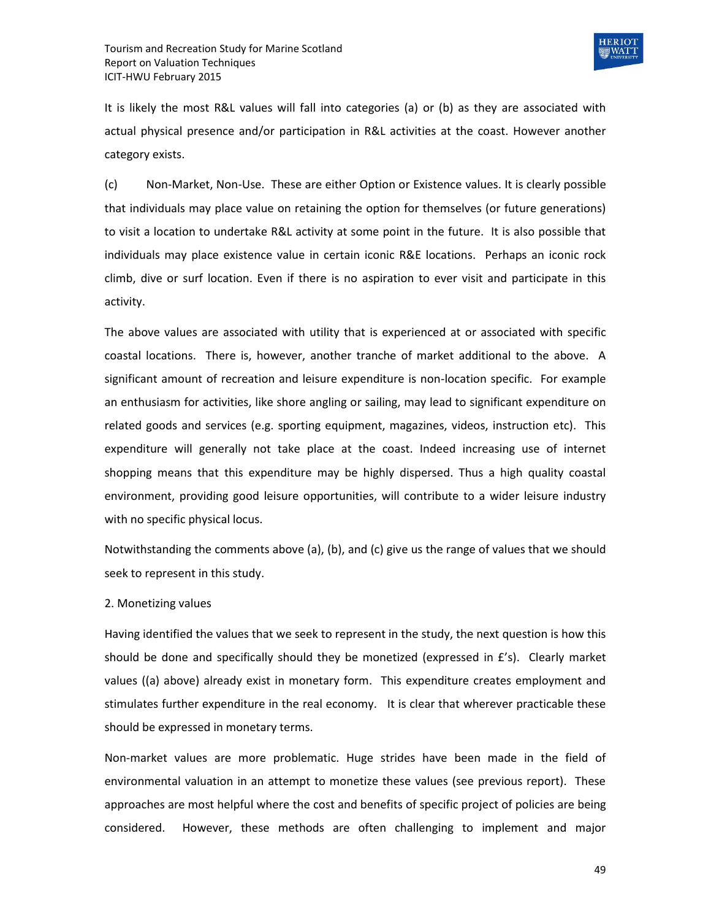It is likely the most R&L values will fall into categories (a) or (b) as they are associated with actual physical presence and/or participation in R&L activities at the coast. However another category exists.

(c) Non-Market, Non-Use. These are either Option or Existence values. It is clearly possible that individuals may place value on retaining the option for themselves (or future generations) to visit a location to undertake R&L activity at some point in the future. It is also possible that individuals may place existence value in certain iconic R&E locations. Perhaps an iconic rock climb, dive or surf location. Even if there is no aspiration to ever visit and participate in this activity.

The above values are associated with utility that is experienced at or associated with specific coastal locations. There is, however, another tranche of market additional to the above. A significant amount of recreation and leisure expenditure is non-location specific. For example an enthusiasm for activities, like shore angling or sailing, may lead to significant expenditure on related goods and services (e.g. sporting equipment, magazines, videos, instruction etc). This expenditure will generally not take place at the coast. Indeed increasing use of internet shopping means that this expenditure may be highly dispersed. Thus a high quality coastal environment, providing good leisure opportunities, will contribute to a wider leisure industry with no specific physical locus.

Notwithstanding the comments above (a), (b), and (c) give us the range of values that we should seek to represent in this study.

2. Monetizing values

Having identified the values that we seek to represent in the study, the next question is how this should be done and specifically should they be monetized (expressed in £'s). Clearly market values ((a) above) already exist in monetary form. This expenditure creates employment and stimulates further expenditure in the real economy. It is clear that wherever practicable these should be expressed in monetary terms.

Non-market values are more problematic. Huge strides have been made in the field of environmental valuation in an attempt to monetize these values (see previous report). These approaches are most helpful where the cost and benefits of specific project of policies are being considered. However, these methods are often challenging to implement and major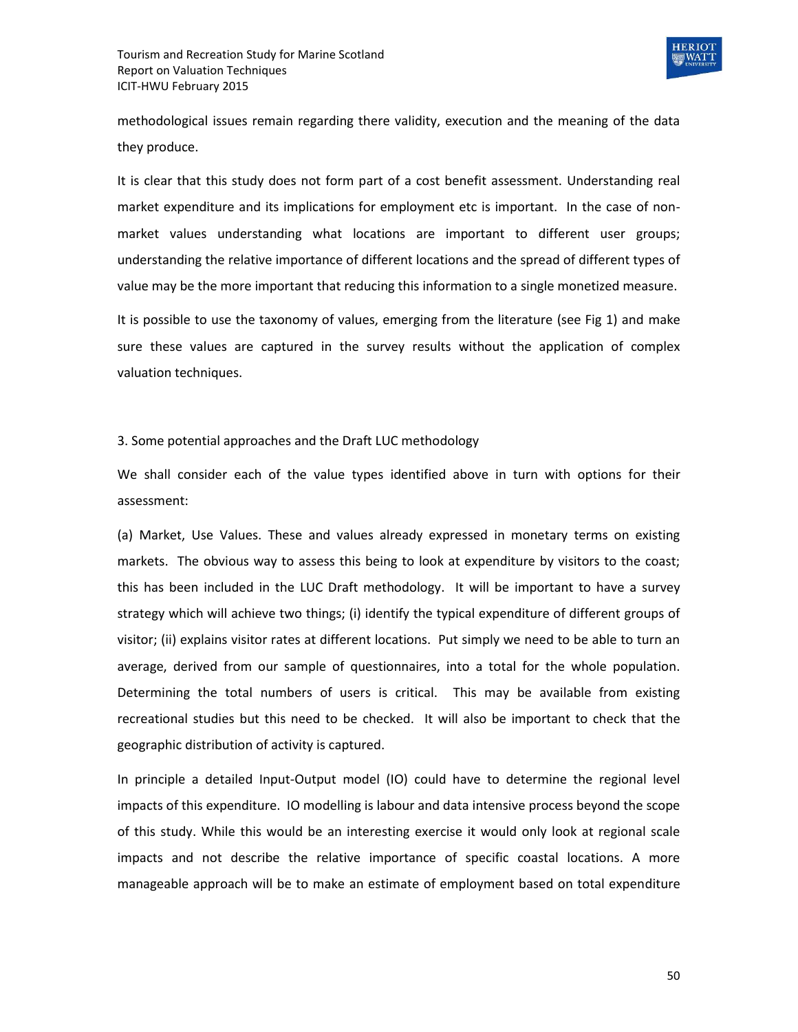methodological issues remain regarding there validity, execution and the meaning of the data they produce.

It is clear that this study does not form part of a cost benefit assessment. Understanding real market expenditure and its implications for employment etc is important. In the case of non-market values understanding what locations are important to different user groups; understanding the relative importance of different locations and the spread of different types of value may be the more important that reducing this information to a single monetized measure.

It is possible to use the taxonomy of values, emerging from the literature (see Fig 1) and make sure these values are captured in the survey results without the application of complex valuation techniques.

## 3. Some potential approaches and the Draft LUC methodology

We shall consider each of the value types identified above in turn with options for their assessment:

(a) Market, Use Values. These and values already expressed in monetary terms on existing markets. The obvious way to assess this being to look at expenditure by visitors to the coast; this has been included in the LUC Draft methodology. It will be important to have a survey strategy which will achieve two things; (i) identify the typical expenditure of different groups of visitor; (ii) explains visitor rates at different locations. Put simply we need to be able to turn an average, derived from our sample of questionnaires, into a total for the whole population. Determining the total numbers of users is critical. This may be available from existing recreational studies but this need to be checked. It will also be important to check that the geographic distribution of activity is captured.

In principle a detailed Input-Output model (IO) could have to determine the regional level impacts of this expenditure. IO modelling is labour and data intensive process beyond the scope of this study. While this would be an interesting exercise it would only look at regional scale impacts and not describe the relative importance of specific coastal locations. A more manageable approach will be to make an estimate of employment based on total expenditure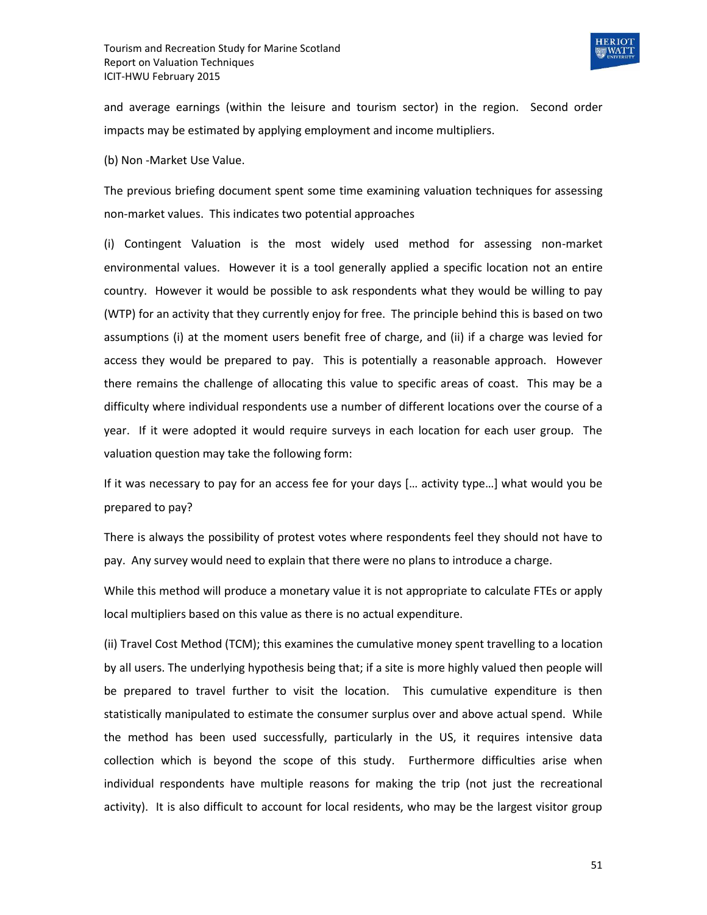and average earnings (within the leisure and tourism sector) in the region. Second order impacts may be estimated by applying employment and income multipliers.

(b) Non -Market Use Value.

The previous briefing document spent some time examining valuation techniques for assessing non-market values. This indicates two potential approaches

(i) Contingent Valuation is the most widely used method for assessing non-market environmental values. However it is a tool generally applied a specific location not an entire country. However it would be possible to ask respondents what they would be willing to pay (WTP) for an activity that they currently enjoy for free. The principle behind this is based on two assumptions (i) at the moment users benefit free of charge, and (ii) if a charge was levied for access they would be prepared to pay. This is potentially a reasonable approach. However there remains the challenge of allocating this value to specific areas of coast. This may be a difficulty where individual respondents use a number of different locations over the course of a year. If it were adopted it would require surveys in each location for each user group. The valuation question may take the following form:

If it was necessary to pay for an access fee for your days [… activity type…] what would you be prepared to pay?

There is always the possibility of protest votes where respondents feel they should not have to pay. Any survey would need to explain that there were no plans to introduce a charge.

While this method will produce a monetary value it is not appropriate to calculate FTEs or apply local multipliers based on this value as there is no actual expenditure.

(ii) Travel Cost Method (TCM); this examines the cumulative money spent travelling to a location by all users. The underlying hypothesis being that; if a site is more highly valued then people will be prepared to travel further to visit the location. This cumulative expenditure is then statistically manipulated to estimate the consumer surplus over and above actual spend. While the method has been used successfully, particularly in the US, it requires intensive data collection which is beyond the scope of this study. Furthermore difficulties arise when individual respondents have multiple reasons for making the trip (not just the recreational activity). It is also difficult to account for local residents, who may be the largest visitor group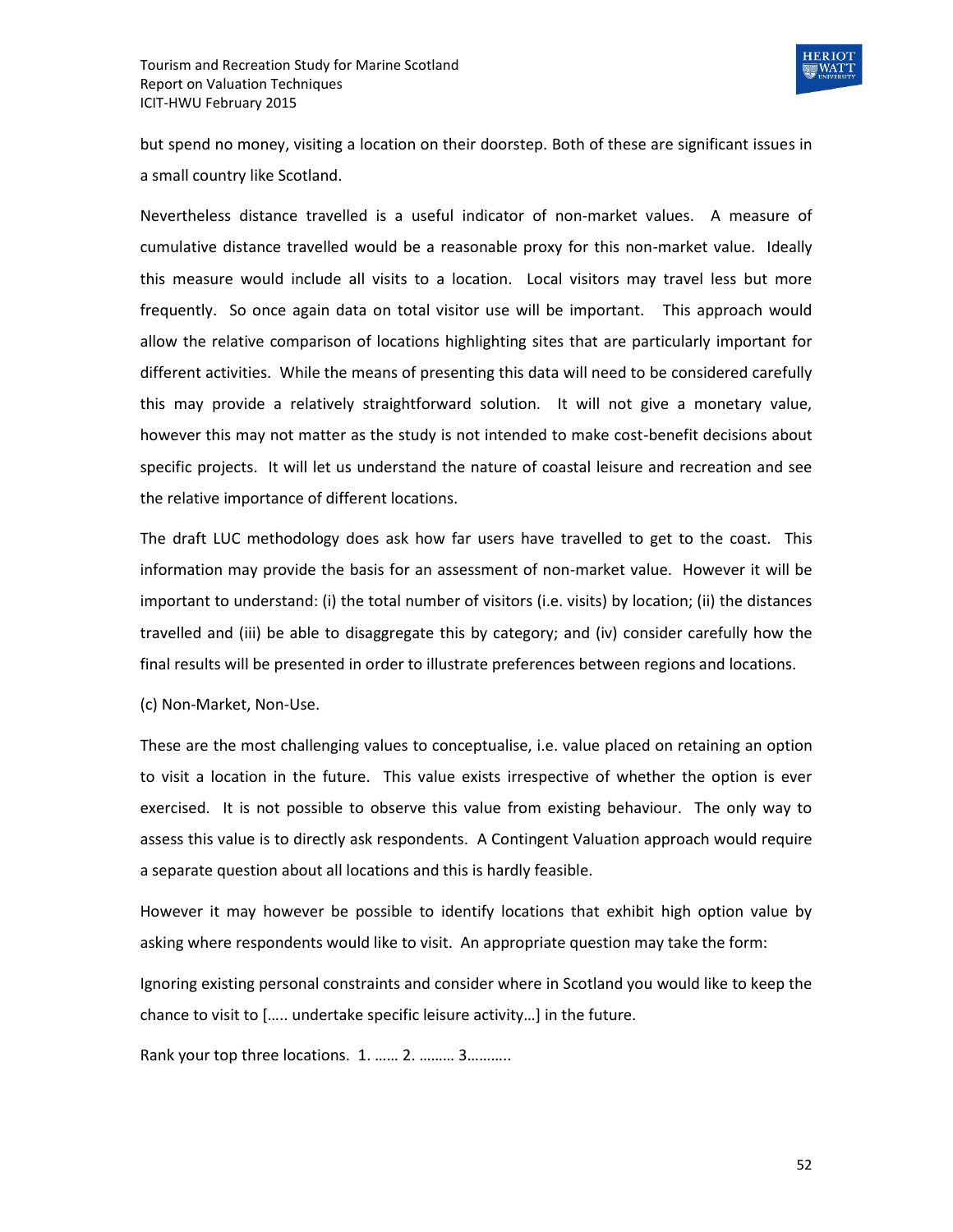but spend no money, visiting a location on their doorstep. Both of these are significant issues in a small country like Scotland.

Nevertheless distance travelled is a useful indicator of non-market values. A measure of cumulative distance travelled would be a reasonable proxy for this non-market value. Ideally this measure would include all visits to a location. Local visitors may travel less but more frequently. So once again data on total visitor use will be important. This approach would allow the relative comparison of locations highlighting sites that are particularly important for different activities. While the means of presenting this data will need to be considered carefully this may provide a relatively straightforward solution. It will not give a monetary value, however this may not matter as the study is not intended to make cost-benefit decisions about specific projects. It will let us understand the nature of coastal leisure and recreation and see the relative importance of different locations.

The draft LUC methodology does ask how far users have travelled to get to the coast. This information may provide the basis for an assessment of non-market value. However it will be important to understand: (i) the total number of visitors (i.e. visits) by location; (ii) the distances travelled and (iii) be able to disaggregate this by category; and (iv) consider carefully how the final results will be presented in order to illustrate preferences between regions and locations.

(c) Non-Market, Non-Use.

These are the most challenging values to conceptualise, i.e. value placed on retaining an option to visit a location in the future. This value exists irrespective of whether the option is ever exercised. It is not possible to observe this value from existing behaviour. The only way to assess this value is to directly ask respondents. A Contingent Valuation approach would require a separate question about all locations and this is hardly feasible.

However it may however be possible to identify locations that exhibit high option value by asking where respondents would like to visit. An appropriate question may take the form:

Ignoring existing personal constraints and consider where in Scotland you would like to keep the chance to visit to [….. undertake specific leisure activity…] in the future.

Rank your top three locations. 1. …… 2. ……… 3………..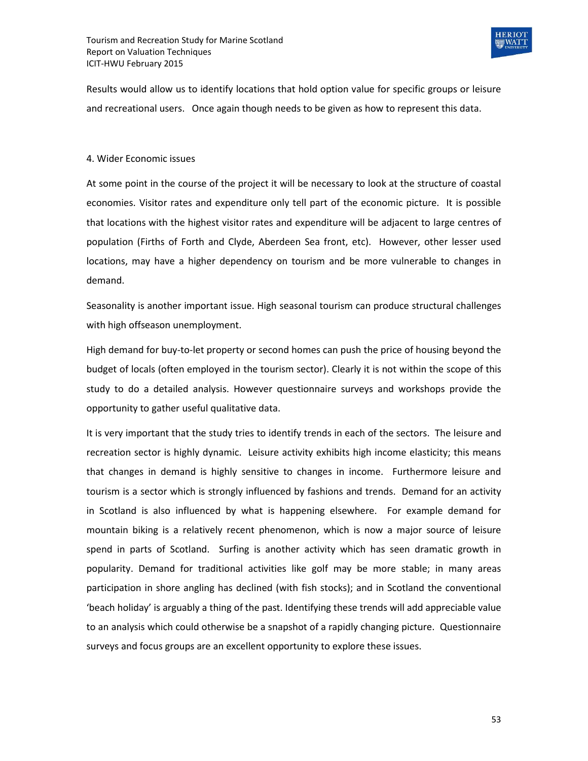Results would allow us to identify locations that hold option value for specific groups or leisure and recreational users. Once again though needs to be given as how to represent this data.

## 4. Wider Economic issues

At some point in the course of the project it will be necessary to look at the structure of coastal economies. Visitor rates and expenditure only tell part of the economic picture. It is possible that locations with the highest visitor rates and expenditure will be adjacent to large centres of population (Firths of Forth and Clyde, Aberdeen Sea front, etc). However, other lesser used locations, may have a higher dependency on tourism and be more vulnerable to changes in demand.

Seasonality is another important issue. High seasonal tourism can produce structural challenges with high offseason unemployment.

High demand for buy-to-let property or second homes can push the price of housing beyond the budget of locals (often employed in the tourism sector). Clearly it is not within the scope of this study to do a detailed analysis. However questionnaire surveys and workshops provide the opportunity to gather useful qualitative data.

It is very important that the study tries to identify trends in each of the sectors. The leisure and recreation sector is highly dynamic. Leisure activity exhibits high income elasticity; this means that changes in demand is highly sensitive to changes in income. Furthermore leisure and tourism is a sector which is strongly influenced by fashions and trends. Demand for an activity in Scotland is also influenced by what is happening elsewhere. For example demand for mountain biking is a relatively recent phenomenon, which is now a major source of leisure spend in parts of Scotland. Surfing is another activity which has seen dramatic growth in popularity. Demand for traditional activities like golf may be more stable; in many areas participation in shore angling has declined (with fish stocks); and in Scotland the conventional 'beach holiday' is arguably a thing of the past. Identifying these trends will add appreciable value to an analysis which could otherwise be a snapshot of a rapidly changing picture. Questionnaire surveys and focus groups are an excellent opportunity to explore these issues.